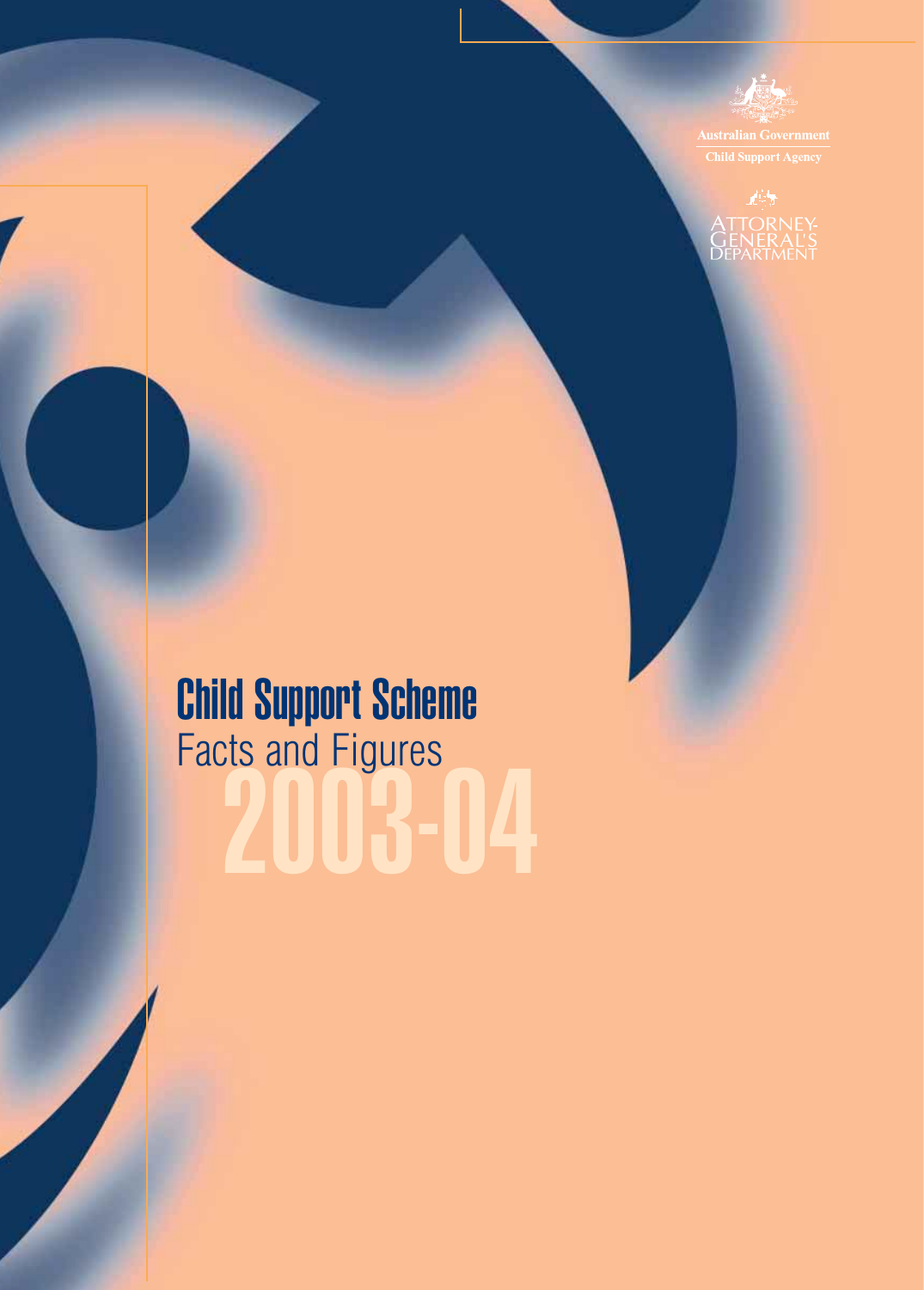Australian Government

Child Support Agency

ATTORNEY-GENERAL'S DEPARTMENT

# Child Support Scheme

## Facts and Figures

## 2003-04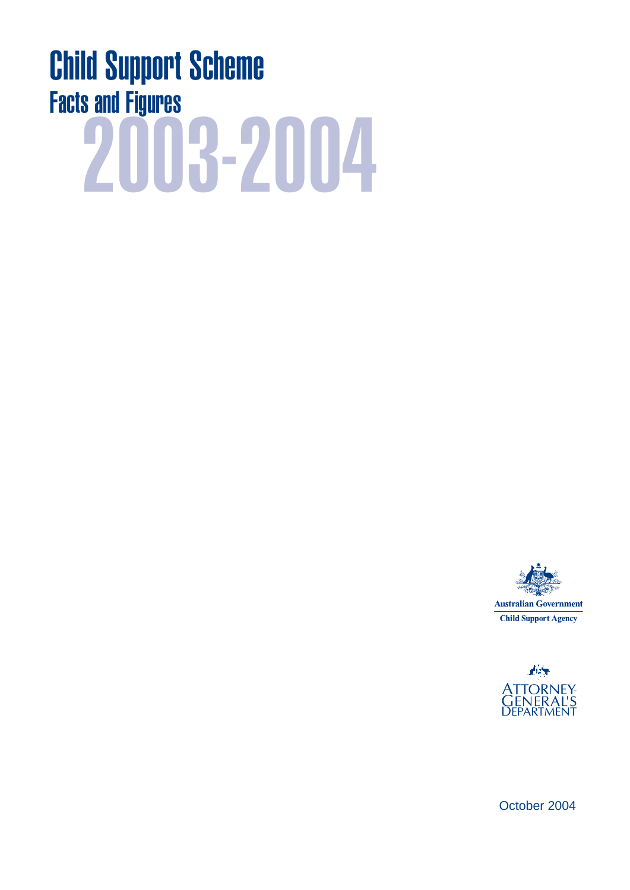# Child Support Scheme

## Facts and Figures

# 2003-2004

Australian Government

Child Support Agency

ATTORNEY-GENERAL'S DEPARTMENT

October 2004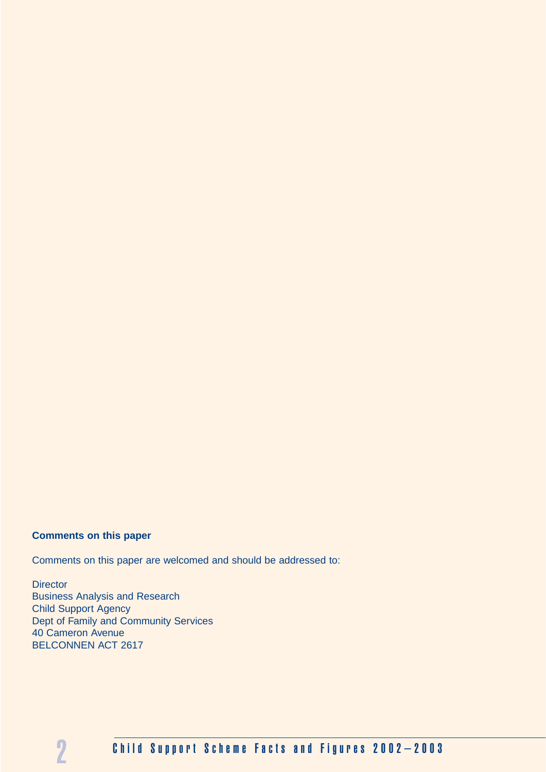**Comments on this paper**

Comments on this paper are welcomed and should be addressed to:

Director
Business Analysis and Research
Child Support Agency
Dept of Family and Community Services
40 Cameron Avenue
BELCONNEN ACT 2617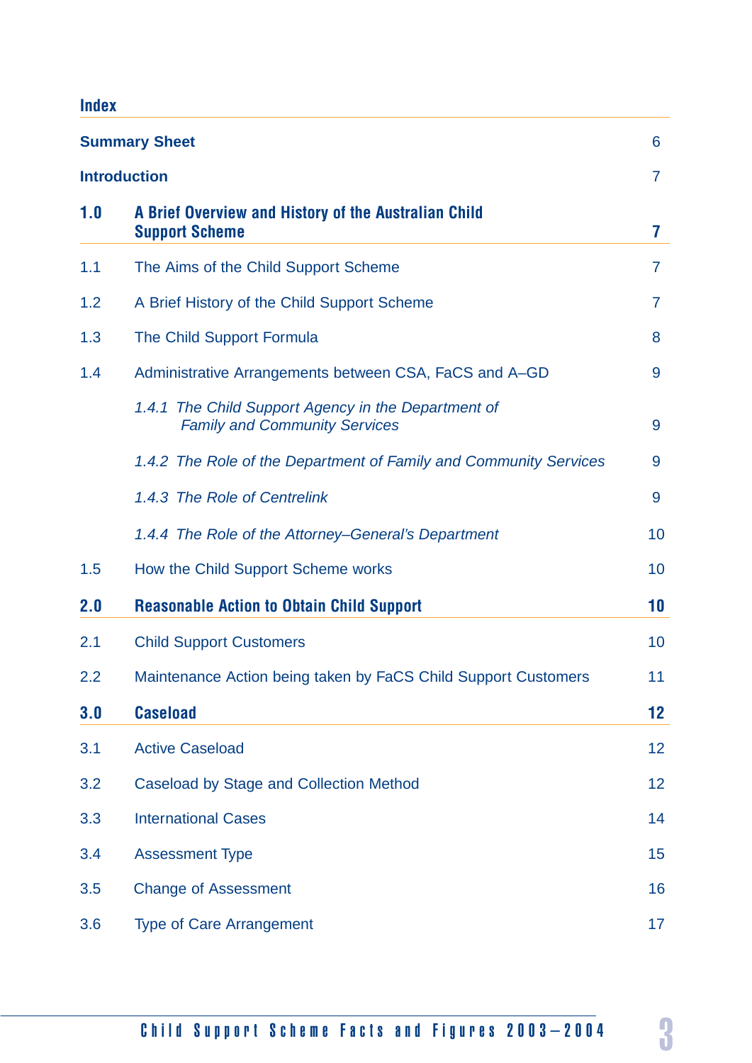## Index

| | | |
|---|---|---|
| **Summary Sheet** | | 6 |
| **Introduction** | | 7 |
| **1.0** | **A Brief Overview and History of the Australian Child Support Scheme** | **7** |
| 1.1 | The Aims of the Child Support Scheme | 7 |
| 1.2 | A Brief History of the Child Support Scheme | 7 |
| 1.3 | The Child Support Formula | 8 |
| 1.4 | Administrative Arrangements between CSA, FaCS and A–GD | 9 |
| | *1.4.1 The Child Support Agency in the Department of Family and Community Services* | 9 |
| | *1.4.2 The Role of the Department of Family and Community Services* | 9 |
| | *1.4.3 The Role of Centrelink* | 9 |
| | *1.4.4 The Role of the Attorney–General's Department* | 10 |
| 1.5 | How the Child Support Scheme works | 10 |
| **2.0** | **Reasonable Action to Obtain Child Support** | **10** |
| 2.1 | Child Support Customers | 10 |
| 2.2 | Maintenance Action being taken by FaCS Child Support Customers | 11 |
| **3.0** | **Caseload** | **12** |
| 3.1 | Active Caseload | 12 |
| 3.2 | Caseload by Stage and Collection Method | 12 |
| 3.3 | International Cases | 14 |
| 3.4 | Assessment Type | 15 |
| 3.5 | Change of Assessment | 16 |
| 3.6 | Type of Care Arrangement | 17 |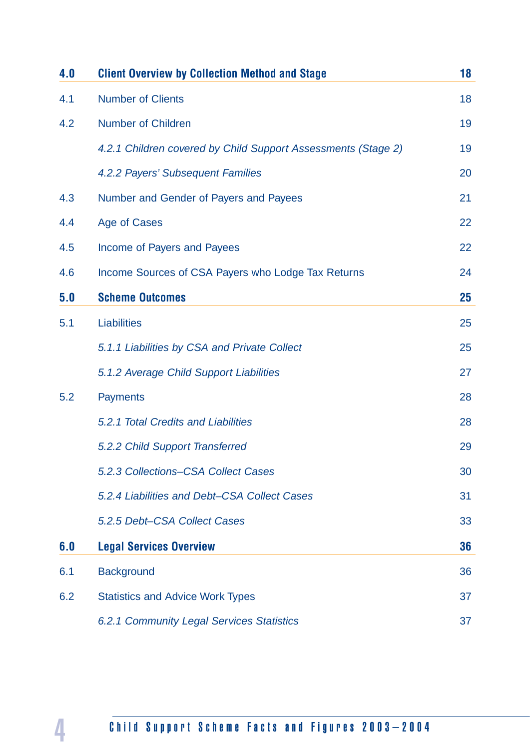| | | |
|---|---|---|
| **4.0** | **Client Overview by Collection Method and Stage** | **18** |
| 4.1 | Number of Clients | 18 |
| 4.2 | Number of Children | 19 |
| | *4.2.1 Children covered by Child Support Assessments (Stage 2)* | 19 |
| | *4.2.2 Payers' Subsequent Families* | 20 |
| 4.3 | Number and Gender of Payers and Payees | 21 |
| 4.4 | Age of Cases | 22 |
| 4.5 | Income of Payers and Payees | 22 |
| 4.6 | Income Sources of CSA Payers who Lodge Tax Returns | 24 |
| **5.0** | **Scheme Outcomes** | **25** |
| 5.1 | Liabilities | 25 |
| | *5.1.1 Liabilities by CSA and Private Collect* | 25 |
| | *5.1.2 Average Child Support Liabilities* | 27 |
| 5.2 | Payments | 28 |
| | *5.2.1 Total Credits and Liabilities* | 28 |
| | *5.2.2 Child Support Transferred* | 29 |
| | *5.2.3 Collections–CSA Collect Cases* | 30 |
| | *5.2.4 Liabilities and Debt–CSA Collect Cases* | 31 |
| | *5.2.5 Debt–CSA Collect Cases* | 33 |
| **6.0** | **Legal Services Overview** | **36** |
| 6.1 | Background | 36 |
| 6.2 | Statistics and Advice Work Types | 37 |
| | *6.2.1 Community Legal Services Statistics* | 37 |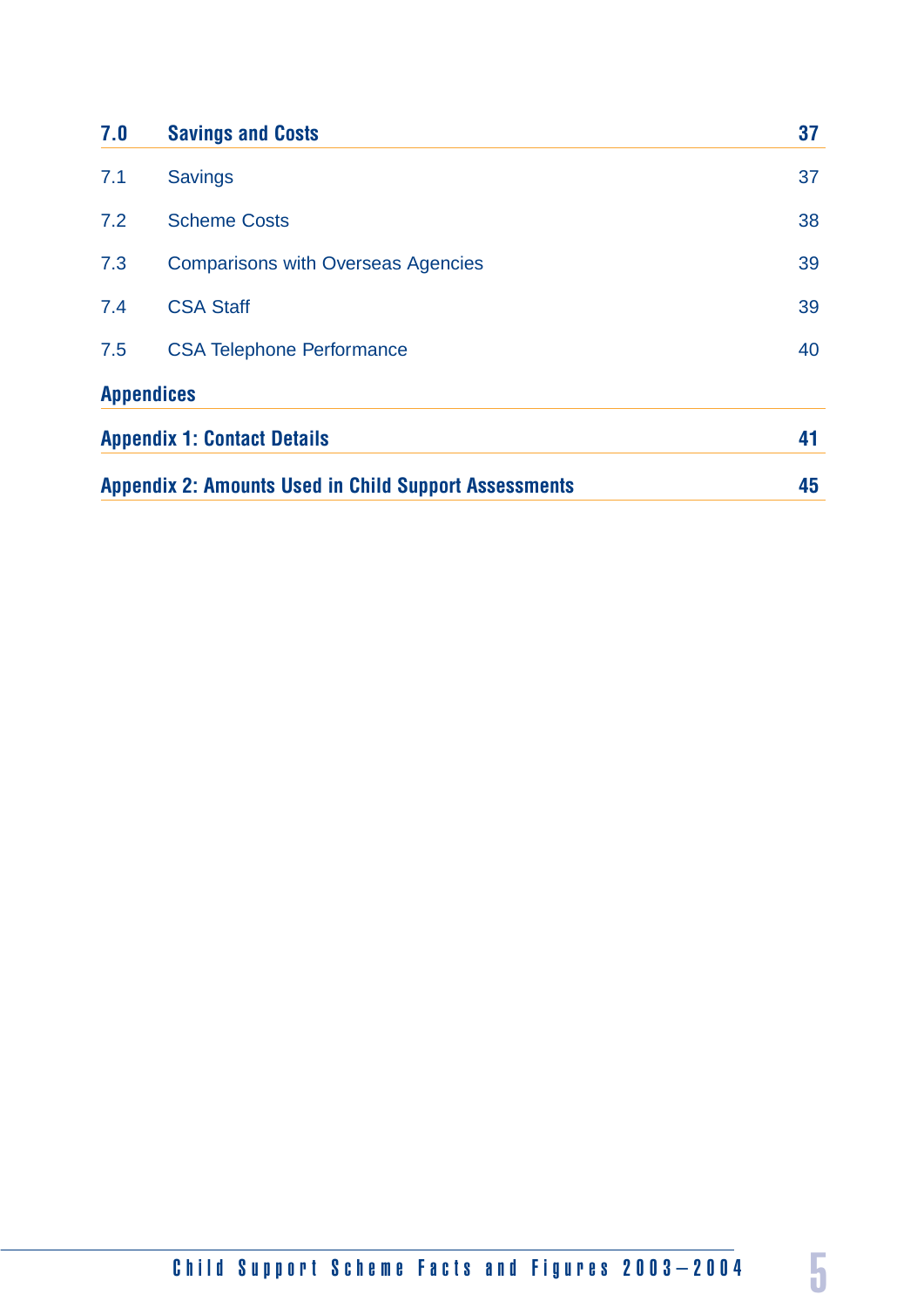| | | |
|---|---|---|
| **7.0** | **Savings and Costs** | **37** |
| 7.1 | Savings | 37 |
| 7.2 | Scheme Costs | 38 |
| 7.3 | Comparisons with Overseas Agencies | 39 |
| 7.4 | CSA Staff | 39 |
| 7.5 | CSA Telephone Performance | 40 |

**Appendices**

| | |
|---|---|
| **Appendix 1: Contact Details** | **41** |
| **Appendix 2: Amounts Used in Child Support Assessments** | **45** |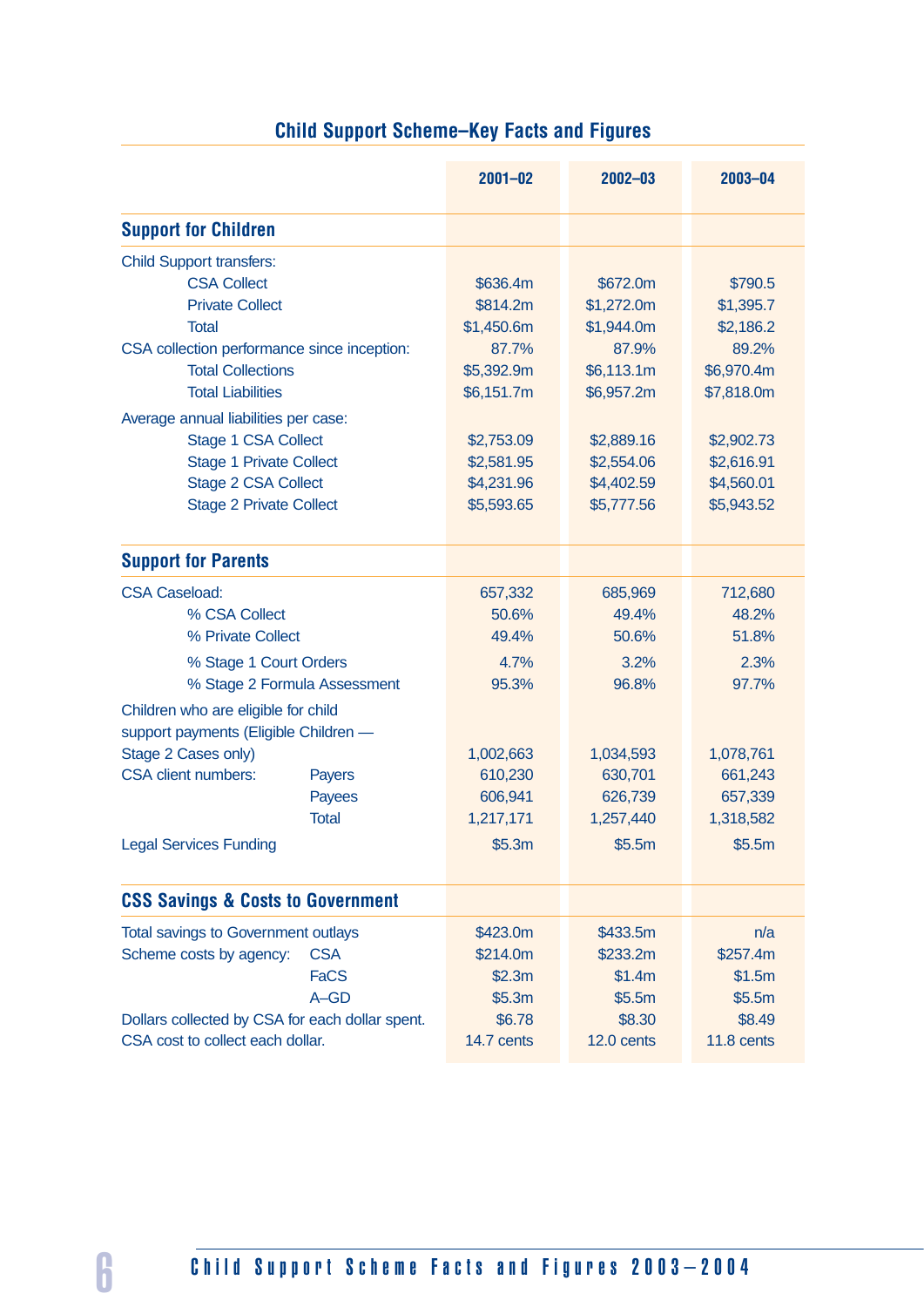## Child Support Scheme–Key Facts and Figures

| | 2001–02 | 2002–03 | 2003–04 |
|---|---|---|---|
| **Support for Children** | | | |
| Child Support transfers: | | | |
| CSA Collect | $636.4m | $672.0m | $790.5 |
| Private Collect | $814.2m | $1,272.0m | $1,395.7 |
| Total | $1,450.6m | $1,944.0m | $2,186.2 |
| CSA collection performance since inception: | 87.7% | 87.9% | 89.2% |
| Total Collections | $5,392.9m | $6,113.1m | $6,970.4m |
| Total Liabilities | $6,151.7m | $6,957.2m | $7,818.0m |
| Average annual liabilities per case: | | | |
| Stage 1 CSA Collect | $2,753.09 | $2,889.16 | $2,902.73 |
| Stage 1 Private Collect | $2,581.95 | $2,554.06 | $2,616.91 |
| Stage 2 CSA Collect | $4,231.96 | $4,402.59 | $4,560.01 |
| Stage 2 Private Collect | $5,593.65 | $5,777.56 | $5,943.52 |
| **Support for Parents** | | | |
| CSA Caseload: | 657,332 | 685,969 | 712,680 |
| % CSA Collect | 50.6% | 49.4% | 48.2% |
| % Private Collect | 49.4% | 50.6% | 51.8% |
| % Stage 1 Court Orders | 4.7% | 3.2% | 2.3% |
| % Stage 2 Formula Assessment | 95.3% | 96.8% | 97.7% |
| Children who are eligible for child support payments (Eligible Children — Stage 2 Cases only) | 1,002,663 | 1,034,593 | 1,078,761 |
| CSA client numbers: Payers | 610,230 | 630,701 | 661,243 |
| Payees | 606,941 | 626,739 | 657,339 |
| Total | 1,217,171 | 1,257,440 | 1,318,582 |
| Legal Services Funding | $5.3m | $5.5m | $5.5m |
| **CSS Savings & Costs to Government** | | | |
| Total savings to Government outlays | $423.0m | $433.5m | n/a |
| Scheme costs by agency: CSA | $214.0m | $233.2m | $257.4m |
| FaCS | $2.3m | $1.4m | $1.5m |
| A–GD | $5.3m | $5.5m | $5.5m |
| Dollars collected by CSA for each dollar spent. | $6.78 | $8.30 | $8.49 |
| CSA cost to collect each dollar. | 14.7 cents | 12.0 cents | 11.8 cents |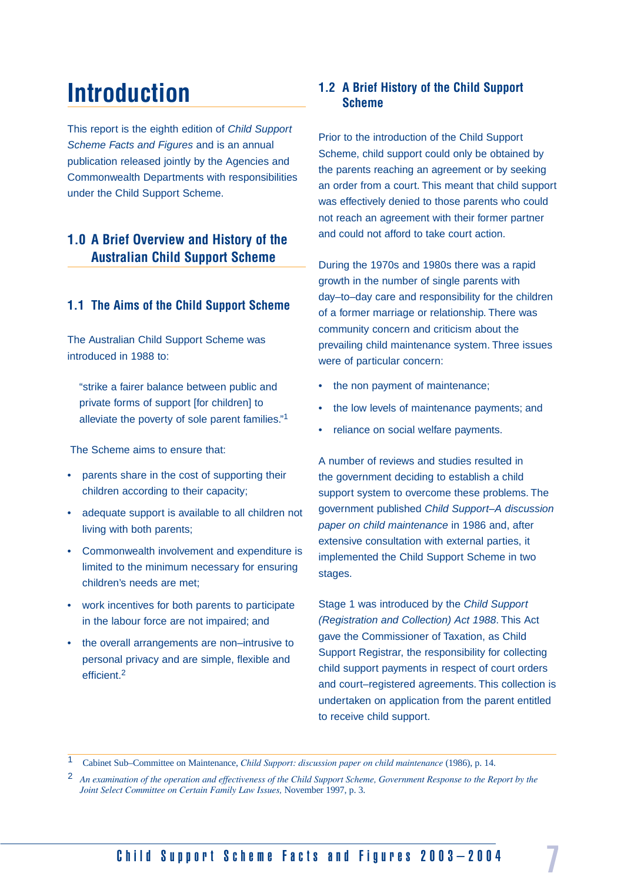# Introduction

This report is the eighth edition of *Child Support Scheme Facts and Figures* and is an annual publication released jointly by the Agencies and Commonwealth Departments with responsibilities under the Child Support Scheme.

## 1.0 A Brief Overview and History of the Australian Child Support Scheme

### 1.1 The Aims of the Child Support Scheme

The Australian Child Support Scheme was introduced in 1988 to:

> "strike a fairer balance between public and private forms of support [for children] to alleviate the poverty of sole parent families."[1]

The Scheme aims to ensure that:

- parents share in the cost of supporting their children according to their capacity;
- adequate support is available to all children not living with both parents;
- Commonwealth involvement and expenditure is limited to the minimum necessary for ensuring children's needs are met;
- work incentives for both parents to participate in the labour force are not impaired; and
- the overall arrangements are non–intrusive to personal privacy and are simple, flexible and efficient.[2]

### 1.2 A Brief History of the Child Support Scheme

Prior to the introduction of the Child Support Scheme, child support could only be obtained by the parents reaching an agreement or by seeking an order from a court. This meant that child support was effectively denied to those parents who could not reach an agreement with their former partner and could not afford to take court action.

During the 1970s and 1980s there was a rapid growth in the number of single parents with day–to–day care and responsibility for the children of a former marriage or relationship. There was community concern and criticism about the prevailing child maintenance system. Three issues were of particular concern:

- the non payment of maintenance;
- the low levels of maintenance payments; and
- reliance on social welfare payments.

A number of reviews and studies resulted in the government deciding to establish a child support system to overcome these problems. The government published *Child Support–A discussion paper on child maintenance* in 1986 and, after extensive consultation with external parties, it implemented the Child Support Scheme in two stages.

Stage 1 was introduced by the *Child Support (Registration and Collection) Act 1988*. This Act gave the Commissioner of Taxation, as Child Support Registrar, the responsibility for collecting child support payments in respect of court orders and court–registered agreements. This collection is undertaken on application from the parent entitled to receive child support.

---

1 Cabinet Sub–Committee on Maintenance, *Child Support: discussion paper on child maintenance* (1986), p. 14.

2 *An examination of the operation and effectiveness of the Child Support Scheme, Government Response to the Report by the Joint Select Committee on Certain Family Law Issues,* November 1997, p. 3.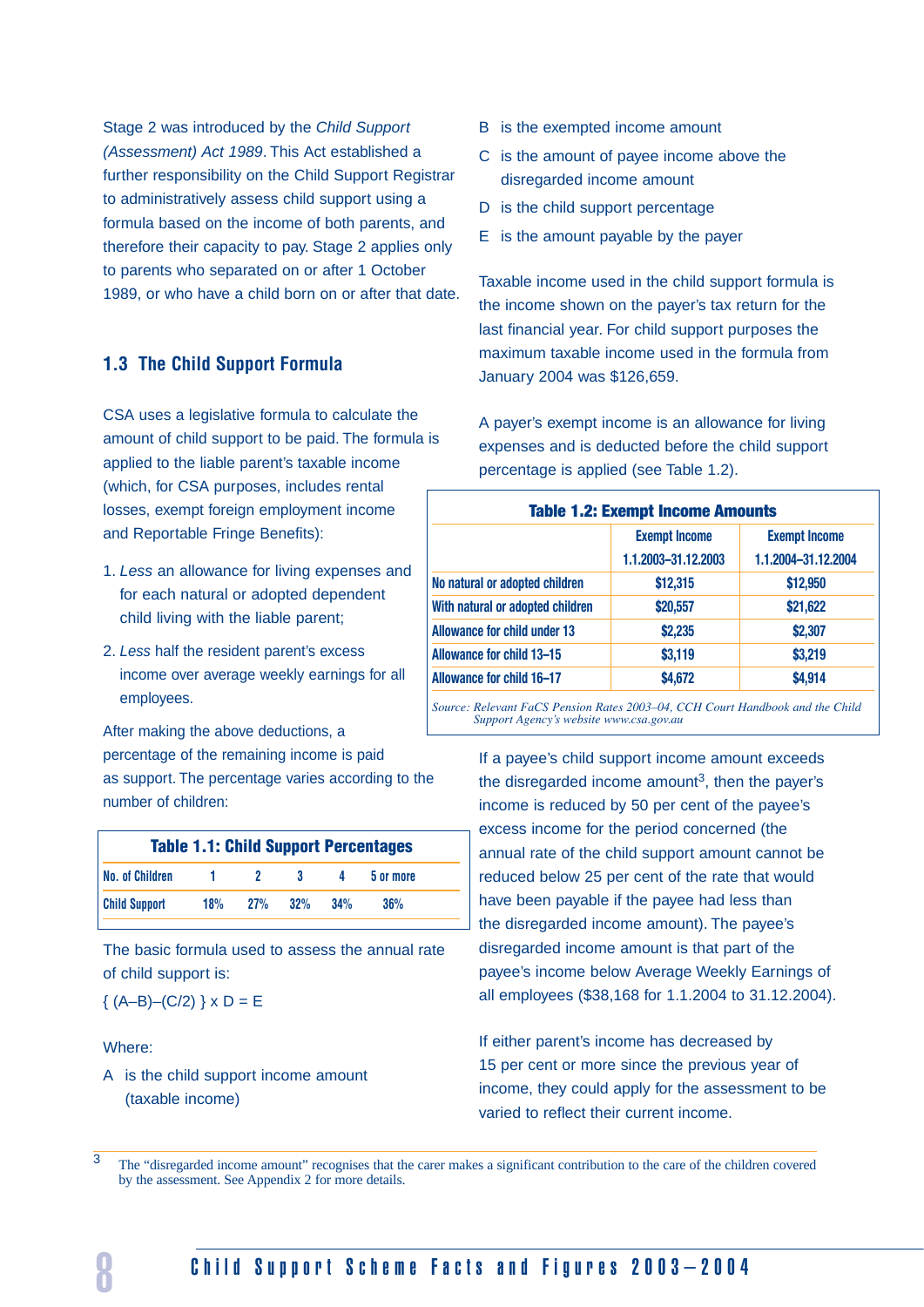Stage 2 was introduced by the *Child Support (Assessment) Act 1989*. This Act established a further responsibility on the Child Support Registrar to administratively assess child support using a formula based on the income of both parents, and therefore their capacity to pay. Stage 2 applies only to parents who separated on or after 1 October 1989, or who have a child born on or after that date.

## 1.3 The Child Support Formula

CSA uses a legislative formula to calculate the amount of child support to be paid. The formula is applied to the liable parent's taxable income (which, for CSA purposes, includes rental losses, exempt foreign employment income and Reportable Fringe Benefits):

1. *Less* an allowance for living expenses and for each natural or adopted dependent child living with the liable parent;
2. *Less* half the resident parent's excess income over average weekly earnings for all employees.

After making the above deductions, a percentage of the remaining income is paid as support. The percentage varies according to the number of children:

**Table 1.1: Child Support Percentages**

| No. of Children | 1 | 2 | 3 | 4 | 5 or more |
|---|---|---|---|---|---|
| Child Support | 18% | 27% | 32% | 34% | 36% |

The basic formula used to assess the annual rate of child support is:

$$\{ (A–B)–(C/2) \} \times D = E$$

Where:

A is the child support income amount (taxable income)

B is the exempted income amount

C is the amount of payee income above the disregarded income amount

D is the child support percentage

E is the amount payable by the payer

Taxable income used in the child support formula is the income shown on the payer's tax return for the last financial year. For child support purposes the maximum taxable income used in the formula from January 2004 was $126,659.

A payer's exempt income is an allowance for living expenses and is deducted before the child support percentage is applied (see Table 1.2).

**Table 1.2: Exempt Income Amounts**

| | Exempt Income 1.1.2003–31.12.2003 | Exempt Income 1.1.2004–31.12.2004 |
|---|---|---|
| No natural or adopted children | $12,315 | $12,950 |
| With natural or adopted children | $20,557 | $21,622 |
| Allowance for child under 13 | $2,235 | $2,307 |
| Allowance for child 13–15 | $3,119 | $3,219 |
| Allowance for child 16–17 | $4,672 | $4,914 |

*Source: Relevant FaCS Pension Rates 2003–04, CCH Court Handbook and the Child Support Agency's website www.csa.gov.au*

If a payee's child support income amount exceeds the disregarded income amount[3], then the payer's income is reduced by 50 per cent of the payee's excess income for the period concerned (the annual rate of the child support amount cannot be reduced below 25 per cent of the rate that would have been payable if the payee had less than the disregarded income amount). The payee's disregarded income amount is that part of the payee's income below Average Weekly Earnings of all employees ($38,168 for 1.1.2004 to 31.12.2004).

If either parent's income has decreased by 15 per cent or more since the previous year of income, they could apply for the assessment to be varied to reflect their current income.

[3] The "disregarded income amount" recognises that the carer makes a significant contribution to the care of the children covered by the assessment. See Appendix 2 for more details.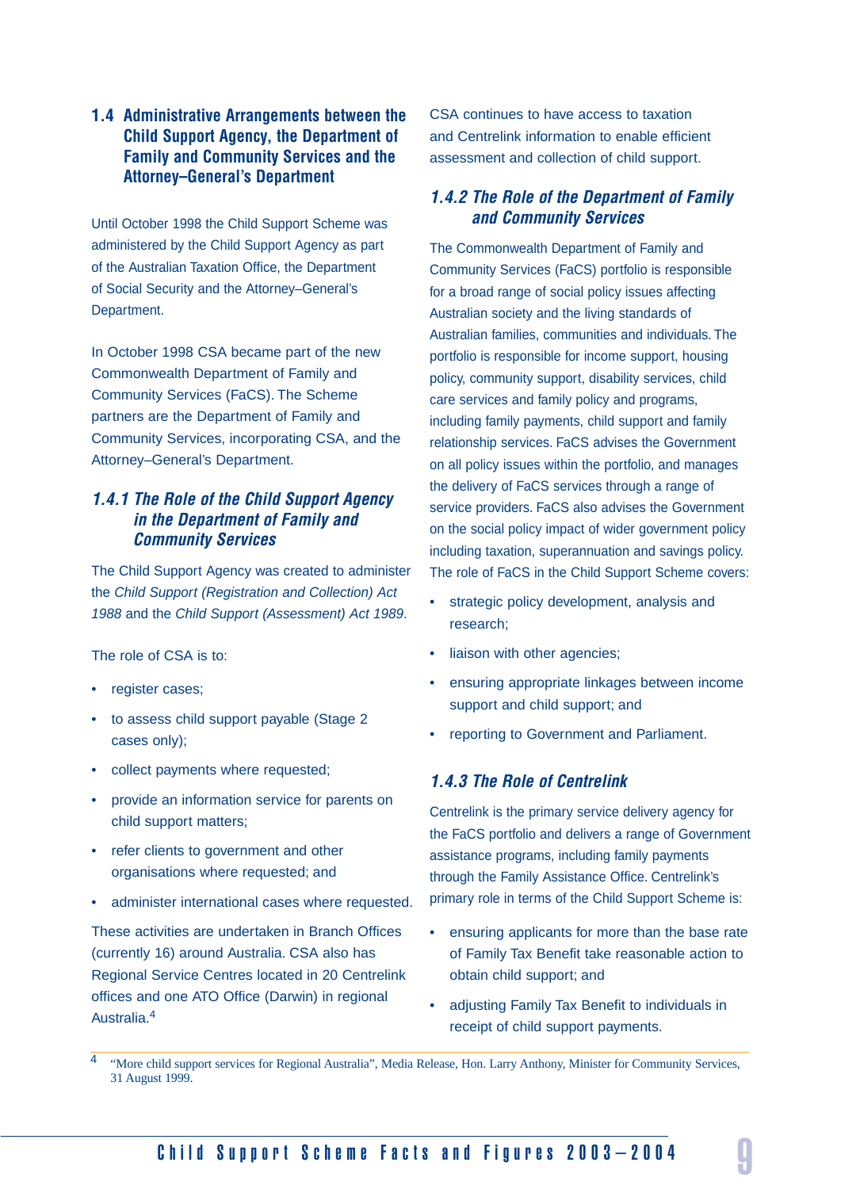## 1.4 Administrative Arrangements between the Child Support Agency, the Department of Family and Community Services and the Attorney–General's Department

Until October 1998 the Child Support Scheme was administered by the Child Support Agency as part of the Australian Taxation Office, the Department of Social Security and the Attorney–General's Department.

In October 1998 CSA became part of the new Commonwealth Department of Family and Community Services (FaCS). The Scheme partners are the Department of Family and Community Services, incorporating CSA, and the Attorney–General's Department.

### *1.4.1 The Role of the Child Support Agency in the Department of Family and Community Services*

The Child Support Agency was created to administer the *Child Support (Registration and Collection) Act 1988* and the *Child Support (Assessment) Act 1989*.

The role of CSA is to:

- register cases;
- to assess child support payable (Stage 2 cases only);
- collect payments where requested;
- provide an information service for parents on child support matters;
- refer clients to government and other organisations where requested; and
- administer international cases where requested.

These activities are undertaken in Branch Offices (currently 16) around Australia. CSA also has Regional Service Centres located in 20 Centrelink offices and one ATO Office (Darwin) in regional Australia.[4]

CSA continues to have access to taxation and Centrelink information to enable efficient assessment and collection of child support.

### *1.4.2 The Role of the Department of Family and Community Services*

The Commonwealth Department of Family and Community Services (FaCS) portfolio is responsible for a broad range of social policy issues affecting Australian society and the living standards of Australian families, communities and individuals. The portfolio is responsible for income support, housing policy, community support, disability services, child care services and family policy and programs, including family payments, child support and family relationship services. FaCS advises the Government on all policy issues within the portfolio, and manages the delivery of FaCS services through a range of service providers. FaCS also advises the Government on the social policy impact of wider government policy including taxation, superannuation and savings policy. The role of FaCS in the Child Support Scheme covers:

- strategic policy development, analysis and research;
- liaison with other agencies;
- ensuring appropriate linkages between income support and child support; and
- reporting to Government and Parliament.

### *1.4.3 The Role of Centrelink*

Centrelink is the primary service delivery agency for the FaCS portfolio and delivers a range of Government assistance programs, including family payments through the Family Assistance Office. Centrelink's primary role in terms of the Child Support Scheme is:

- ensuring applicants for more than the base rate of Family Tax Benefit take reasonable action to obtain child support; and
- adjusting Family Tax Benefit to individuals in receipt of child support payments.

---

4 "More child support services for Regional Australia", Media Release, Hon. Larry Anthony, Minister for Community Services, 31 August 1999.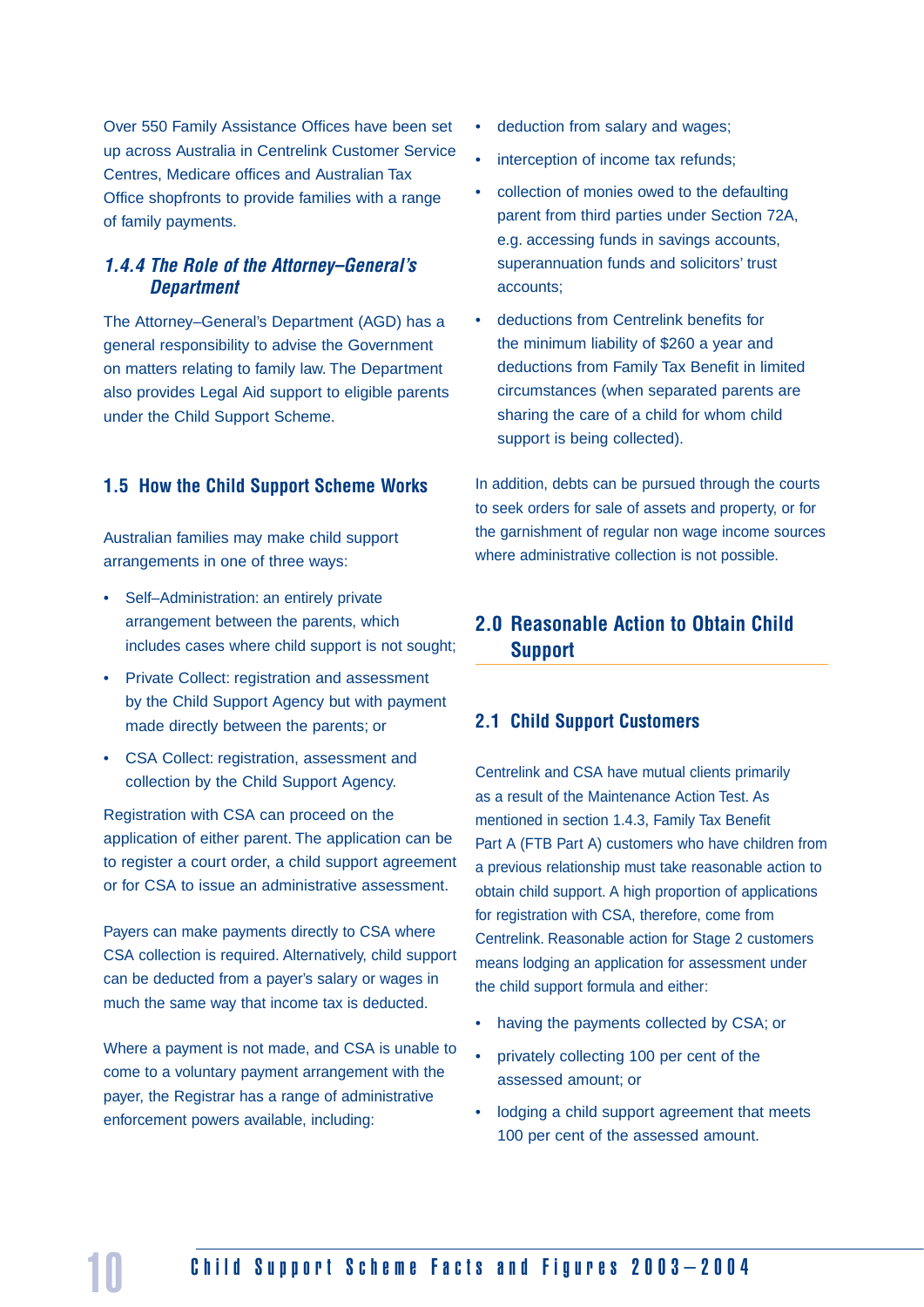Over 550 Family Assistance Offices have been set up across Australia in Centrelink Customer Service Centres, Medicare offices and Australian Tax Office shopfronts to provide families with a range of family payments.

### *1.4.4 The Role of the Attorney–General's Department*

The Attorney–General's Department (AGD) has a general responsibility to advise the Government on matters relating to family law. The Department also provides Legal Aid support to eligible parents under the Child Support Scheme.

## 1.5 How the Child Support Scheme Works

Australian families may make child support arrangements in one of three ways:

- Self–Administration: an entirely private arrangement between the parents, which includes cases where child support is not sought;
- Private Collect: registration and assessment by the Child Support Agency but with payment made directly between the parents; or
- CSA Collect: registration, assessment and collection by the Child Support Agency.

Registration with CSA can proceed on the application of either parent. The application can be to register a court order, a child support agreement or for CSA to issue an administrative assessment.

Payers can make payments directly to CSA where CSA collection is required. Alternatively, child support can be deducted from a payer's salary or wages in much the same way that income tax is deducted.

Where a payment is not made, and CSA is unable to come to a voluntary payment arrangement with the payer, the Registrar has a range of administrative enforcement powers available, including:

- deduction from salary and wages;
- interception of income tax refunds;
- collection of monies owed to the defaulting parent from third parties under Section 72A, e.g. accessing funds in savings accounts, superannuation funds and solicitors' trust accounts;
- deductions from Centrelink benefits for the minimum liability of $260 a year and deductions from Family Tax Benefit in limited circumstances (when separated parents are sharing the care of a child for whom child support is being collected).

In addition, debts can be pursued through the courts to seek orders for sale of assets and property, or for the garnishment of regular non wage income sources where administrative collection is not possible.

# 2.0 Reasonable Action to Obtain Child Support

## 2.1 Child Support Customers

Centrelink and CSA have mutual clients primarily as a result of the Maintenance Action Test. As mentioned in section 1.4.3, Family Tax Benefit Part A (FTB Part A) customers who have children from a previous relationship must take reasonable action to obtain child support. A high proportion of applications for registration with CSA, therefore, come from Centrelink. Reasonable action for Stage 2 customers means lodging an application for assessment under the child support formula and either:

- having the payments collected by CSA; or
- privately collecting 100 per cent of the assessed amount; or
- lodging a child support agreement that meets 100 per cent of the assessed amount.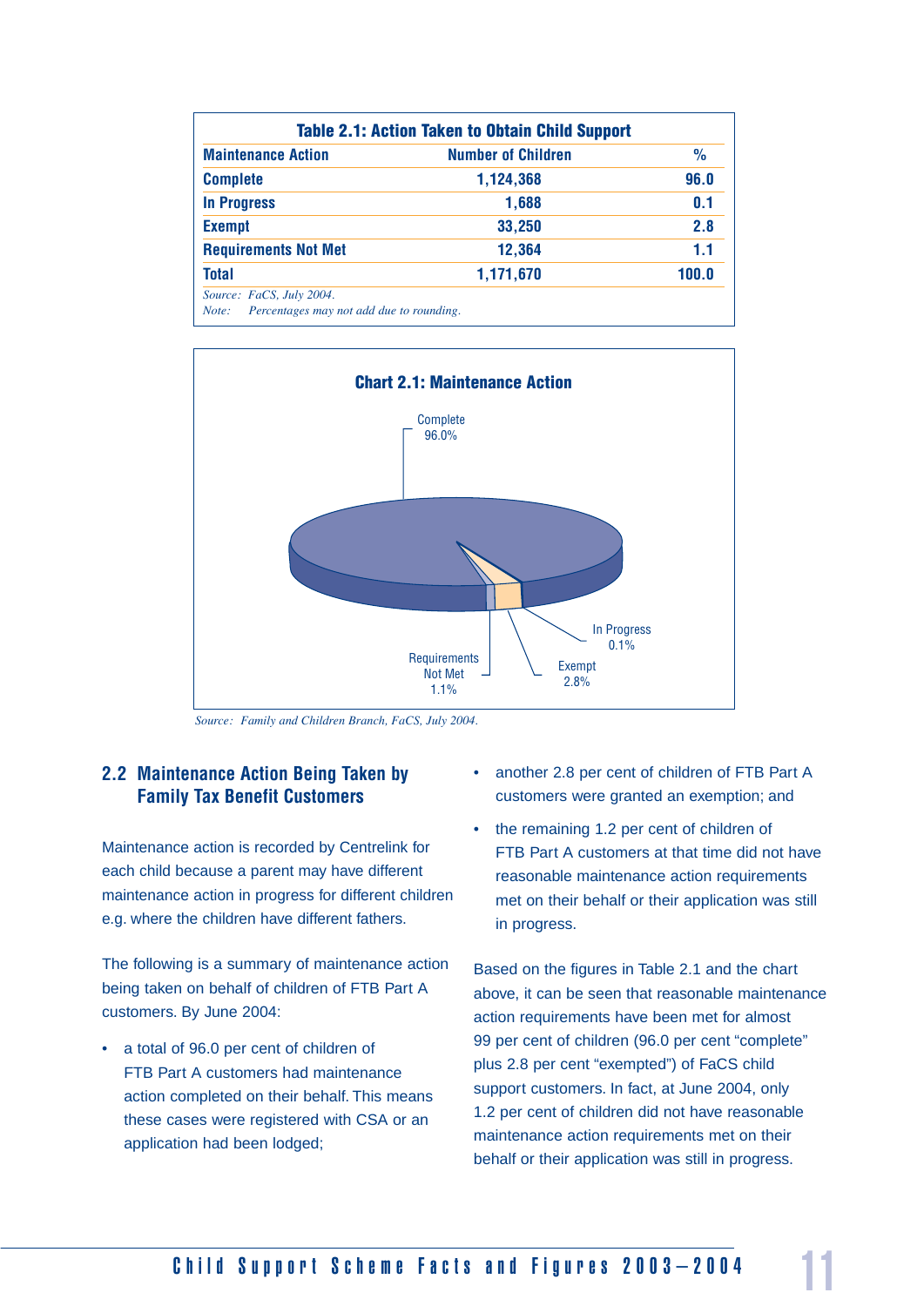**Table 2.1: Action Taken to Obtain Child Support**

| Maintenance Action | Number of Children | % |
|---|---|---|
| Complete | 1,124,368 | 96.0 |
| In Progress | 1,688 | 0.1 |
| Exempt | 33,250 | 2.8 |
| Requirements Not Met | 12,364 | 1.1 |
| Total | 1,171,670 | 100.0 |

*Source: FaCS, July 2004.*
*Note: Percentages may not add due to rounding.*

**Chart 2.1: Maintenance Action**

Complete
96.0%

In Progress
0.1%

Exempt
2.8%

Requirements
Not Met
1.1%

*Source: Family and Children Branch, FaCS, July 2004.*

## 2.2 Maintenance Action Being Taken by Family Tax Benefit Customers

Maintenance action is recorded by Centrelink for each child because a parent may have different maintenance action in progress for different children e.g. where the children have different fathers.

The following is a summary of maintenance action being taken on behalf of children of FTB Part A customers. By June 2004:

- a total of 96.0 per cent of children of FTB Part A customers had maintenance action completed on their behalf. This means these cases were registered with CSA or an application had been lodged;
- another 2.8 per cent of children of FTB Part A customers were granted an exemption; and
- the remaining 1.2 per cent of children of FTB Part A customers at that time did not have reasonable maintenance action requirements met on their behalf or their application was still in progress.

Based on the figures in Table 2.1 and the chart above, it can be seen that reasonable maintenance action requirements have been met for almost 99 per cent of children (96.0 per cent "complete" plus 2.8 per cent "exempted") of FaCS child support customers. In fact, at June 2004, only 1.2 per cent of children did not have reasonable maintenance action requirements met on their behalf or their application was still in progress.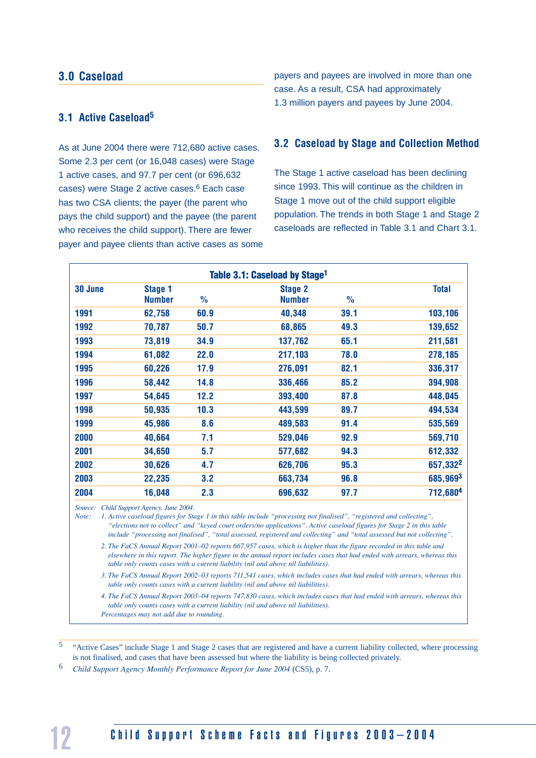## 3.0 Caseload

### 3.1 Active Caseload[5]

As at June 2004 there were 712,680 active cases. Some 2.3 per cent (or 16,048 cases) were Stage 1 active cases, and 97.7 per cent (or 696,632 cases) were Stage 2 active cases.[6] Each case has two CSA clients; the payer (the parent who pays the child support) and the payee (the parent who receives the child support). There are fewer payer and payee clients than active cases as some payers and payees are involved in more than one case. As a result, CSA had approximately 1.3 million payers and payees by June 2004.

### 3.2 Caseload by Stage and Collection Method

The Stage 1 active caseload has been declining since 1993. This will continue as the children in Stage 1 move out of the child support eligible population. The trends in both Stage 1 and Stage 2 caseloads are reflected in Table 3.1 and Chart 3.1.

**Table 3.1: Caseload by Stage[1]**

| 30 June | Stage 1 Number | % | Stage 2 Number | % | Total |
|---|---|---|---|---|---|
| 1991 | 62,758 | 60.9 | 40,348 | 39.1 | 103,106 |
| 1992 | 70,787 | 50.7 | 68,865 | 49.3 | 139,652 |
| 1993 | 73,819 | 34.9 | 137,762 | 65.1 | 211,581 |
| 1994 | 61,082 | 22.0 | 217,103 | 78.0 | 278,185 |
| 1995 | 60,226 | 17.9 | 276,091 | 82.1 | 336,317 |
| 1996 | 58,442 | 14.8 | 336,466 | 85.2 | 394,908 |
| 1997 | 54,645 | 12.2 | 393,400 | 87.8 | 448,045 |
| 1998 | 50,935 | 10.3 | 443,599 | 89.7 | 494,534 |
| 1999 | 45,986 | 8.6 | 489,583 | 91.4 | 535,569 |
| 2000 | 40,664 | 7.1 | 529,046 | 92.9 | 569,710 |
| 2001 | 34,650 | 5.7 | 577,682 | 94.3 | 612,332 |
| 2002 | 30,626 | 4.7 | 626,706 | 95.3 | 657,332[2] |
| 2003 | 22,235 | 3.2 | 663,734 | 96.8 | 685,969[3] |
| 2004 | 16,048 | 2.3 | 696,632 | 97.7 | 712,680[4] |

*Source: Child Support Agency, June 2004.*

*Note: 1. Active caseload figures for Stage 1 in this table include "processing not finalised", "registered and collecting", "elections not to collect" and "keyed court orders/no applications". Active caseload figures for Stage 2 in this table include "processing not finalised", "total assessed, registered and collecting" and "total assessed but not collecting".*

*2. The FaCS Annual Report 2001–02 reports 667,957 cases, which is higher than the figure recorded in this table and elsewhere in this report. The higher figure in the annual report includes cases that had ended with arrears, whereas this table only counts cases with a current liability (nil and above nil liabilities).*

*3. The FaCS Annual Report 2002–03 reports 711,541 cases, which includes cases that had ended with arrears, whereas this table only counts cases with a current liability (nil and above nil liabilities).*

*4. The FaCS Annual Report 2003–04 reports 747,830 cases, which includes cases that had ended with arrears, whereas this table only counts cases with a current liability (nil and above nil liabilities).*

*Percentages may not add due to rounding.*

---

[5] "Active Cases" include Stage 1 and Stage 2 cases that are registered and have a current liability collected, where processing is not finalised, and cases that have been assessed but where the liability is being collected privately.

[6] *Child Support Agency Monthly Performance Report for June 2004* (CS5), p. 7.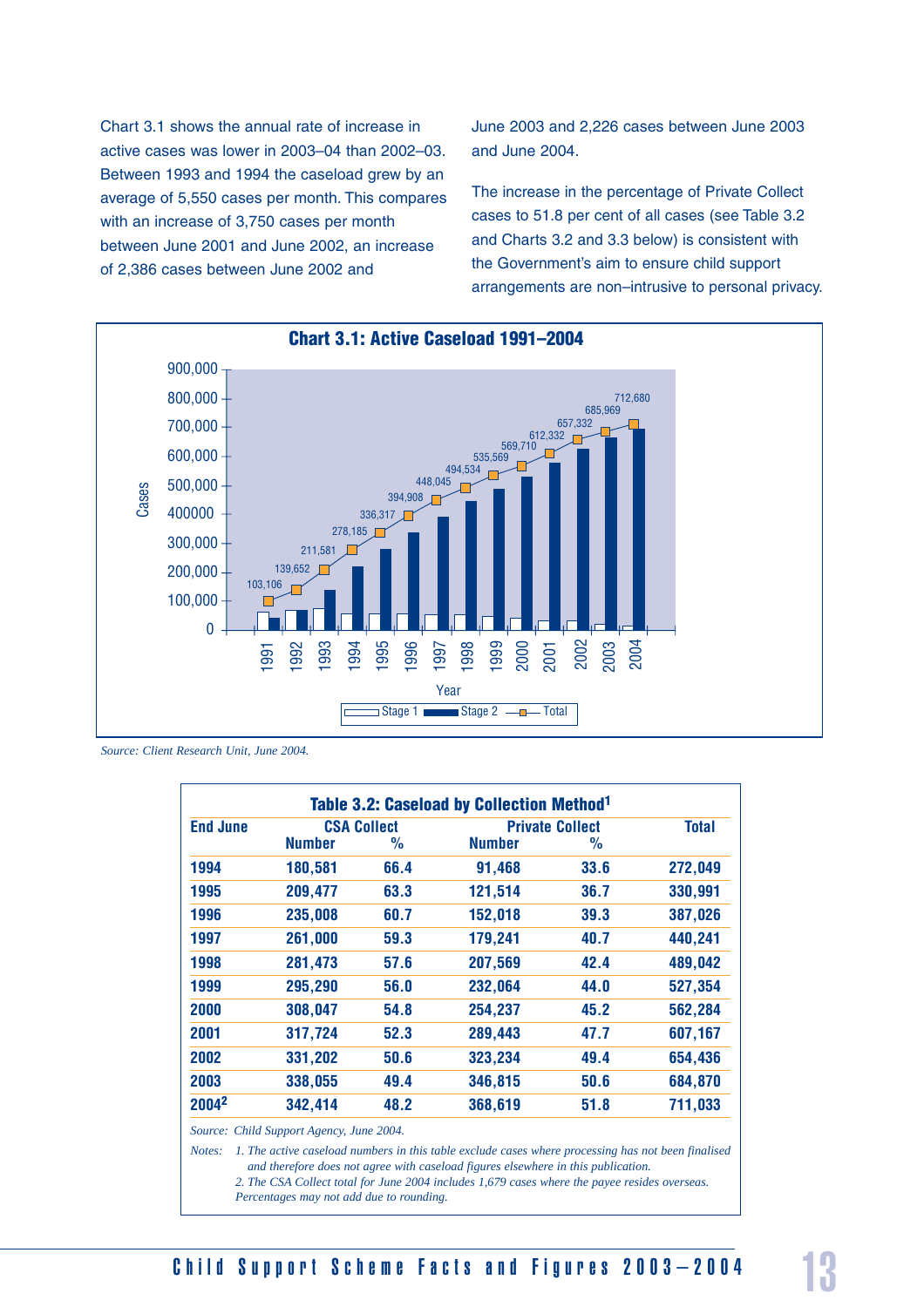Chart 3.1 shows the annual rate of increase in active cases was lower in 2003–04 than 2002–03. Between 1993 and 1994 the caseload grew by an average of 5,550 cases per month. This compares with an increase of 3,750 cases per month between June 2001 and June 2002, an increase of 2,386 cases between June 2002 and June 2003 and 2,226 cases between June 2003 and June 2004.

The increase in the percentage of Private Collect cases to 51.8 per cent of all cases (see Table 3.2 and Charts 3.2 and 3.3 below) is consistent with the Government's aim to ensure child support arrangements are non–intrusive to personal privacy.

**Chart 3.1: Active Caseload 1991–2004**

Cases

900,000
800,000
700,000
600,000
500,000
400000
300,000
200,000
100,000
0

103,106
139,652
211,581
278,185
336,317
394,908
448,045
494,534
535,569
569,710
612,332
657,332
685,969
712,680

1991 1992 1993 1994 1995 1996 1997 1998 1999 2000 2001 2002 2003 2004

Year

Stage 1 Stage 2 Total

*Source: Client Research Unit, June 2004.*

**Table 3.2: Caseload by Collection Method[1]**

| End June | CSA Collect | | Private Collect | | Total |
|---|---|---|---|---|---|
| | Number | % | Number | % | |
| 1994 | 180,581 | 66.4 | 91,468 | 33.6 | 272,049 |
| 1995 | 209,477 | 63.3 | 121,514 | 36.7 | 330,991 |
| 1996 | 235,008 | 60.7 | 152,018 | 39.3 | 387,026 |
| 1997 | 261,000 | 59.3 | 179,241 | 40.7 | 440,241 |
| 1998 | 281,473 | 57.6 | 207,569 | 42.4 | 489,042 |
| 1999 | 295,290 | 56.0 | 232,064 | 44.0 | 527,354 |
| 2000 | 308,047 | 54.8 | 254,237 | 45.2 | 562,284 |
| 2001 | 317,724 | 52.3 | 289,443 | 47.7 | 607,167 |
| 2002 | 331,202 | 50.6 | 323,234 | 49.4 | 654,436 |
| 2003 | 338,055 | 49.4 | 346,815 | 50.6 | 684,870 |
| 2004[2] | 342,414 | 48.2 | 368,619 | 51.8 | 711,033 |

*Source: Child Support Agency, June 2004.*

*Notes: 1. The active caseload numbers in this table exclude cases where processing has not been finalised and therefore does not agree with caseload figures elsewhere in this publication.*
*2. The CSA Collect total for June 2004 includes 1,679 cases where the payee resides overseas. Percentages may not add due to rounding.*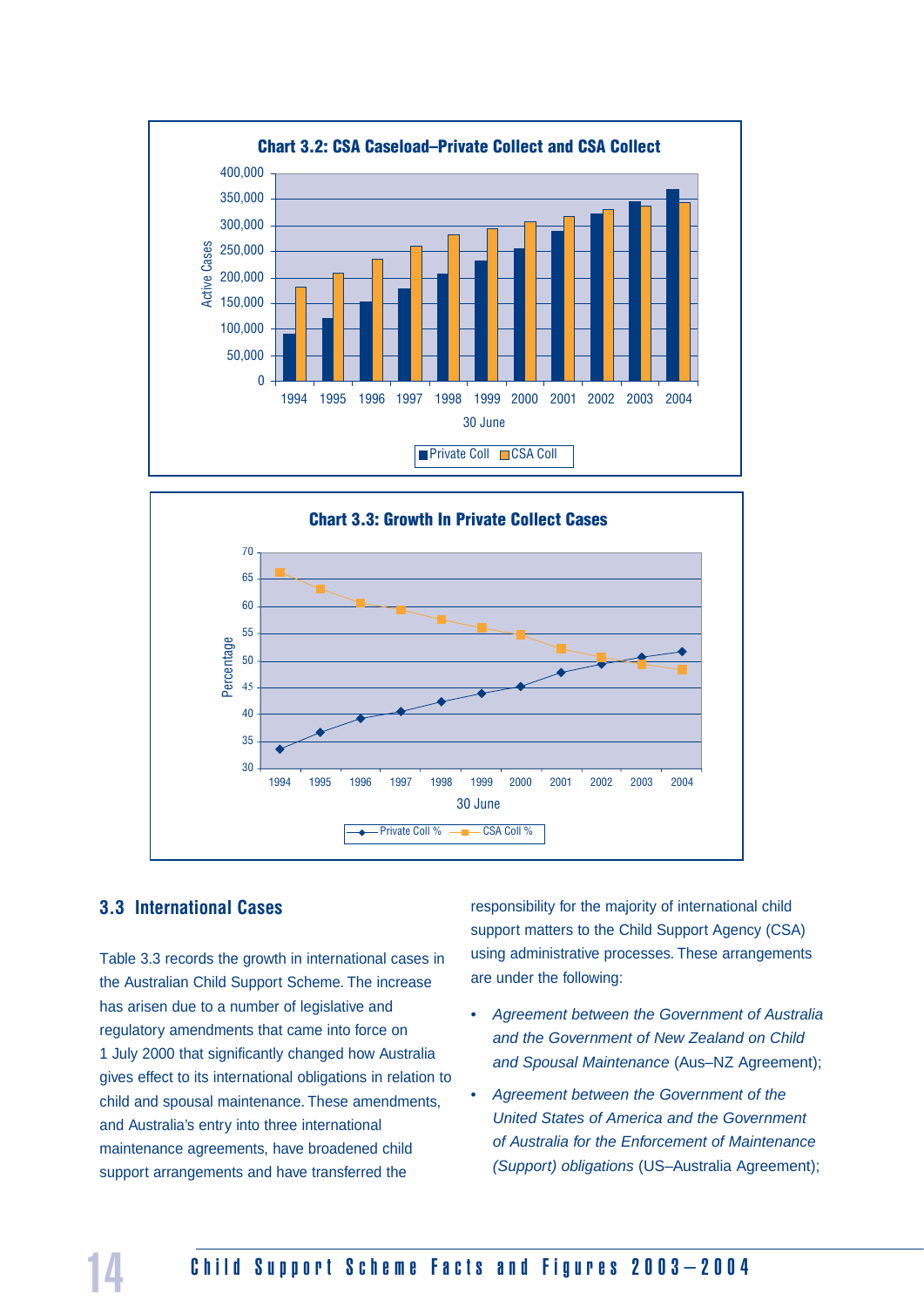**Chart 3.2: CSA Caseload–Private Collect and CSA Collect**

Active Cases

400,000
350,000
300,000
250,000
200,000
150,000
100,000
50,000
0

1994 1995 1996 1997 1998 1999 2000 2001 2002 2003 2004

30 June

Private Coll  CSA Coll

**Chart 3.3: Growth In Private Collect Cases**

Percentage

70
65
60
55
50
45
40
35
30

1994 1995 1996 1997 1998 1999 2000 2001 2002 2003 2004

30 June

Private Coll %  CSA Coll %

## 3.3 International Cases

Table 3.3 records the growth in international cases in the Australian Child Support Scheme. The increase has arisen due to a number of legislative and regulatory amendments that came into force on 1 July 2000 that significantly changed how Australia gives effect to its international obligations in relation to child and spousal maintenance. These amendments, and Australia's entry into three international maintenance agreements, have broadened child support arrangements and have transferred the responsibility for the majority of international child support matters to the Child Support Agency (CSA) using administrative processes. These arrangements are under the following:

- *Agreement between the Government of Australia and the Government of New Zealand on Child and Spousal Maintenance* (Aus–NZ Agreement);
- *Agreement between the Government of the United States of America and the Government of Australia for the Enforcement of Maintenance (Support) obligations* (US–Australia Agreement);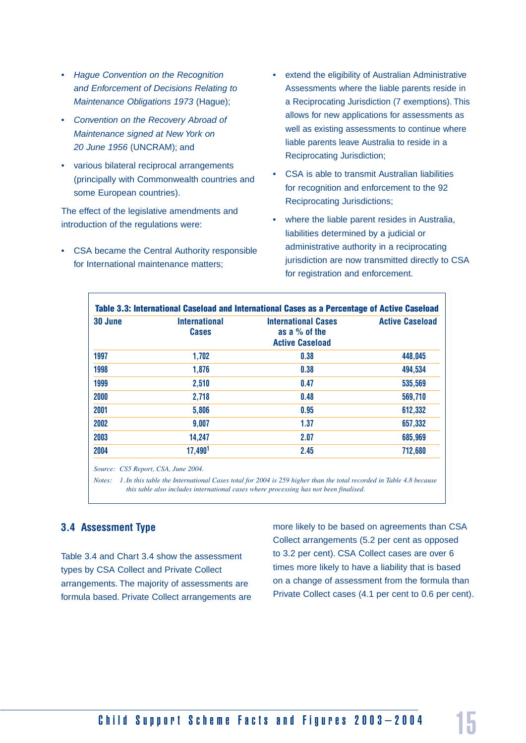- *Hague Convention on the Recognition and Enforcement of Decisions Relating to Maintenance Obligations 1973* (Hague);
- *Convention on the Recovery Abroad of Maintenance signed at New York on 20 June 1956* (UNCRAM); and
- various bilateral reciprocal arrangements (principally with Commonwealth countries and some European countries).

The effect of the legislative amendments and introduction of the regulations were:

- CSA became the Central Authority responsible for International maintenance matters;
- extend the eligibility of Australian Administrative Assessments where the liable parents reside in a Reciprocating Jurisdiction (7 exemptions). This allows for new applications for assessments as well as existing assessments to continue where liable parents leave Australia to reside in a Reciprocating Jurisdiction;
- CSA is able to transmit Australian liabilities for recognition and enforcement to the 92 Reciprocating Jurisdictions;
- where the liable parent resides in Australia, liabilities determined by a judicial or administrative authority in a reciprocating jurisdiction are now transmitted directly to CSA for registration and enforcement.

**Table 3.3: International Caseload and International Cases as a Percentage of Active Caseload**

| 30 June | International Cases | International Cases as a % of the Active Caseload | Active Caseload |
|---|---|---|---|
| 1997 | 1,702 | 0.38 | 448,045 |
| 1998 | 1,876 | 0.38 | 494,534 |
| 1999 | 2,510 | 0.47 | 535,569 |
| 2000 | 2,718 | 0.48 | 569,710 |
| 2001 | 5,806 | 0.95 | 612,332 |
| 2002 | 9,007 | 1.37 | 657,332 |
| 2003 | 14,247 | 2.07 | 685,969 |
| 2004 | 17,490[1] | 2.45 | 712,680 |

*Source: CS5 Report, CSA, June 2004.*

*Notes: 1. In this table the International Cases total for 2004 is 259 higher than the total recorded in Table 4.8 because this table also includes international cases where processing has not been finalised.*

## 3.4 Assessment Type

Table 3.4 and Chart 3.4 show the assessment types by CSA Collect and Private Collect arrangements. The majority of assessments are formula based. Private Collect arrangements are more likely to be based on agreements than CSA Collect arrangements (5.2 per cent as opposed to 3.2 per cent). CSA Collect cases are over 6 times more likely to have a liability that is based on a change of assessment from the formula than Private Collect cases (4.1 per cent to 0.6 per cent).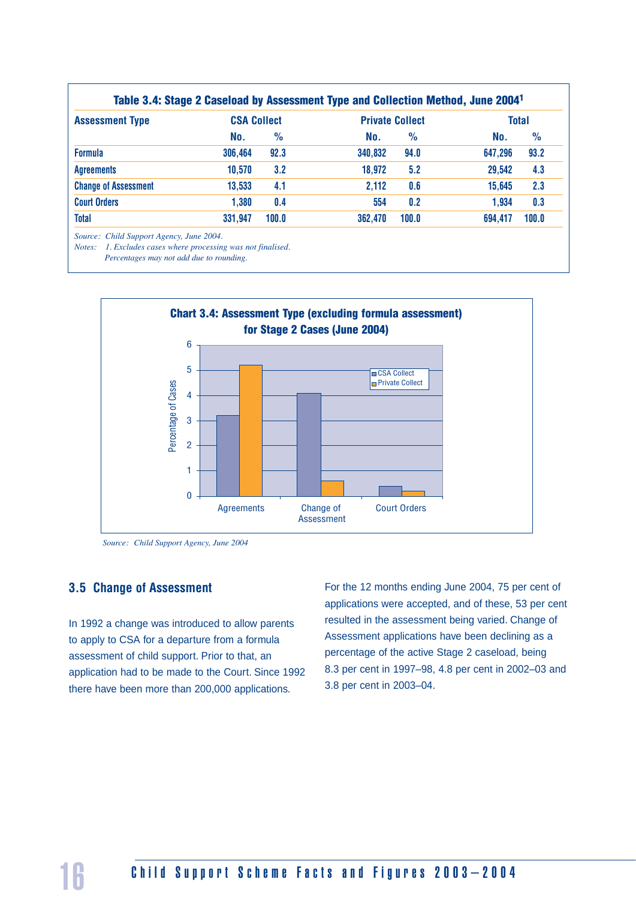**Table 3.4: Stage 2 Caseload by Assessment Type and Collection Method, June 2004[1]**

| Assessment Type | CSA Collect | | Private Collect | | Total | |
|---|---|---|---|---|---|---|
| | No. | % | No. | % | No. | % |
| Formula | 306,464 | 92.3 | 340,832 | 94.0 | 647,296 | 93.2 |
| Agreements | 10,570 | 3.2 | 18,972 | 5.2 | 29,542 | 4.3 |
| Change of Assessment | 13,533 | 4.1 | 2,112 | 0.6 | 15,645 | 2.3 |
| Court Orders | 1,380 | 0.4 | 554 | 0.2 | 1,934 | 0.3 |
| Total | 331,947 | 100.0 | 362,470 | 100.0 | 694,417 | 100.0 |

*Source: Child Support Agency, June 2004.*
*Notes: 1. Excludes cases where processing was not finalised.*
*Percentages may not add due to rounding.*

**Chart 3.4: Assessment Type (excluding formula assessment) for Stage 2 Cases (June 2004)**

Percentage of Cases

6
5
4
3
2
1
0

Agreements
Change of Assessment
Court Orders

CSA Collect
Private Collect

*Source: Child Support Agency, June 2004*

### 3.5 Change of Assessment

In 1992 a change was introduced to allow parents to apply to CSA for a departure from a formula assessment of child support. Prior to that, an application had to be made to the Court. Since 1992 there have been more than 200,000 applications.

For the 12 months ending June 2004, 75 per cent of applications were accepted, and of these, 53 per cent resulted in the assessment being varied. Change of Assessment applications have been declining as a percentage of the active Stage 2 caseload, being 8.3 per cent in 1997–98, 4.8 per cent in 2002–03 and 3.8 per cent in 2003–04.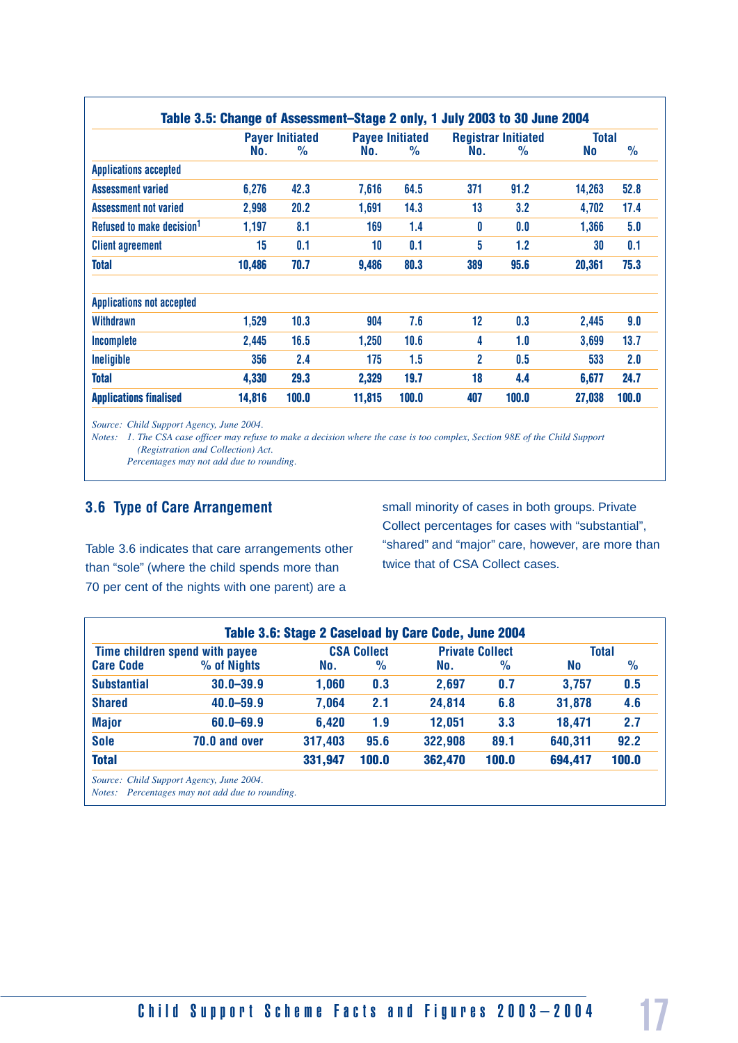**Table 3.5: Change of Assessment–Stage 2 only, 1 July 2003 to 30 June 2004**

| | Payer Initiated | | Payee Initiated | | Registrar Initiated | | Total | |
|---|---|---|---|---|---|---|---|---|
| | No. | % | No. | % | No. | % | No | % |
| **Applications accepted** | | | | | | | | |
| Assessment varied | 6,276 | 42.3 | 7,616 | 64.5 | 371 | 91.2 | 14,263 | 52.8 |
| Assessment not varied | 2,998 | 20.2 | 1,691 | 14.3 | 13 | 3.2 | 4,702 | 17.4 |
| Refused to make decision[1] | 1,197 | 8.1 | 169 | 1.4 | 0 | 0.0 | 1,366 | 5.0 |
| Client agreement | 15 | 0.1 | 10 | 0.1 | 5 | 1.2 | 30 | 0.1 |
| **Total** | **10,486** | **70.7** | **9,486** | **80.3** | **389** | **95.6** | **20,361** | **75.3** |
| **Applications not accepted** | | | | | | | | |
| Withdrawn | 1,529 | 10.3 | 904 | 7.6 | 12 | 0.3 | 2,445 | 9.0 |
| Incomplete | 2,445 | 16.5 | 1,250 | 10.6 | 4 | 1.0 | 3,699 | 13.7 |
| Ineligible | 356 | 2.4 | 175 | 1.5 | 2 | 0.5 | 533 | 2.0 |
| **Total** | **4,330** | **29.3** | **2,329** | **19.7** | **18** | **4.4** | **6,677** | **24.7** |
| **Applications finalised** | **14,816** | **100.0** | **11,815** | **100.0** | **407** | **100.0** | **27,038** | **100.0** |

*Source: Child Support Agency, June 2004.*
*Notes: 1. The CSA case officer may refuse to make a decision where the case is too complex, Section 98E of the Child Support (Registration and Collection) Act.*
*Percentages may not add due to rounding.*

## 3.6 Type of Care Arrangement

Table 3.6 indicates that care arrangements other than "sole" (where the child spends more than 70 per cent of the nights with one parent) are a small minority of cases in both groups. Private Collect percentages for cases with "substantial", "shared" and "major" care, however, are more than twice that of CSA Collect cases.

**Table 3.6: Stage 2 Caseload by Care Code, June 2004**

| Time children spend with payee | | CSA Collect | | Private Collect | | Total | |
|---|---|---|---|---|---|---|---|
| Care Code | % of Nights | No. | % | No. | % | No | % |
| Substantial | 30.0–39.9 | 1,060 | 0.3 | 2,697 | 0.7 | 3,757 | 0.5 |
| Shared | 40.0–59.9 | 7,064 | 2.1 | 24,814 | 6.8 | 31,878 | 4.6 |
| Major | 60.0–69.9 | 6,420 | 1.9 | 12,051 | 3.3 | 18,471 | 2.7 |
| Sole | 70.0 and over | 317,403 | 95.6 | 322,908 | 89.1 | 640,311 | 92.2 |
| **Total** | | **331,947** | **100.0** | **362,470** | **100.0** | **694,417** | **100.0** |

*Source: Child Support Agency, June 2004.*
*Notes: Percentages may not add due to rounding.*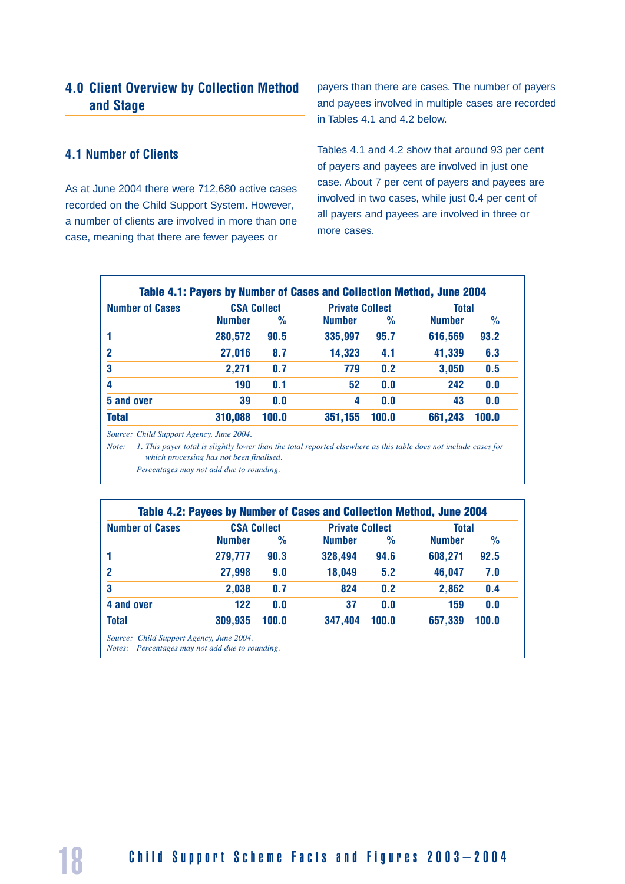## 4.0 Client Overview by Collection Method and Stage

### 4.1 Number of Clients

As at June 2004 there were 712,680 active cases recorded on the Child Support System. However, a number of clients are involved in more than one case, meaning that there are fewer payees or payers than there are cases. The number of payers and payees involved in multiple cases are recorded in Tables 4.1 and 4.2 below.

Tables 4.1 and 4.2 show that around 93 per cent of payers and payees are involved in just one case. About 7 per cent of payers and payees are involved in two cases, while just 0.4 per cent of all payers and payees are involved in three or more cases.

**Table 4.1: Payers by Number of Cases and Collection Method, June 2004**

| Number of Cases | CSA Collect | | Private Collect | | Total | |
|---|---|---|---|---|---|---|
| | Number | % | Number | % | Number | % |
| 1 | 280,572 | 90.5 | 335,997 | 95.7 | 616,569 | 93.2 |
| 2 | 27,016 | 8.7 | 14,323 | 4.1 | 41,339 | 6.3 |
| 3 | 2,271 | 0.7 | 779 | 0.2 | 3,050 | 0.5 |
| 4 | 190 | 0.1 | 52 | 0.0 | 242 | 0.0 |
| 5 and over | 39 | 0.0 | 4 | 0.0 | 43 | 0.0 |
| **Total** | **310,088** | **100.0** | **351,155** | **100.0** | **661,243** | **100.0** |

*Source: Child Support Agency, June 2004.*

*Note: 1. This payer total is slightly lower than the total reported elsewhere as this table does not include cases for which processing has not been finalised.*

*Percentages may not add due to rounding.*

**Table 4.2: Payees by Number of Cases and Collection Method, June 2004**

| Number of Cases | CSA Collect | | Private Collect | | Total | |
|---|---|---|---|---|---|---|
| | Number | % | Number | % | Number | % |
| 1 | 279,777 | 90.3 | 328,494 | 94.6 | 608,271 | 92.5 |
| 2 | 27,998 | 9.0 | 18,049 | 5.2 | 46,047 | 7.0 |
| 3 | 2,038 | 0.7 | 824 | 0.2 | 2,862 | 0.4 |
| 4 and over | 122 | 0.0 | 37 | 0.0 | 159 | 0.0 |
| **Total** | **309,935** | **100.0** | **347,404** | **100.0** | **657,339** | **100.0** |

*Source: Child Support Agency, June 2004.*

*Notes: Percentages may not add due to rounding.*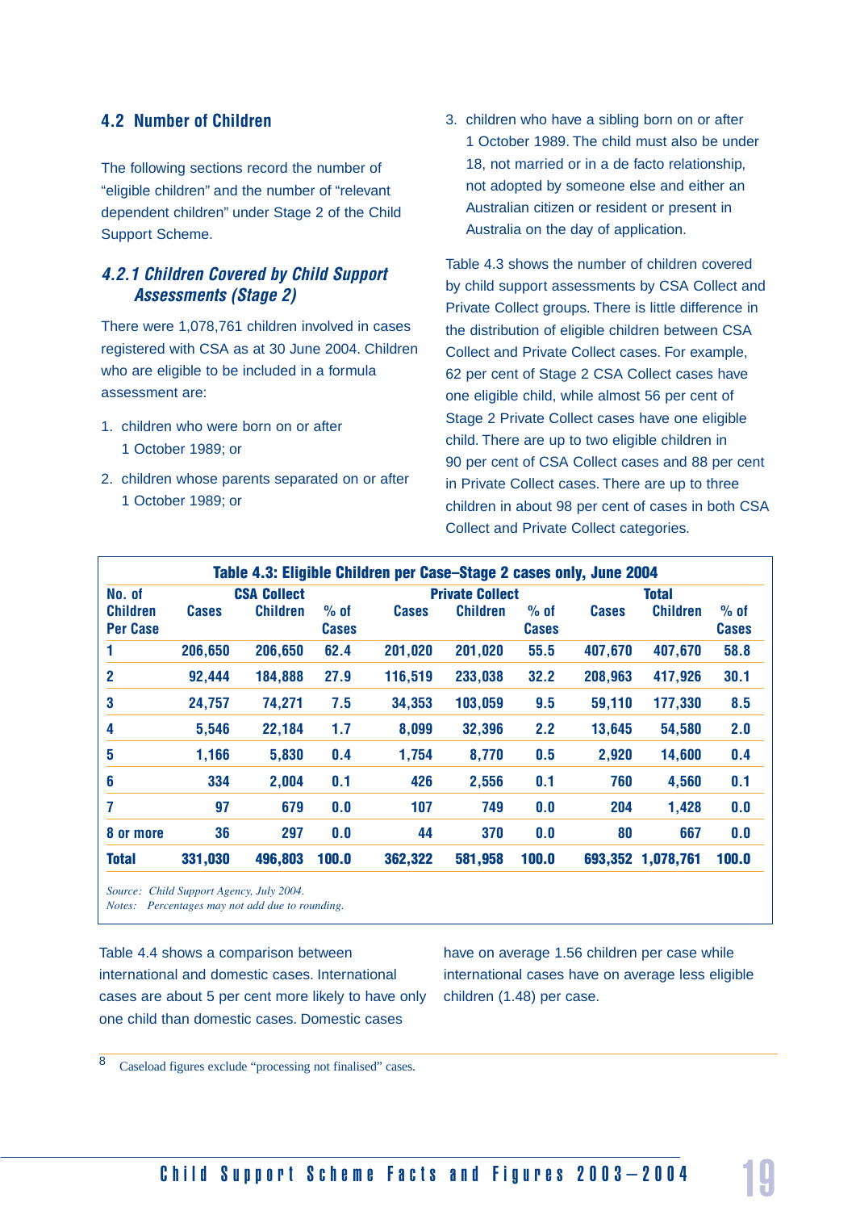## 4.2 Number of Children

The following sections record the number of "eligible children" and the number of "relevant dependent children" under Stage 2 of the Child Support Scheme.

### *4.2.1 Children Covered by Child Support Assessments (Stage 2)*

There were 1,078,761 children involved in cases registered with CSA as at 30 June 2004. Children who are eligible to be included in a formula assessment are:

1. children who were born on or after 1 October 1989; or
2. children whose parents separated on or after 1 October 1989; or
3. children who have a sibling born on or after 1 October 1989. The child must also be under 18, not married or in a de facto relationship, not adopted by someone else and either an Australian citizen or resident or present in Australia on the day of application.

Table 4.3 shows the number of children covered by child support assessments by CSA Collect and Private Collect groups. There is little difference in the distribution of eligible children between CSA Collect and Private Collect cases. For example, 62 per cent of Stage 2 CSA Collect cases have one eligible child, while almost 56 per cent of Stage 2 Private Collect cases have one eligible child. There are up to two eligible children in 90 per cent of CSA Collect cases and 88 per cent in Private Collect cases. There are up to three children in about 98 per cent of cases in both CSA Collect and Private Collect categories.

**Table 4.3: Eligible Children per Case–Stage 2 cases only, June 2004**

| No. of Children Per Case | CSA Collect | | | Private Collect | | | Total | | |
|---|---|---|---|---|---|---|---|---|---|
| | Cases | Children | % of Cases | Cases | Children | % of Cases | Cases | Children | % of Cases |
| 1 | 206,650 | 206,650 | 62.4 | 201,020 | 201,020 | 55.5 | 407,670 | 407,670 | 58.8 |
| 2 | 92,444 | 184,888 | 27.9 | 116,519 | 233,038 | 32.2 | 208,963 | 417,926 | 30.1 |
| 3 | 24,757 | 74,271 | 7.5 | 34,353 | 103,059 | 9.5 | 59,110 | 177,330 | 8.5 |
| 4 | 5,546 | 22,184 | 1.7 | 8,099 | 32,396 | 2.2 | 13,645 | 54,580 | 2.0 |
| 5 | 1,166 | 5,830 | 0.4 | 1,754 | 8,770 | 0.5 | 2,920 | 14,600 | 0.4 |
| 6 | 334 | 2,004 | 0.1 | 426 | 2,556 | 0.1 | 760 | 4,560 | 0.1 |
| 7 | 97 | 679 | 0.0 | 107 | 749 | 0.0 | 204 | 1,428 | 0.0 |
| 8 or more | 36 | 297 | 0.0 | 44 | 370 | 0.0 | 80 | 667 | 0.0 |
| **Total** | **331,030** | **496,803** | **100.0** | **362,322** | **581,958** | **100.0** | **693,352** | **1,078,761** | **100.0** |

*Source: Child Support Agency, July 2004.*
*Notes: Percentages may not add due to rounding.*

Table 4.4 shows a comparison between international and domestic cases. International cases are about 5 per cent more likely to have only one child than domestic cases. Domestic cases have on average 1.56 children per case while international cases have on average less eligible children (1.48) per case.

[8] Caseload figures exclude "processing not finalised" cases.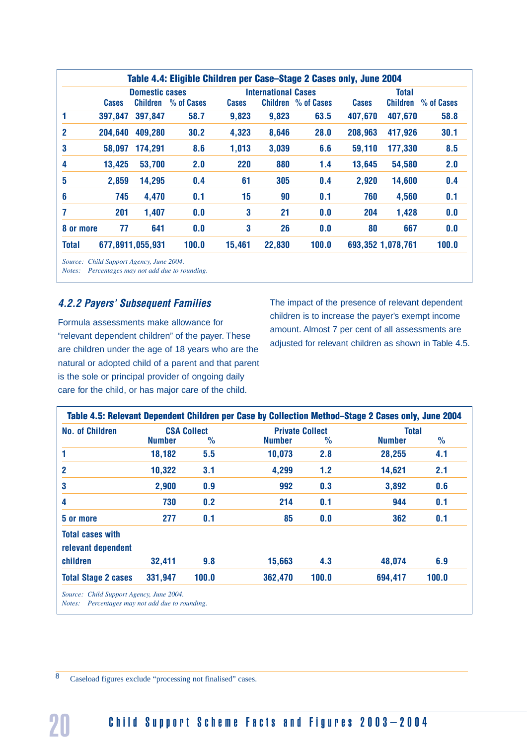**Table 4.4: Eligible Children per Case–Stage 2 Cases only, June 2004**

| | Domestic cases | | | International Cases | | | Total | | |
|---|---|---|---|---|---|---|---|---|---|
| | Cases | Children | % of Cases | Cases | Children | % of Cases | Cases | Children | % of Cases |
| 1 | 397,847 | 397,847 | 58.7 | 9,823 | 9,823 | 63.5 | 407,670 | 407,670 | 58.8 |
| 2 | 204,640 | 409,280 | 30.2 | 4,323 | 8,646 | 28.0 | 208,963 | 417,926 | 30.1 |
| 3 | 58,097 | 174,291 | 8.6 | 1,013 | 3,039 | 6.6 | 59,110 | 177,330 | 8.5 |
| 4 | 13,425 | 53,700 | 2.0 | 220 | 880 | 1.4 | 13,645 | 54,580 | 2.0 |
| 5 | 2,859 | 14,295 | 0.4 | 61 | 305 | 0.4 | 2,920 | 14,600 | 0.4 |
| 6 | 745 | 4,470 | 0.1 | 15 | 90 | 0.1 | 760 | 4,560 | 0.1 |
| 7 | 201 | 1,407 | 0.0 | 3 | 21 | 0.0 | 204 | 1,428 | 0.0 |
| 8 or more | 77 | 641 | 0.0 | 3 | 26 | 0.0 | 80 | 667 | 0.0 |
| Total | 677,891 | 1,055,931 | 100.0 | 15,461 | 22,830 | 100.0 | 693,352 | 1,078,761 | 100.0 |

*Source: Child Support Agency, June 2004.*
*Notes: Percentages may not add due to rounding.*

### *4.2.2 Payers' Subsequent Families*

Formula assessments make allowance for "relevant dependent children" of the payer. These are children under the age of 18 years who are the natural or adopted child of a parent and that parent is the sole or principal provider of ongoing daily care for the child, or has major care of the child.

The impact of the presence of relevant dependent children is to increase the payer's exempt income amount. Almost 7 per cent of all assessments are adjusted for relevant children as shown in Table 4.5.

**Table 4.5: Relevant Dependent Children per Case by Collection Method–Stage 2 Cases only, June 2004**

| No. of Children | CSA Collect | | Private Collect | | Total | |
|---|---|---|---|---|---|---|
| | Number | % | Number | % | Number | % |
| 1 | 18,182 | 5.5 | 10,073 | 2.8 | 28,255 | 4.1 |
| 2 | 10,322 | 3.1 | 4,299 | 1.2 | 14,621 | 2.1 |
| 3 | 2,900 | 0.9 | 992 | 0.3 | 3,892 | 0.6 |
| 4 | 730 | 0.2 | 214 | 0.1 | 944 | 0.1 |
| 5 or more | 277 | 0.1 | 85 | 0.0 | 362 | 0.1 |
| Total cases with relevant dependent children | 32,411 | 9.8 | 15,663 | 4.3 | 48,074 | 6.9 |
| Total Stage 2 cases | 331,947 | 100.0 | 362,470 | 100.0 | 694,417 | 100.0 |

*Source: Child Support Agency, June 2004.*
*Notes: Percentages may not add due to rounding.*

[8] Caseload figures exclude "processing not finalised" cases.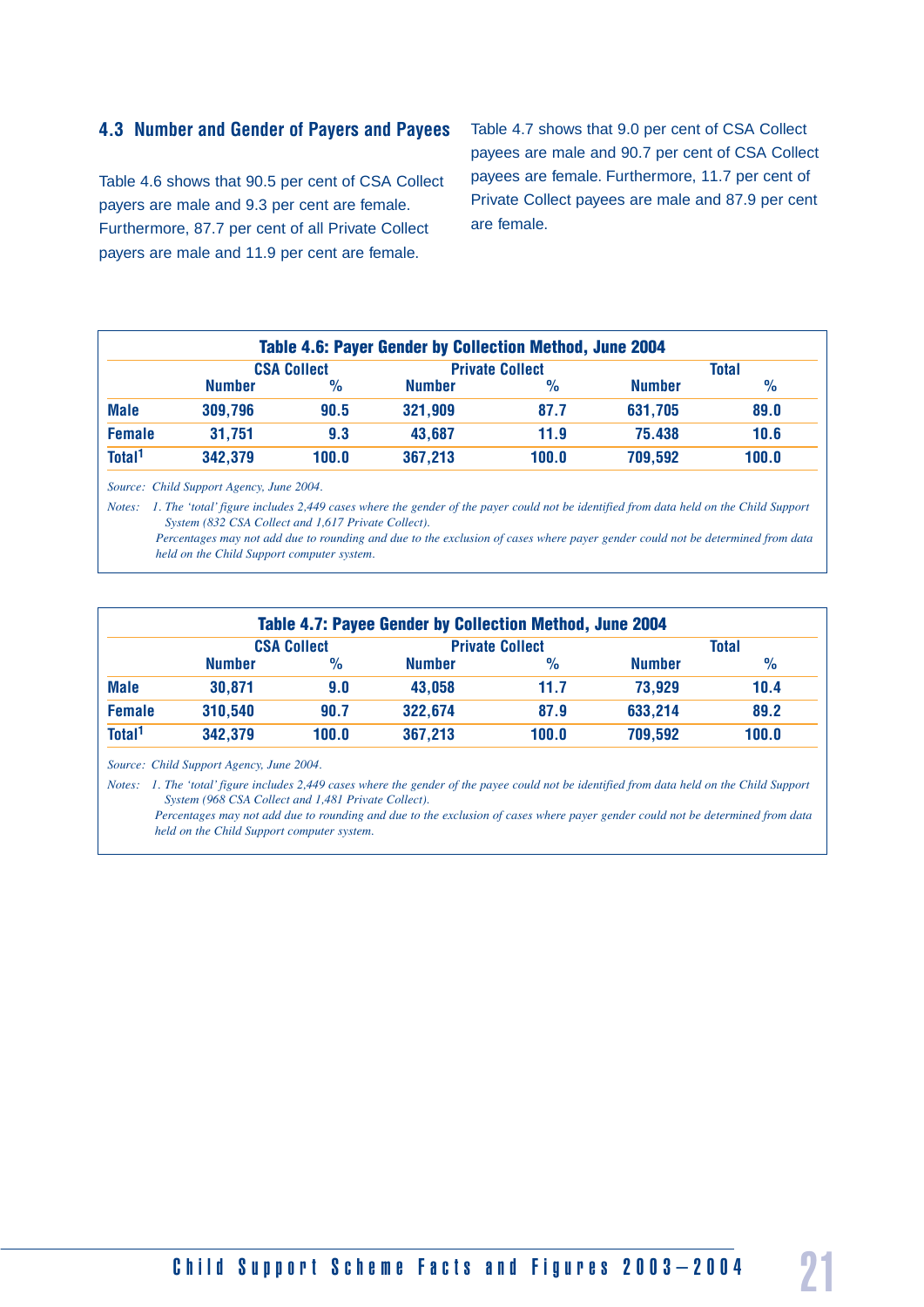## 4.3 Number and Gender of Payers and Payees

Table 4.6 shows that 90.5 per cent of CSA Collect payers are male and 9.3 per cent are female. Furthermore, 87.7 per cent of all Private Collect payers are male and 11.9 per cent are female.

Table 4.7 shows that 9.0 per cent of CSA Collect payees are male and 90.7 per cent of CSA Collect payees are female. Furthermore, 11.7 per cent of Private Collect payees are male and 87.9 per cent are female.

**Table 4.6: Payer Gender by Collection Method, June 2004**

| | CSA Collect | | Private Collect | | Total | |
|---|---|---|---|---|---|---|
| | Number | % | Number | % | Number | % |
| Male | 309,796 | 90.5 | 321,909 | 87.7 | 631,705 | 89.0 |
| Female | 31,751 | 9.3 | 43,687 | 11.9 | 75.438 | 10.6 |
| Total[1] | 342,379 | 100.0 | 367,213 | 100.0 | 709,592 | 100.0 |

*Source: Child Support Agency, June 2004.*

*Notes: 1. The 'total' figure includes 2,449 cases where the gender of the payer could not be identified from data held on the Child Support System (832 CSA Collect and 1,617 Private Collect).*
*Percentages may not add due to rounding and due to the exclusion of cases where payer gender could not be determined from data held on the Child Support computer system.*

**Table 4.7: Payee Gender by Collection Method, June 2004**

| | CSA Collect | | Private Collect | | Total | |
|---|---|---|---|---|---|---|
| | Number | % | Number | % | Number | % |
| Male | 30,871 | 9.0 | 43,058 | 11.7 | 73,929 | 10.4 |
| Female | 310,540 | 90.7 | 322,674 | 87.9 | 633,214 | 89.2 |
| Total[1] | 342,379 | 100.0 | 367,213 | 100.0 | 709,592 | 100.0 |

*Source: Child Support Agency, June 2004.*

*Notes: 1. The 'total' figure includes 2,449 cases where the gender of the payee could not be identified from data held on the Child Support System (968 CSA Collect and 1,481 Private Collect).*
*Percentages may not add due to rounding and due to the exclusion of cases where payer gender could not be determined from data held on the Child Support computer system.*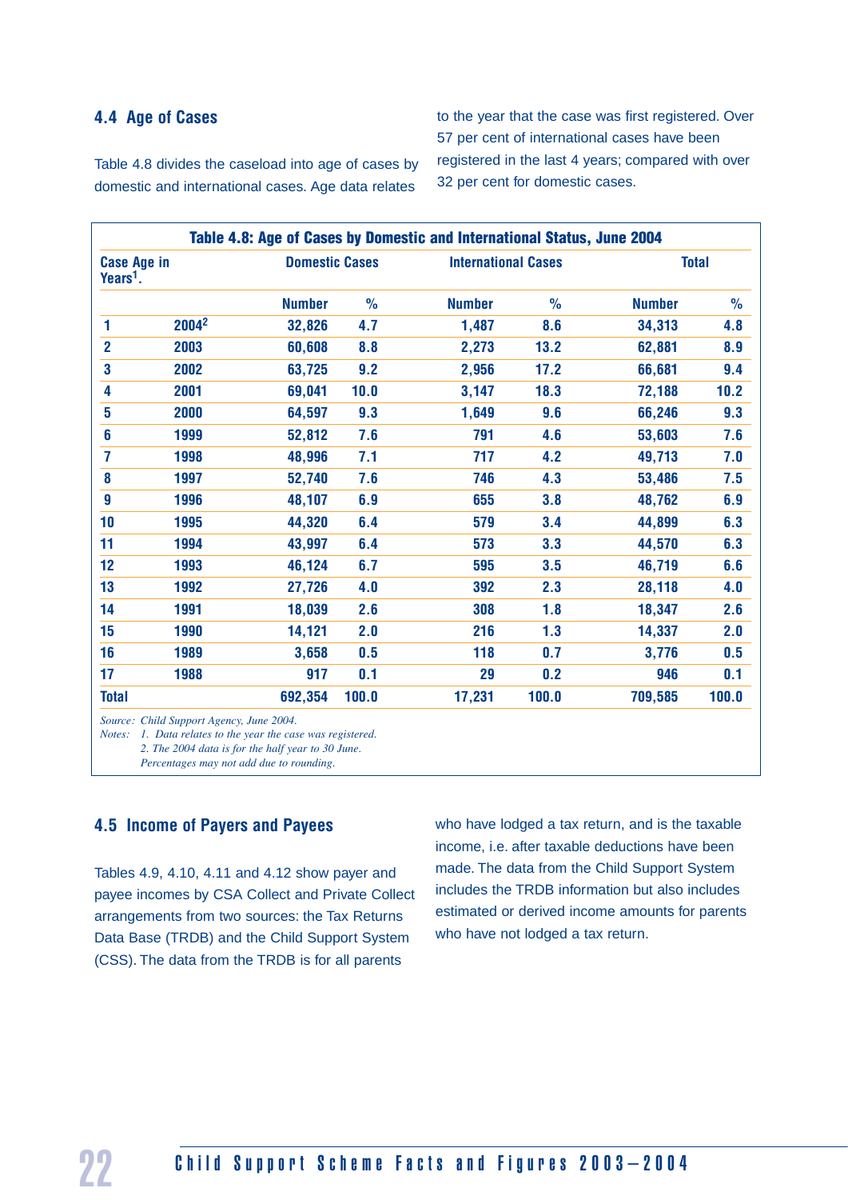## 4.4 Age of Cases

Table 4.8 divides the caseload into age of cases by domestic and international cases. Age data relates to the year that the case was first registered. Over 57 per cent of international cases have been registered in the last 4 years; compared with over 32 per cent for domestic cases.

**Table 4.8: Age of Cases by Domestic and International Status, June 2004**

| Case Age in Years[1]. | | Domestic Cases | | International Cases | | Total | |
|---|---|---|---|---|---|---|---|
| | | Number | % | Number | % | Number | % |
| 1 | 2004[2] | 32,826 | 4.7 | 1,487 | 8.6 | 34,313 | 4.8 |
| 2 | 2003 | 60,608 | 8.8 | 2,273 | 13.2 | 62,881 | 8.9 |
| 3 | 2002 | 63,725 | 9.2 | 2,956 | 17.2 | 66,681 | 9.4 |
| 4 | 2001 | 69,041 | 10.0 | 3,147 | 18.3 | 72,188 | 10.2 |
| 5 | 2000 | 64,597 | 9.3 | 1,649 | 9.6 | 66,246 | 9.3 |
| 6 | 1999 | 52,812 | 7.6 | 791 | 4.6 | 53,603 | 7.6 |
| 7 | 1998 | 48,996 | 7.1 | 717 | 4.2 | 49,713 | 7.0 |
| 8 | 1997 | 52,740 | 7.6 | 746 | 4.3 | 53,486 | 7.5 |
| 9 | 1996 | 48,107 | 6.9 | 655 | 3.8 | 48,762 | 6.9 |
| 10 | 1995 | 44,320 | 6.4 | 579 | 3.4 | 44,899 | 6.3 |
| 11 | 1994 | 43,997 | 6.4 | 573 | 3.3 | 44,570 | 6.3 |
| 12 | 1993 | 46,124 | 6.7 | 595 | 3.5 | 46,719 | 6.6 |
| 13 | 1992 | 27,726 | 4.0 | 392 | 2.3 | 28,118 | 4.0 |
| 14 | 1991 | 18,039 | 2.6 | 308 | 1.8 | 18,347 | 2.6 |
| 15 | 1990 | 14,121 | 2.0 | 216 | 1.3 | 14,337 | 2.0 |
| 16 | 1989 | 3,658 | 0.5 | 118 | 0.7 | 3,776 | 0.5 |
| 17 | 1988 | 917 | 0.1 | 29 | 0.2 | 946 | 0.1 |
| Total | | 692,354 | 100.0 | 17,231 | 100.0 | 709,585 | 100.0 |

*Source: Child Support Agency, June 2004.*
*Notes: 1. Data relates to the year the case was registered.*
*2. The 2004 data is for the half year to 30 June.*
*Percentages may not add due to rounding.*

## 4.5 Income of Payers and Payees

Tables 4.9, 4.10, 4.11 and 4.12 show payer and payee incomes by CSA Collect and Private Collect arrangements from two sources: the Tax Returns Data Base (TRDB) and the Child Support System (CSS). The data from the TRDB is for all parents who have lodged a tax return, and is the taxable income, i.e. after taxable deductions have been made. The data from the Child Support System includes the TRDB information but also includes estimated or derived income amounts for parents who have not lodged a tax return.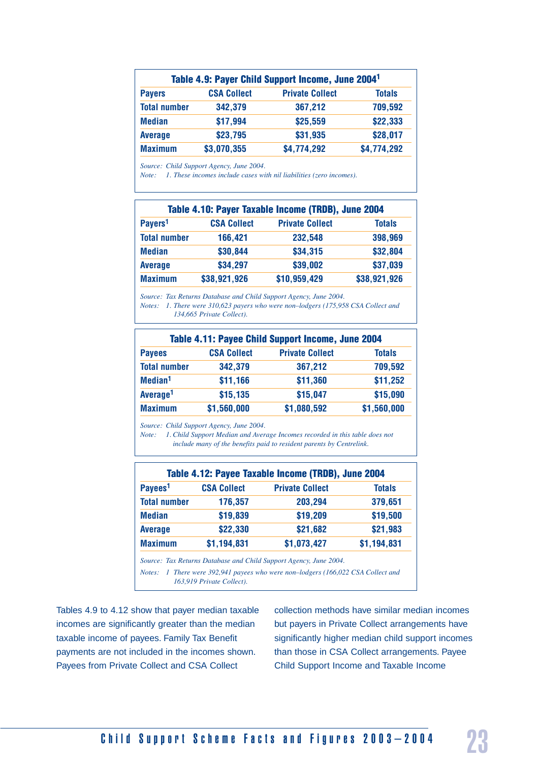**Table 4.9: Payer Child Support Income, June 2004**[1]

| Payers | CSA Collect | Private Collect | Totals |
|---|---|---|---|
| Total number | 342,379 | 367,212 | 709,592 |
| Median | $17,994 | $25,559 | $22,333 |
| Average | $23,795 | $31,935 | $28,017 |
| Maximum | $3,070,355 | $4,774,292 | $4,774,292 |

*Source: Child Support Agency, June 2004.*
*Note: 1. These incomes include cases with nil liabilities (zero incomes).*

**Table 4.10: Payer Taxable Income (TRDB), June 2004**

| Payers[1] | CSA Collect | Private Collect | Totals |
|---|---|---|---|
| Total number | 166,421 | 232,548 | 398,969 |
| Median | $30,844 | $34,315 | $32,804 |
| Average | $34,297 | $39,002 | $37,039 |
| Maximum | $38,921,926 | $10,959,429 | $38,921,926 |

*Source: Tax Returns Database and Child Support Agency, June 2004.*
*Notes: 1. There were 310,623 payers who were non–lodgers (175,958 CSA Collect and 134,665 Private Collect).*

**Table 4.11: Payee Child Support Income, June 2004**

| Payees | CSA Collect | Private Collect | Totals |
|---|---|---|---|
| Total number | 342,379 | 367,212 | 709,592 |
| Median[1] | $11,166 | $11,360 | $11,252 |
| Average[1] | $15,135 | $15,047 | $15,090 |
| Maximum | $1,560,000 | $1,080,592 | $1,560,000 |

*Source: Child Support Agency, June 2004.*
*Note: 1. Child Support Median and Average Incomes recorded in this table does not include many of the benefits paid to resident parents by Centrelink.*

**Table 4.12: Payee Taxable Income (TRDB), June 2004**

| Payees[1] | CSA Collect | Private Collect | Totals |
|---|---|---|---|
| Total number | 176,357 | 203,294 | 379,651 |
| Median | $19,839 | $19,209 | $19,500 |
| Average | $22,330 | $21,682 | $21,983 |
| Maximum | $1,194,831 | $1,073,427 | $1,194,831 |

*Source: Tax Returns Database and Child Support Agency, June 2004.*
*Notes: 1 There were 392,941 payees who were non–lodgers (166,022 CSA Collect and 163,919 Private Collect).*

Tables 4.9 to 4.12 show that payer median taxable incomes are significantly greater than the median taxable income of payees. Family Tax Benefit payments are not included in the incomes shown. Payees from Private Collect and CSA Collect collection methods have similar median incomes but payers in Private Collect arrangements have significantly higher median child support incomes than those in CSA Collect arrangements. Payee Child Support Income and Taxable Income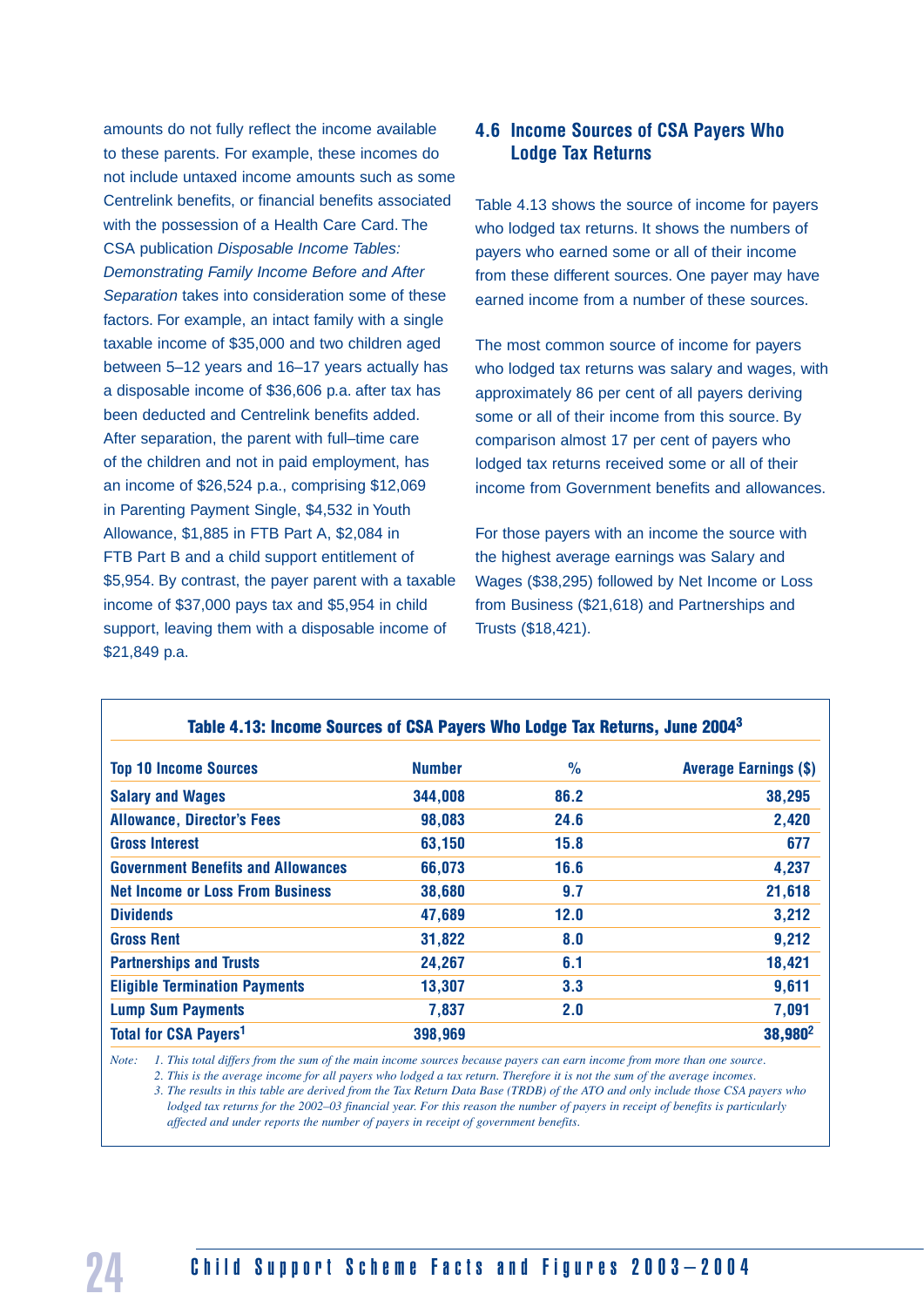amounts do not fully reflect the income available to these parents. For example, these incomes do not include untaxed income amounts such as some Centrelink benefits, or financial benefits associated with the possession of a Health Care Card. The CSA publication *Disposable Income Tables: Demonstrating Family Income Before and After Separation* takes into consideration some of these factors. For example, an intact family with a single taxable income of $35,000 and two children aged between 5–12 years and 16–17 years actually has a disposable income of $36,606 p.a. after tax has been deducted and Centrelink benefits added. After separation, the parent with full–time care of the children and not in paid employment, has an income of $26,524 p.a., comprising $12,069 in Parenting Payment Single, $4,532 in Youth Allowance, $1,885 in FTB Part A, $2,084 in FTB Part B and a child support entitlement of $5,954. By contrast, the payer parent with a taxable income of $37,000 pays tax and $5,954 in child support, leaving them with a disposable income of $21,849 p.a.

## 4.6 Income Sources of CSA Payers Who Lodge Tax Returns

Table 4.13 shows the source of income for payers who lodged tax returns. It shows the numbers of payers who earned some or all of their income from these different sources. One payer may have earned income from a number of these sources.

The most common source of income for payers who lodged tax returns was salary and wages, with approximately 86 per cent of all payers deriving some or all of their income from this source. By comparison almost 17 per cent of payers who lodged tax returns received some or all of their income from Government benefits and allowances.

For those payers with an income the source with the highest average earnings was Salary and Wages ($38,295) followed by Net Income or Loss from Business ($21,618) and Partnerships and Trusts ($18,421).

**Table 4.13: Income Sources of CSA Payers Who Lodge Tax Returns, June 2004[3]**

| Top 10 Income Sources | Number | % | Average Earnings ($) |
|---|---|---|---|
| Salary and Wages | 344,008 | 86.2 | 38,295 |
| Allowance, Director's Fees | 98,083 | 24.6 | 2,420 |
| Gross Interest | 63,150 | 15.8 | 677 |
| Government Benefits and Allowances | 66,073 | 16.6 | 4,237 |
| Net Income or Loss From Business | 38,680 | 9.7 | 21,618 |
| Dividends | 47,689 | 12.0 | 3,212 |
| Gross Rent | 31,822 | 8.0 | 9,212 |
| Partnerships and Trusts | 24,267 | 6.1 | 18,421 |
| Eligible Termination Payments | 13,307 | 3.3 | 9,611 |
| Lump Sum Payments | 7,837 | 2.0 | 7,091 |
| Total for CSA Payers[1] | 398,969 | | 38,980[2] |

*Note: 1. This total differs from the sum of the main income sources because payers can earn income from more than one source.*
*2. This is the average income for all payers who lodged a tax return. Therefore it is not the sum of the average incomes.*
*3. The results in this table are derived from the Tax Return Data Base (TRDB) of the ATO and only include those CSA payers who lodged tax returns for the 2002–03 financial year. For this reason the number of payers in receipt of benefits is particularly affected and under reports the number of payers in receipt of government benefits.*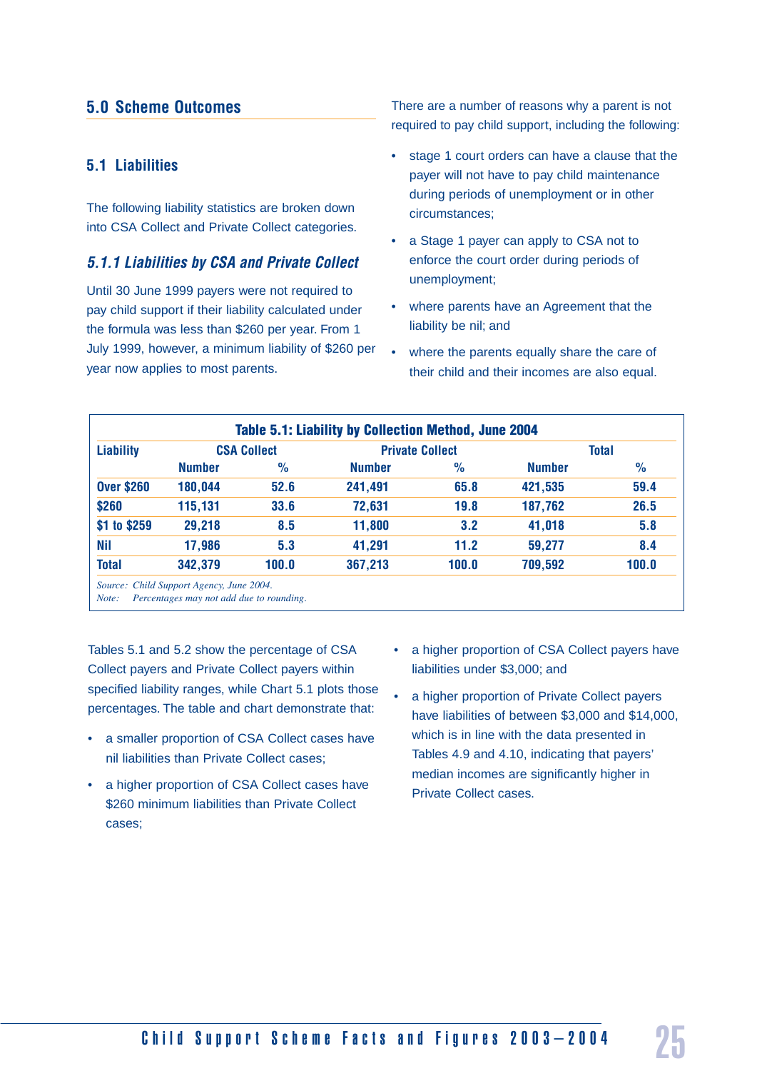## 5.0 Scheme Outcomes

### 5.1 Liabilities

The following liability statistics are broken down into CSA Collect and Private Collect categories.

#### *5.1.1 Liabilities by CSA and Private Collect*

Until 30 June 1999 payers were not required to pay child support if their liability calculated under the formula was less than $260 per year. From 1 July 1999, however, a minimum liability of $260 per year now applies to most parents.

There are a number of reasons why a parent is not required to pay child support, including the following:

- stage 1 court orders can have a clause that the payer will not have to pay child maintenance during periods of unemployment or in other circumstances;
- a Stage 1 payer can apply to CSA not to enforce the court order during periods of unemployment;
- where parents have an Agreement that the liability be nil; and
- where the parents equally share the care of their child and their incomes are also equal.

**Table 5.1: Liability by Collection Method, June 2004**

| Liability | CSA Collect | | Private Collect | | Total | |
|---|---|---|---|---|---|---|
| | Number | % | Number | % | Number | % |
| Over $260 | 180,044 | 52.6 | 241,491 | 65.8 | 421,535 | 59.4 |
| $260 | 115,131 | 33.6 | 72,631 | 19.8 | 187,762 | 26.5 |
| $1 to $259 | 29,218 | 8.5 | 11,800 | 3.2 | 41,018 | 5.8 |
| Nil | 17,986 | 5.3 | 41,291 | 11.2 | 59,277 | 8.4 |
| Total | 342,379 | 100.0 | 367,213 | 100.0 | 709,592 | 100.0 |

*Source: Child Support Agency, June 2004.*
*Note: Percentages may not add due to rounding.*

Tables 5.1 and 5.2 show the percentage of CSA Collect payers and Private Collect payers within specified liability ranges, while Chart 5.1 plots those percentages. The table and chart demonstrate that:

- a smaller proportion of CSA Collect cases have nil liabilities than Private Collect cases;
- a higher proportion of CSA Collect cases have $260 minimum liabilities than Private Collect cases;
- a higher proportion of CSA Collect payers have liabilities under $3,000; and
- a higher proportion of Private Collect payers have liabilities of between $3,000 and $14,000, which is in line with the data presented in Tables 4.9 and 4.10, indicating that payers' median incomes are significantly higher in Private Collect cases.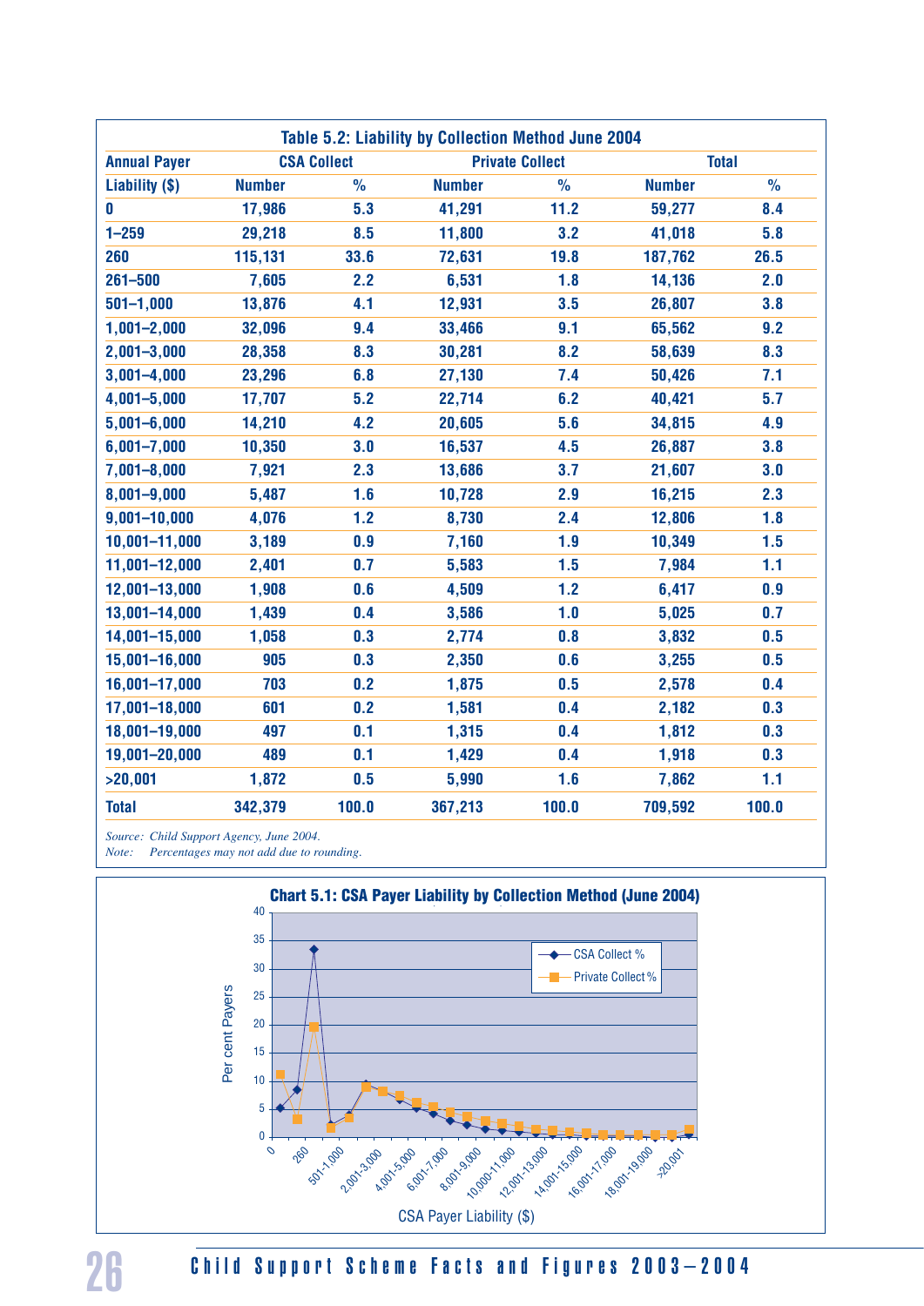## Table 5.2: Liability by Collection Method June 2004

| Annual Payer Liability ($) | CSA Collect | | Private Collect | | Total | |
|---|---|---|---|---|---|---|
| | Number | % | Number | % | Number | % |
| 0 | 17,986 | 5.3 | 41,291 | 11.2 | 59,277 | 8.4 |
| 1–259 | 29,218 | 8.5 | 11,800 | 3.2 | 41,018 | 5.8 |
| 260 | 115,131 | 33.6 | 72,631 | 19.8 | 187,762 | 26.5 |
| 261–500 | 7,605 | 2.2 | 6,531 | 1.8 | 14,136 | 2.0 |
| 501–1,000 | 13,876 | 4.1 | 12,931 | 3.5 | 26,807 | 3.8 |
| 1,001–2,000 | 32,096 | 9.4 | 33,466 | 9.1 | 65,562 | 9.2 |
| 2,001–3,000 | 28,358 | 8.3 | 30,281 | 8.2 | 58,639 | 8.3 |
| 3,001–4,000 | 23,296 | 6.8 | 27,130 | 7.4 | 50,426 | 7.1 |
| 4,001–5,000 | 17,707 | 5.2 | 22,714 | 6.2 | 40,421 | 5.7 |
| 5,001–6,000 | 14,210 | 4.2 | 20,605 | 5.6 | 34,815 | 4.9 |
| 6,001–7,000 | 10,350 | 3.0 | 16,537 | 4.5 | 26,887 | 3.8 |
| 7,001–8,000 | 7,921 | 2.3 | 13,686 | 3.7 | 21,607 | 3.0 |
| 8,001–9,000 | 5,487 | 1.6 | 10,728 | 2.9 | 16,215 | 2.3 |
| 9,001–10,000 | 4,076 | 1.2 | 8,730 | 2.4 | 12,806 | 1.8 |
| 10,001–11,000 | 3,189 | 0.9 | 7,160 | 1.9 | 10,349 | 1.5 |
| 11,001–12,000 | 2,401 | 0.7 | 5,583 | 1.5 | 7,984 | 1.1 |
| 12,001–13,000 | 1,908 | 0.6 | 4,509 | 1.2 | 6,417 | 0.9 |
| 13,001–14,000 | 1,439 | 0.4 | 3,586 | 1.0 | 5,025 | 0.7 |
| 14,001–15,000 | 1,058 | 0.3 | 2,774 | 0.8 | 3,832 | 0.5 |
| 15,001–16,000 | 905 | 0.3 | 2,350 | 0.6 | 3,255 | 0.5 |
| 16,001–17,000 | 703 | 0.2 | 1,875 | 0.5 | 2,578 | 0.4 |
| 17,001–18,000 | 601 | 0.2 | 1,581 | 0.4 | 2,182 | 0.3 |
| 18,001–19,000 | 497 | 0.1 | 1,315 | 0.4 | 1,812 | 0.3 |
| 19,001–20,000 | 489 | 0.1 | 1,429 | 0.4 | 1,918 | 0.3 |
| >20,001 | 1,872 | 0.5 | 5,990 | 1.6 | 7,862 | 1.1 |
| **Total** | **342,379** | **100.0** | **367,213** | **100.0** | **709,592** | **100.0** |

*Source: Child Support Agency, June 2004.*
*Note: Percentages may not add due to rounding.*

## Chart 5.1: CSA Payer Liability by Collection Method (June 2004)

Per cent Payers

0, 5, 10, 15, 20, 25, 30, 35, 40

CSA Collect %
Private Collect %

0, 260, 501-1,000, 2,001-3,000, 4,001-5,000, 6,001-7,000, 8,001-9,000, 10,000-11,000, 12,001-13,000, 14,001-15,000, 16,001-17,000, 18,001-19,000, >20,001

CSA Payer Liability ($)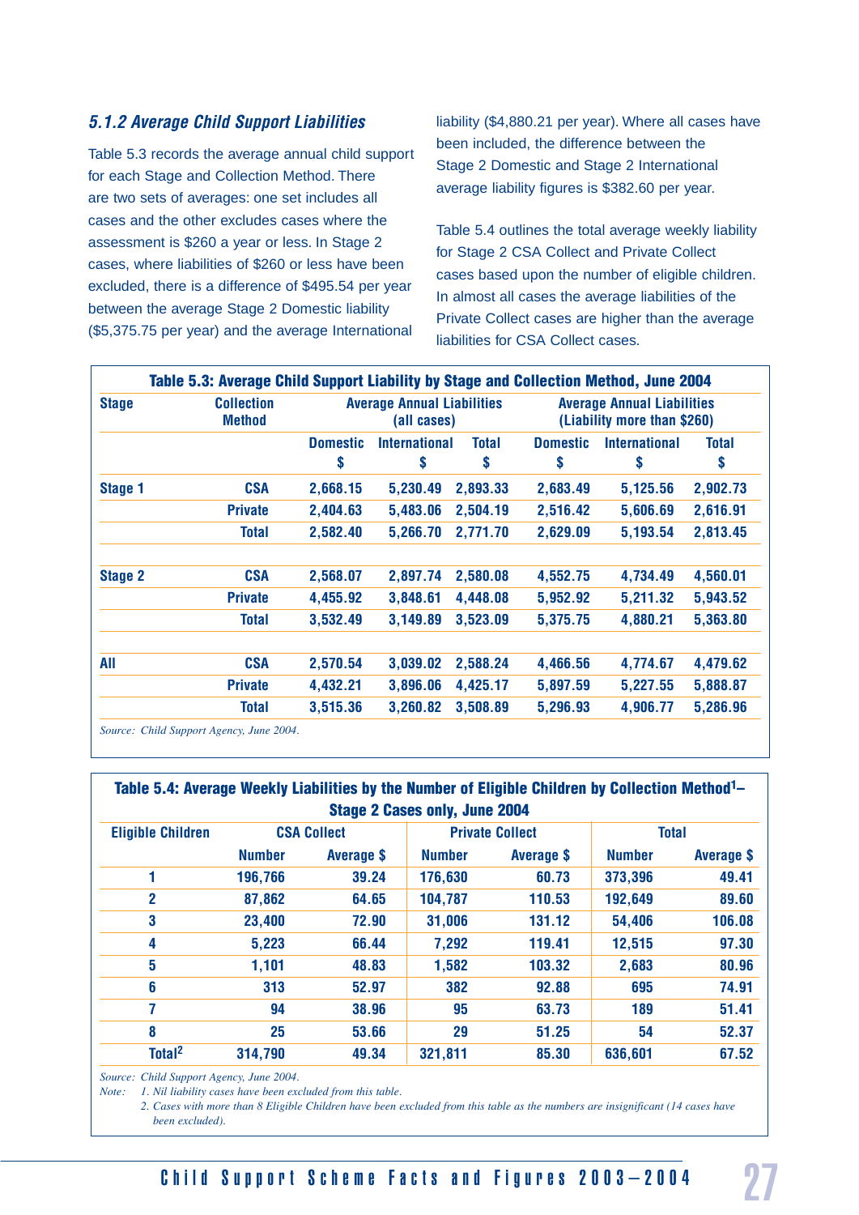### *5.1.2 Average Child Support Liabilities*

Table 5.3 records the average annual child support for each Stage and Collection Method. There are two sets of averages: one set includes all cases and the other excludes cases where the assessment is $260 a year or less. In Stage 2 cases, where liabilities of $260 or less have been excluded, there is a difference of $495.54 per year between the average Stage 2 Domestic liability ($5,375.75 per year) and the average International liability ($4,880.21 per year). Where all cases have been included, the difference between the Stage 2 Domestic and Stage 2 International average liability figures is $382.60 per year.

Table 5.4 outlines the total average weekly liability for Stage 2 CSA Collect and Private Collect cases based upon the number of eligible children. In almost all cases the average liabilities of the Private Collect cases are higher than the average liabilities for CSA Collect cases.

**Table 5.3: Average Child Support Liability by Stage and Collection Method, June 2004**

| Stage | Collection Method | Average Annual Liabilities (all cases) | | | Average Annual Liabilities (Liability more than $260) | | |
|---|---|---|---|---|---|---|---|
| | | Domestic $ | International $ | Total $ | Domestic $ | International $ | Total $ |
| Stage 1 | CSA | 2,668.15 | 5,230.49 | 2,893.33 | 2,683.49 | 5,125.56 | 2,902.73 |
| | Private | 2,404.63 | 5,483.06 | 2,504.19 | 2,516.42 | 5,606.69 | 2,616.91 |
| | Total | 2,582.40 | 5,266.70 | 2,771.70 | 2,629.09 | 5,193.54 | 2,813.45 |
| Stage 2 | CSA | 2,568.07 | 2,897.74 | 2,580.08 | 4,552.75 | 4,734.49 | 4,560.01 |
| | Private | 4,455.92 | 3,848.61 | 4,448.08 | 5,952.92 | 5,211.32 | 5,943.52 |
| | Total | 3,532.49 | 3,149.89 | 3,523.09 | 5,375.75 | 4,880.21 | 5,363.80 |
| All | CSA | 2,570.54 | 3,039.02 | 2,588.24 | 4,466.56 | 4,774.67 | 4,479.62 |
| | Private | 4,432.21 | 3,896.06 | 4,425.17 | 5,897.59 | 5,227.55 | 5,888.87 |
| | Total | 3,515.36 | 3,260.82 | 3,508.89 | 5,296.93 | 4,906.77 | 5,286.96 |

*Source: Child Support Agency, June 2004.*

**Table 5.4: Average Weekly Liabilities by the Number of Eligible Children by Collection Method[1] – Stage 2 Cases only, June 2004**

| Eligible Children | CSA Collect | | Private Collect | | Total | |
|---|---|---|---|---|---|---|
| | Number | Average $ | Number | Average $ | Number | Average $ |
| 1 | 196,766 | 39.24 | 176,630 | 60.73 | 373,396 | 49.41 |
| 2 | 87,862 | 64.65 | 104,787 | 110.53 | 192,649 | 89.60 |
| 3 | 23,400 | 72.90 | 31,006 | 131.12 | 54,406 | 106.08 |
| 4 | 5,223 | 66.44 | 7,292 | 119.41 | 12,515 | 97.30 |
| 5 | 1,101 | 48.83 | 1,582 | 103.32 | 2,683 | 80.96 |
| 6 | 313 | 52.97 | 382 | 92.88 | 695 | 74.91 |
| 7 | 94 | 38.96 | 95 | 63.73 | 189 | 51.41 |
| 8 | 25 | 53.66 | 29 | 51.25 | 54 | 52.37 |
| Total[2] | 314,790 | 49.34 | 321,811 | 85.30 | 636,601 | 67.52 |

*Source: Child Support Agency, June 2004.*

*Note: 1. Nil liability cases have been excluded from this table.*

*2. Cases with more than 8 Eligible Children have been excluded from this table as the numbers are insignificant (14 cases have been excluded).*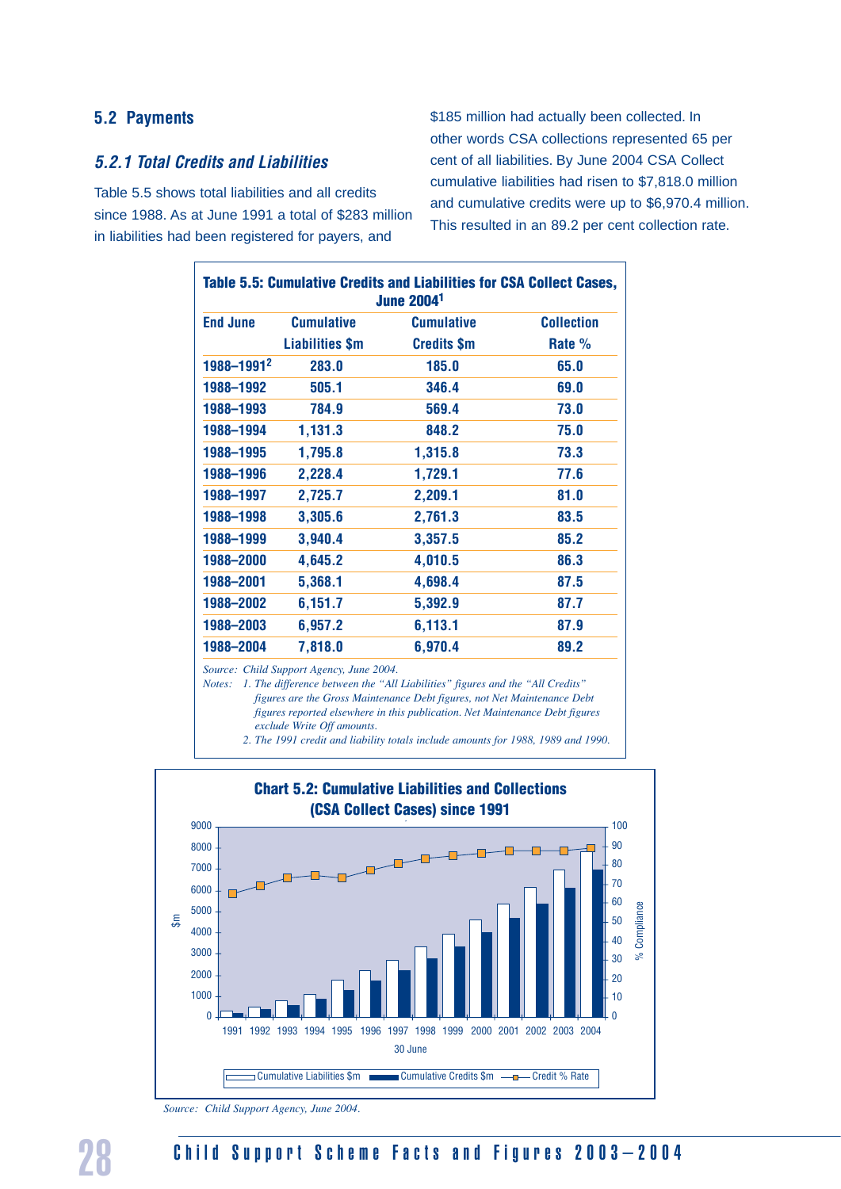## 5.2 Payments

### 5.2.1 Total Credits and Liabilities

Table 5.5 shows total liabilities and all credits since 1988. As at June 1991 a total of $283 million in liabilities had been registered for payers, and $185 million had actually been collected. In other words CSA collections represented 65 per cent of all liabilities. By June 2004 CSA Collect cumulative liabilities had risen to $7,818.0 million and cumulative credits were up to $6,970.4 million. This resulted in an 89.2 per cent collection rate.

**Table 5.5: Cumulative Credits and Liabilities for CSA Collect Cases, June 2004[1]**

| End June | Cumulative Liabilities $m | Cumulative Credits $m | Collection Rate % |
|---|---|---|---|
| 1988–1991[2] | 283.0 | 185.0 | 65.0 |
| 1988–1992 | 505.1 | 346.4 | 69.0 |
| 1988–1993 | 784.9 | 569.4 | 73.0 |
| 1988–1994 | 1,131.3 | 848.2 | 75.0 |
| 1988–1995 | 1,795.8 | 1,315.8 | 73.3 |
| 1988–1996 | 2,228.4 | 1,729.1 | 77.6 |
| 1988–1997 | 2,725.7 | 2,209.1 | 81.0 |
| 1988–1998 | 3,305.6 | 2,761.3 | 83.5 |
| 1988–1999 | 3,940.4 | 3,357.5 | 85.2 |
| 1988–2000 | 4,645.2 | 4,010.5 | 86.3 |
| 1988–2001 | 5,368.1 | 4,698.4 | 87.5 |
| 1988–2002 | 6,151.7 | 5,392.9 | 87.7 |
| 1988–2003 | 6,957.2 | 6,113.1 | 87.9 |
| 1988–2004 | 7,818.0 | 6,970.4 | 89.2 |

*Source: Child Support Agency, June 2004.*

*Notes: 1. The difference between the "All Liabilities" figures and the "All Credits" figures are the Gross Maintenance Debt figures, not Net Maintenance Debt figures reported elsewhere in this publication. Net Maintenance Debt figures exclude Write Off amounts.*

*2. The 1991 credit and liability totals include amounts for 1988, 1989 and 1990.*

**Chart 5.2: Cumulative Liabilities and Collections (CSA Collect Cases) since 1991**

$m

9000
8000
7000
6000
5000
4000
3000
2000
1000
0

% Compliance

100
90
80
70
60
50
40
30
20
10
0

1991 1992 1993 1994 1995 1996 1997 1998 1999 2000 2001 2002 2003 2004

30 June

Cumulative Liabilities $m — Cumulative Credits $m — Credit % Rate

*Source: Child Support Agency, June 2004.*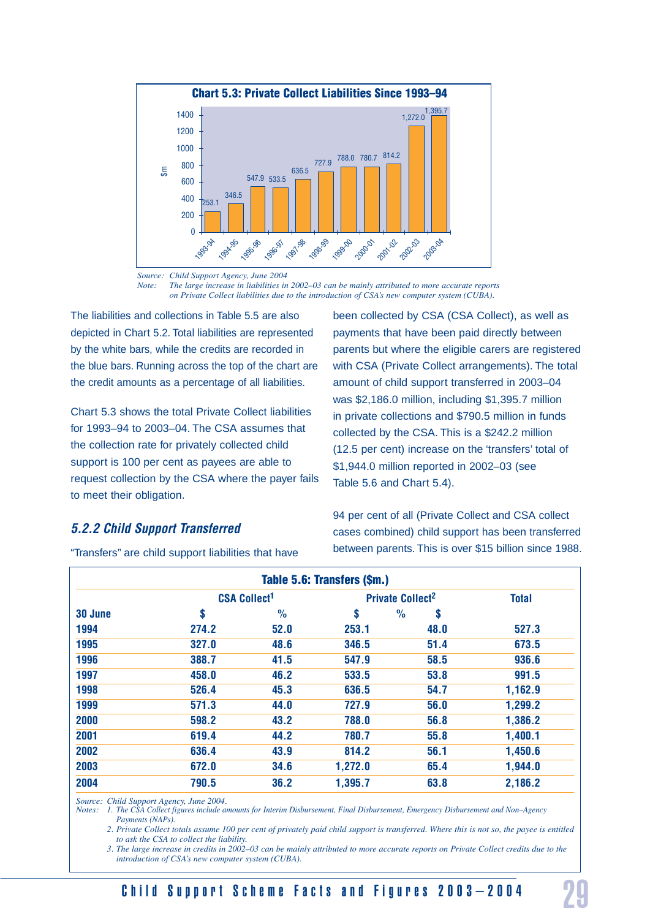**Chart 5.3: Private Collect Liabilities Since 1993–94**

$m

1400
1200
1000
800
600
400
200
0

253.1
346.5
547.9
533.5
636.5
727.9
788.0
780.7
814.2
1,272.0
1,395.7

1993-94
1994-95
1995-96
1996-97
1997-98
1998-99
1999-00
2000-01
2001-02
2002-03
2003-04

*Source: Child Support Agency, June 2004*
*Note: The large increase in liabilities in 2002–03 can be mainly attributed to more accurate reports on Private Collect liabilities due to the introduction of CSA's new computer system (CUBA).*

The liabilities and collections in Table 5.5 are also depicted in Chart 5.2. Total liabilities are represented by the white bars, while the credits are recorded in the blue bars. Running across the top of the chart are the credit amounts as a percentage of all liabilities.

Chart 5.3 shows the total Private Collect liabilities for 1993–94 to 2003–04. The CSA assumes that the collection rate for privately collected child support is 100 per cent as payees are able to request collection by the CSA where the payer fails to meet their obligation.

### 5.2.2 Child Support Transferred

"Transfers" are child support liabilities that have been collected by CSA (CSA Collect), as well as payments that have been paid directly between parents but where the eligible carers are registered with CSA (Private Collect arrangements). The total amount of child support transferred in 2003–04 was $2,186.0 million, including $1,395.7 million in private collections and $790.5 million in funds collected by the CSA. This is a $242.2 million (12.5 per cent) increase on the 'transfers' total of $1,944.0 million reported in 2002–03 (see Table 5.6 and Chart 5.4).

94 per cent of all (Private Collect and CSA collect cases combined) child support has been transferred between parents. This is over $15 billion since 1988.

**Table 5.6: Transfers ($m.)**

| | CSA Collect[1] | | Private Collect[2] | | Total |
|---|---|---|---|---|---|
| 30 June | $ | % | $ | % | $ |
| 1994 | 274.2 | 52.0 | 253.1 | 48.0 | 527.3 |
| 1995 | 327.0 | 48.6 | 346.5 | 51.4 | 673.5 |
| 1996 | 388.7 | 41.5 | 547.9 | 58.5 | 936.6 |
| 1997 | 458.0 | 46.2 | 533.5 | 53.8 | 991.5 |
| 1998 | 526.4 | 45.3 | 636.5 | 54.7 | 1,162.9 |
| 1999 | 571.3 | 44.0 | 727.9 | 56.0 | 1,299.2 |
| 2000 | 598.2 | 43.2 | 788.0 | 56.8 | 1,386.2 |
| 2001 | 619.4 | 44.2 | 780.7 | 55.8 | 1,400.1 |
| 2002 | 636.4 | 43.9 | 814.2 | 56.1 | 1,450.6 |
| 2003 | 672.0 | 34.6 | 1,272.0 | 65.4 | 1,944.0 |
| 2004 | 790.5 | 36.2 | 1,395.7 | 63.8 | 2,186.2 |

*Source: Child Support Agency, June 2004.*
*Notes: 1. The CSA Collect figures include amounts for Interim Disbursement, Final Disbursement, Emergency Disbursement and Non–Agency Payments (NAPs).*
*2. Private Collect totals assume 100 per cent of privately paid child support is transferred. Where this is not so, the payee is entitled to ask the CSA to collect the liability.*
*3. The large increase in credits in 2002–03 can be mainly attributed to more accurate reports on Private Collect credits due to the introduction of CSA's new computer system (CUBA).*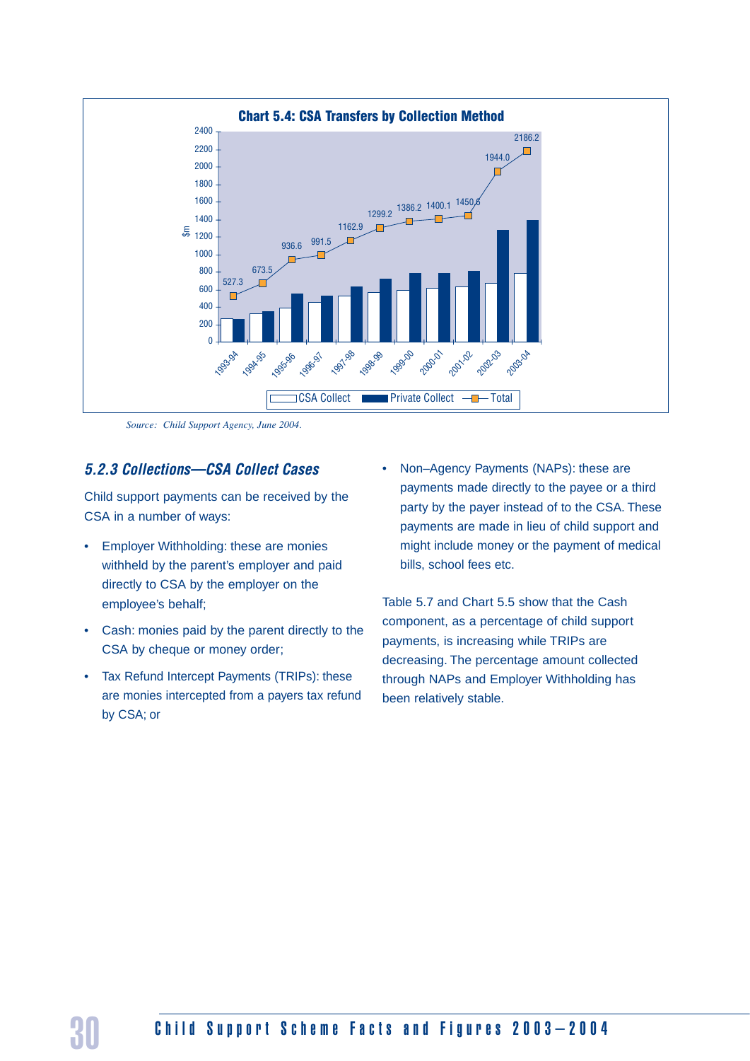**Chart 5.4: CSA Transfers by Collection Method**

$m

2400
2200
2000
1800
1600
1400
1200
1000
800
600
400
200
0

527.3
673.5
936.6
991.5
1162.9
1299.2
1386.2
1400.1
1450.6
1944.0
2186.2

1993-94
1994-95
1995-96
1996-97
1997-98
1998-99
1999-00
2000-01
2001-02
2002-03
2003-04

CSA Collect
Private Collect
Total

*Source: Child Support Agency, June 2004.*

### *5.2.3 Collections—CSA Collect Cases*

Child support payments can be received by the CSA in a number of ways:

- Employer Withholding: these are monies withheld by the parent's employer and paid directly to CSA by the employer on the employee's behalf;
- Cash: monies paid by the parent directly to the CSA by cheque or money order;
- Tax Refund Intercept Payments (TRIPs): these are monies intercepted from a payers tax refund by CSA; or
- Non–Agency Payments (NAPs): these are payments made directly to the payee or a third party by the payer instead of to the CSA. These payments are made in lieu of child support and might include money or the payment of medical bills, school fees etc.

Table 5.7 and Chart 5.5 show that the Cash component, as a percentage of child support payments, is increasing while TRIPs are decreasing. The percentage amount collected through NAPs and Employer Withholding has been relatively stable.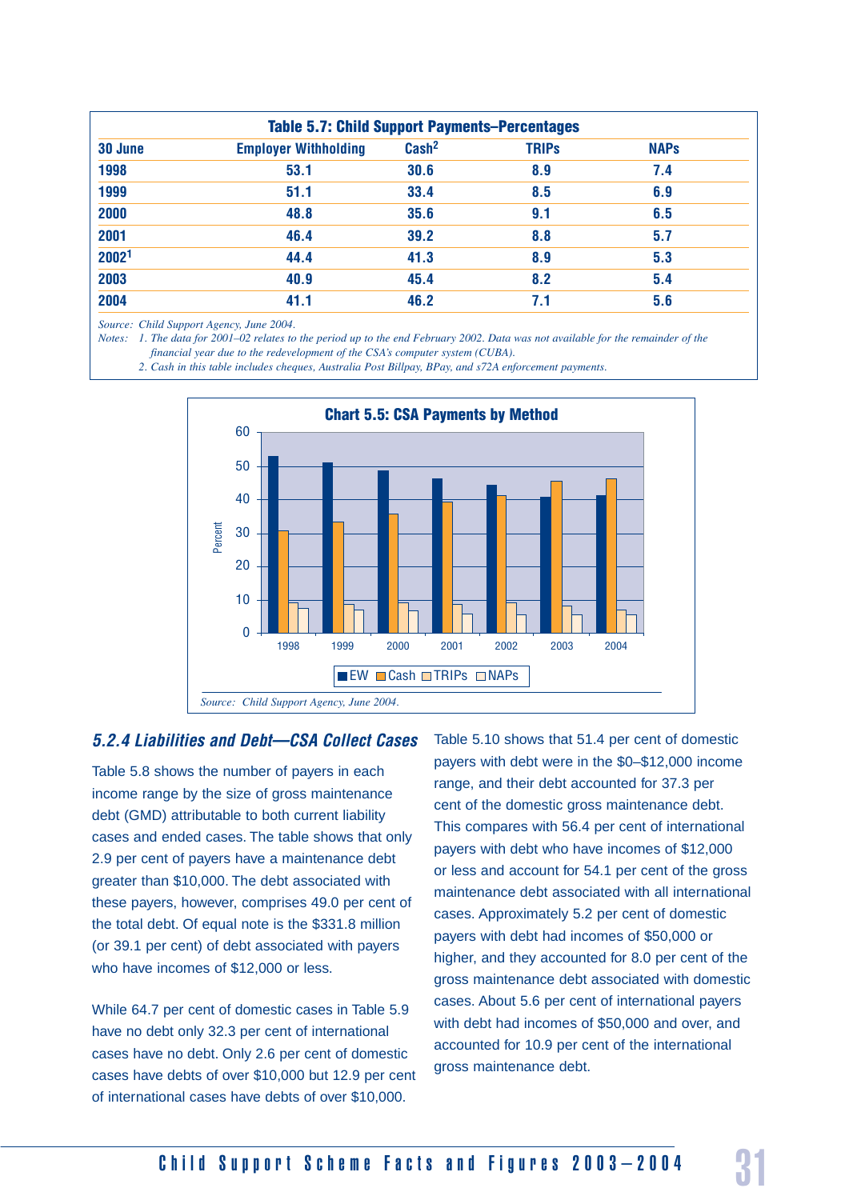**Table 5.7: Child Support Payments–Percentages**

| 30 June | Employer Withholding | Cash[2] | TRIPs | NAPs |
|---|---|---|---|---|
| 1998 | 53.1 | 30.6 | 8.9 | 7.4 |
| 1999 | 51.1 | 33.4 | 8.5 | 6.9 |
| 2000 | 48.8 | 35.6 | 9.1 | 6.5 |
| 2001 | 46.4 | 39.2 | 8.8 | 5.7 |
| 2002[1] | 44.4 | 41.3 | 8.9 | 5.3 |
| 2003 | 40.9 | 45.4 | 8.2 | 5.4 |
| 2004 | 41.1 | 46.2 | 7.1 | 5.6 |

*Source: Child Support Agency, June 2004.*

*Notes: 1. The data for 2001–02 relates to the period up to the end February 2002. Data was not available for the remainder of the financial year due to the redevelopment of the CSA's computer system (CUBA).*

*2. Cash in this table includes cheques, Australia Post Billpay, BPay, and s72A enforcement payments.*

**Chart 5.5: CSA Payments by Method**

*Source: Child Support Agency, June 2004.*

### 5.2.4 Liabilities and Debt—CSA Collect Cases

Table 5.8 shows the number of payers in each income range by the size of gross maintenance debt (GMD) attributable to both current liability cases and ended cases. The table shows that only 2.9 per cent of payers have a maintenance debt greater than $10,000. The debt associated with these payers, however, comprises 49.0 per cent of the total debt. Of equal note is the $331.8 million (or 39.1 per cent) of debt associated with payers who have incomes of $12,000 or less.

While 64.7 per cent of domestic cases in Table 5.9 have no debt only 32.3 per cent of international cases have no debt. Only 2.6 per cent of domestic cases have debts of over $10,000 but 12.9 per cent of international cases have debts of over $10,000.

Table 5.10 shows that 51.4 per cent of domestic payers with debt were in the $0–$12,000 income range, and their debt accounted for 37.3 per cent of the domestic gross maintenance debt. This compares with 56.4 per cent of international payers with debt who have incomes of $12,000 or less and account for 54.1 per cent of the gross maintenance debt associated with all international cases. Approximately 5.2 per cent of domestic payers with debt had incomes of $50,000 or higher, and they accounted for 8.0 per cent of the gross maintenance debt associated with domestic cases. About 5.6 per cent of international payers with debt had incomes of $50,000 and over, and accounted for 10.9 per cent of the international gross maintenance debt.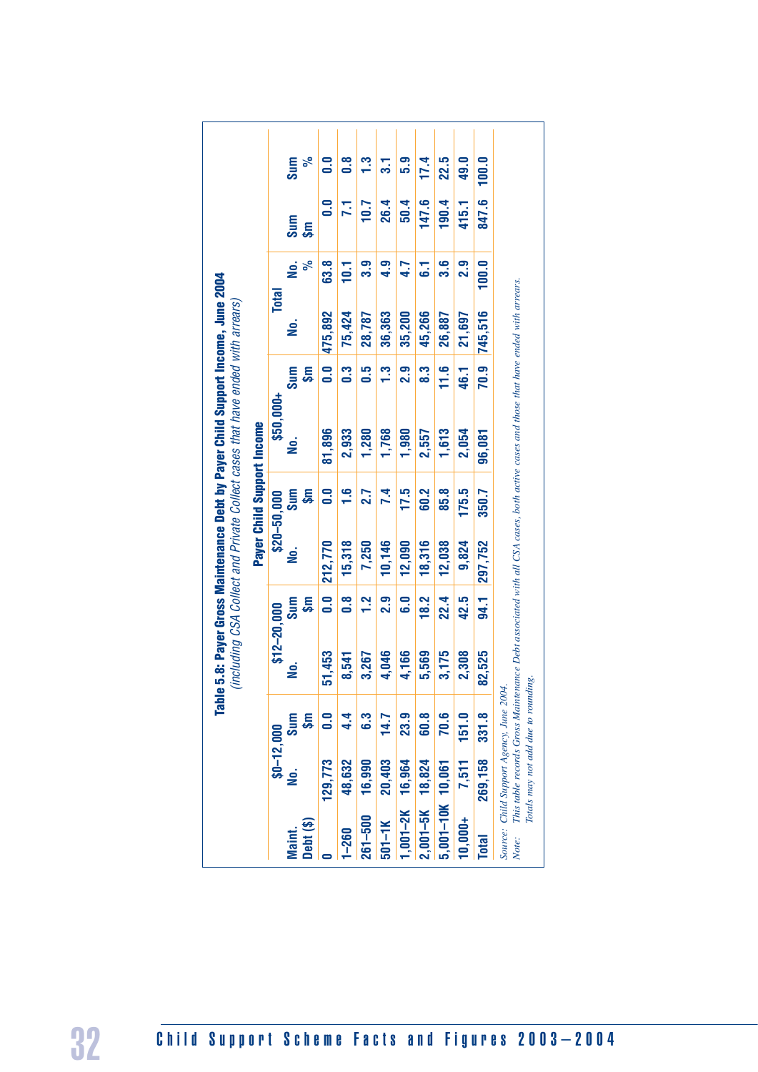## Table 5.8: Payer Gross Maintenance Debt by Payer Child Support Income, June 2004

*(including CSA Collect and Private Collect cases that have ended with arrears)*

| Maint. Debt ($) | Payer Child Support Income | | | | | | | | Total | | | |
|---|---|---|---|---|---|---|---|---|---|---|---|---|
| | $0–12,000 | | $12–20,000 | | $20–50,000 | | $50,000+ | | | | | |
| | No. | Sum $m | No. | Sum $m | No. | Sum $m | No. | Sum $m | No. | No. % | Sum $m | Sum % |
| 0 | 129,773 | 0.0 | 51,453 | 0.0 | 212,770 | 0.0 | 81,896 | 0.0 | 475,892 | 63.8 | 0.0 | 0.0 |
| 1–260 | 48,632 | 4.4 | 8,541 | 0.8 | 15,318 | 1.6 | 2,933 | 0.3 | 75,424 | 10.1 | 7.1 | 0.8 |
| 261–500 | 16,990 | 6.3 | 3,267 | 1.2 | 7,250 | 2.7 | 1,280 | 0.5 | 28,787 | 3.9 | 10.7 | 1.3 |
| 501–1K | 20,403 | 14.7 | 4,046 | 2.9 | 10,146 | 7.4 | 1,768 | 1.3 | 36,363 | 4.9 | 26.4 | 3.1 |
| 1,001–2K | 16,964 | 23.9 | 4,166 | 6.0 | 12,090 | 17.5 | 1,980 | 2.9 | 35,200 | 4.7 | 50.4 | 5.9 |
| 2,001–5K | 18,824 | 60.8 | 5,569 | 18.2 | 18,316 | 60.2 | 2,557 | 8.3 | 45,266 | 6.1 | 147.6 | 17.4 |
| 5,001–10K | 10,061 | 70.6 | 3,175 | 22.4 | 12,038 | 85.8 | 1,613 | 11.6 | 26,887 | 3.6 | 190.4 | 22.5 |
| 10,000+ | 7,511 | 151.0 | 2,308 | 42.5 | 9,824 | 175.5 | 2,054 | 46.1 | 21,697 | 2.9 | 415.1 | 49.0 |
| Total | 269,158 | 331.8 | 82,525 | 94.1 | 297,752 | 350.7 | 96,081 | 70.9 | 745,516 | 100.0 | 847.6 | 100.0 |

*Source:* *Child Support Agency, June 2004.*

*Note:* *This table records Gross Maintenance Debt associated with all CSA cases, both active cases and those that have ended with arrears. Totals may not add due to rounding.*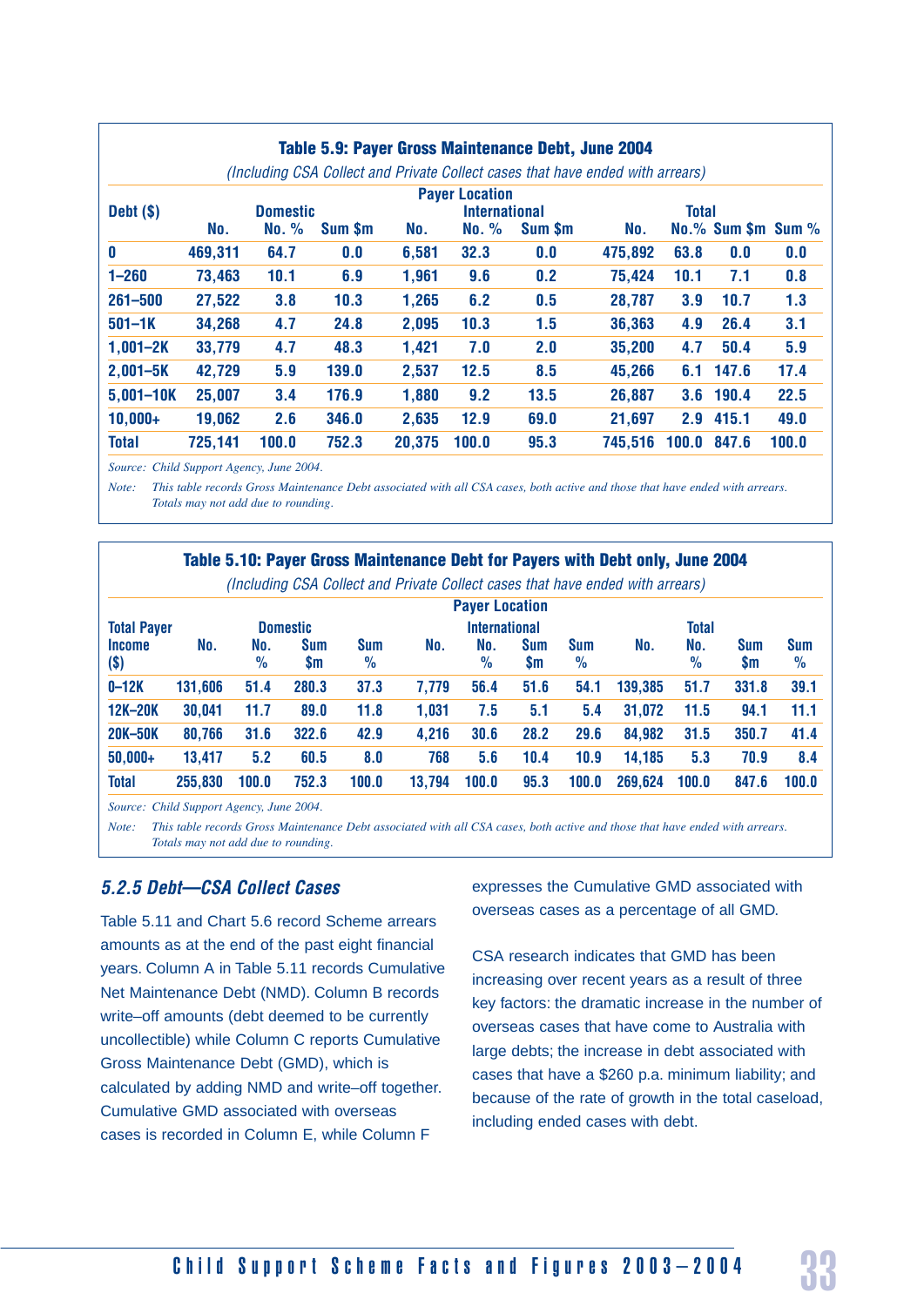**Table 5.9: Payer Gross Maintenance Debt, June 2004**

*(Including CSA Collect and Private Collect cases that have ended with arrears)*

| Debt ($) | Payer Location | | | | | | | | | |
|---|---|---|---|---|---|---|---|---|---|---|
| | Domestic | | | International | | | Total | | | |
| | No. | No. % | Sum $m | No. | No. % | Sum $m | No. | No.% | Sum $m | Sum % |
| 0 | 469,311 | 64.7 | 0.0 | 6,581 | 32.3 | 0.0 | 475,892 | 63.8 | 0.0 | 0.0 |
| 1–260 | 73,463 | 10.1 | 6.9 | 1,961 | 9.6 | 0.2 | 75,424 | 10.1 | 7.1 | 0.8 |
| 261–500 | 27,522 | 3.8 | 10.3 | 1,265 | 6.2 | 0.5 | 28,787 | 3.9 | 10.7 | 1.3 |
| 501–1K | 34,268 | 4.7 | 24.8 | 2,095 | 10.3 | 1.5 | 36,363 | 4.9 | 26.4 | 3.1 |
| 1,001–2K | 33,779 | 4.7 | 48.3 | 1,421 | 7.0 | 2.0 | 35,200 | 4.7 | 50.4 | 5.9 |
| 2,001–5K | 42,729 | 5.9 | 139.0 | 2,537 | 12.5 | 8.5 | 45,266 | 6.1 | 147.6 | 17.4 |
| 5,001–10K | 25,007 | 3.4 | 176.9 | 1,880 | 9.2 | 13.5 | 26,887 | 3.6 | 190.4 | 22.5 |
| 10,000+ | 19,062 | 2.6 | 346.0 | 2,635 | 12.9 | 69.0 | 21,697 | 2.9 | 415.1 | 49.0 |
| Total | 725,141 | 100.0 | 752.3 | 20,375 | 100.0 | 95.3 | 745,516 | 100.0 | 847.6 | 100.0 |

*Source: Child Support Agency, June 2004.*

*Note: This table records Gross Maintenance Debt associated with all CSA cases, both active and those that have ended with arrears. Totals may not add due to rounding.*

**Table 5.10: Payer Gross Maintenance Debt for Payers with Debt only, June 2004**

*(Including CSA Collect and Private Collect cases that have ended with arrears)*

| Total Payer Income ($) | Payer Location | | | | | | | | | | | |
|---|---|---|---|---|---|---|---|---|---|---|---|---|
| | Domestic | | | | International | | | | Total | | | |
| | No. | No. % | Sum $m | Sum % | No. | No. % | Sum $m | Sum % | No. | No. % | Sum $m | Sum % |
| 0–12K | 131,606 | 51.4 | 280.3 | 37.3 | 7,779 | 56.4 | 51.6 | 54.1 | 139,385 | 51.7 | 331.8 | 39.1 |
| 12K–20K | 30,041 | 11.7 | 89.0 | 11.8 | 1,031 | 7.5 | 5.1 | 5.4 | 31,072 | 11.5 | 94.1 | 11.1 |
| 20K–50K | 80,766 | 31.6 | 322.6 | 42.9 | 4,216 | 30.6 | 28.2 | 29.6 | 84,982 | 31.5 | 350.7 | 41.4 |
| 50,000+ | 13,417 | 5.2 | 60.5 | 8.0 | 768 | 5.6 | 10.4 | 10.9 | 14,185 | 5.3 | 70.9 | 8.4 |
| Total | 255,830 | 100.0 | 752.3 | 100.0 | 13,794 | 100.0 | 95.3 | 100.0 | 269,624 | 100.0 | 847.6 | 100.0 |

*Source: Child Support Agency, June 2004.*

*Note: This table records Gross Maintenance Debt associated with all CSA cases, both active and those that have ended with arrears. Totals may not add due to rounding.*

### 5.2.5 Debt—CSA Collect Cases

Table 5.11 and Chart 5.6 record Scheme arrears amounts as at the end of the past eight financial years. Column A in Table 5.11 records Cumulative Net Maintenance Debt (NMD). Column B records write–off amounts (debt deemed to be currently uncollectible) while Column C reports Cumulative Gross Maintenance Debt (GMD), which is calculated by adding NMD and write–off together. Cumulative GMD associated with overseas cases is recorded in Column E, while Column F expresses the Cumulative GMD associated with overseas cases as a percentage of all GMD.

CSA research indicates that GMD has been increasing over recent years as a result of three key factors: the dramatic increase in the number of overseas cases that have come to Australia with large debts; the increase in debt associated with cases that have a $260 p.a. minimum liability; and because of the rate of growth in the total caseload, including ended cases with debt.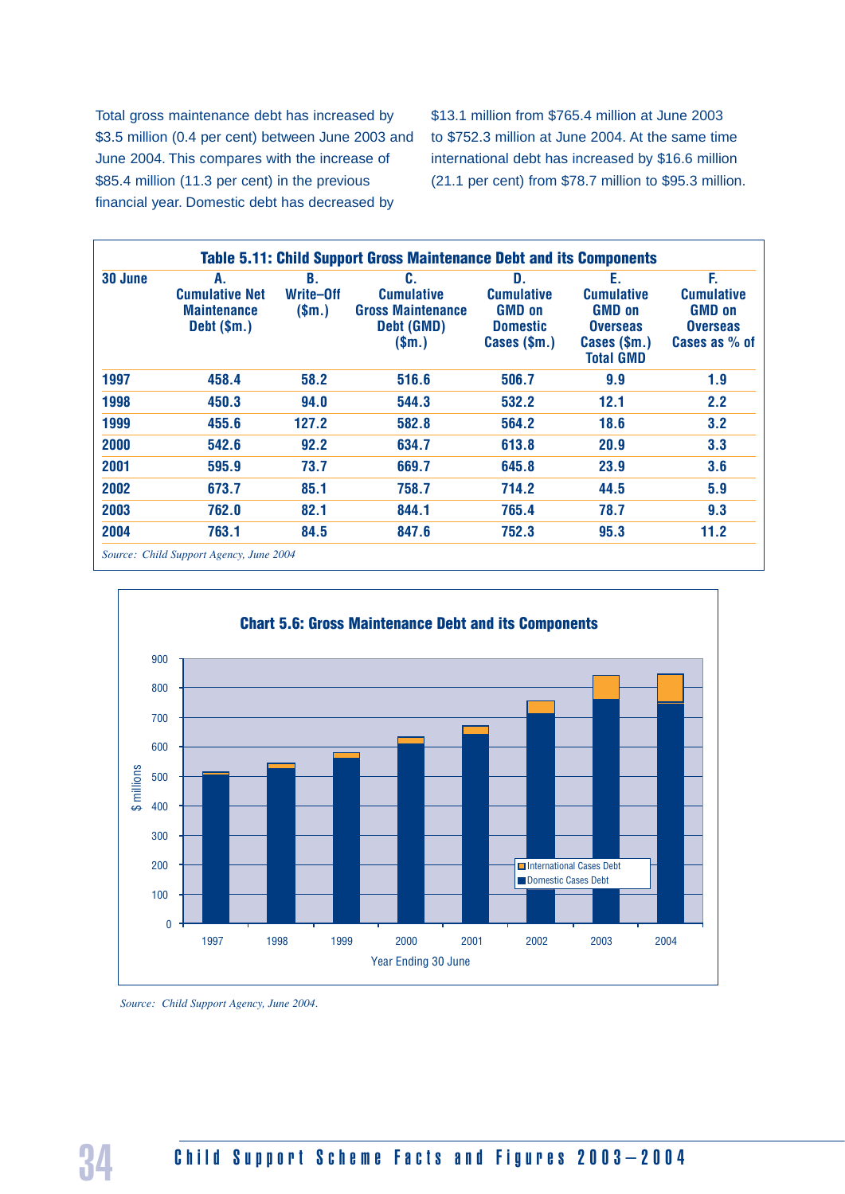Total gross maintenance debt has increased by $3.5 million (0.4 per cent) between June 2003 and June 2004. This compares with the increase of $85.4 million (11.3 per cent) in the previous financial year. Domestic debt has decreased by $13.1 million from $765.4 million at June 2003 to $752.3 million at June 2004. At the same time international debt has increased by $16.6 million (21.1 per cent) from $78.7 million to $95.3 million.

**Table 5.11: Child Support Gross Maintenance Debt and its Components**

| 30 June | A. Cumulative Net Maintenance Debt ($m.) | B. Write–Off ($m.) | C. Cumulative Gross Maintenance Debt (GMD) ($m.) | D. Cumulative GMD on Domestic Cases ($m.) | E. Cumulative GMD on Overseas Cases ($m.) Total GMD | F. Cumulative GMD on Overseas Cases as % of |
|---|---|---|---|---|---|---|
| 1997 | 458.4 | 58.2 | 516.6 | 506.7 | 9.9 | 1.9 |
| 1998 | 450.3 | 94.0 | 544.3 | 532.2 | 12.1 | 2.2 |
| 1999 | 455.6 | 127.2 | 582.8 | 564.2 | 18.6 | 3.2 |
| 2000 | 542.6 | 92.2 | 634.7 | 613.8 | 20.9 | 3.3 |
| 2001 | 595.9 | 73.7 | 669.7 | 645.8 | 23.9 | 3.6 |
| 2002 | 673.7 | 85.1 | 758.7 | 714.2 | 44.5 | 5.9 |
| 2003 | 762.0 | 82.1 | 844.1 | 765.4 | 78.7 | 9.3 |
| 2004 | 763.1 | 84.5 | 847.6 | 752.3 | 95.3 | 11.2 |

*Source: Child Support Agency, June 2004*

**Chart 5.6: Gross Maintenance Debt and its Components**

$ millions

0
100
200
300
400
500
600
700
800
900

1997
1998
1999
2000
2001
2002
2003
2004

Year Ending 30 June

International Cases Debt
Domestic Cases Debt

*Source: Child Support Agency, June 2004.*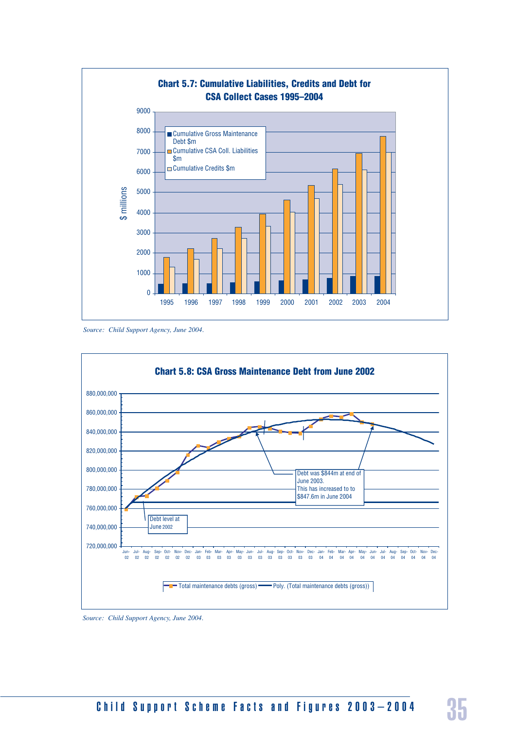**Chart 5.7: Cumulative Liabilities, Credits and Debt for CSA Collect Cases 1995–2004**

$ millions

9000
8000
7000
6000
5000
4000
3000
2000
1000
0

1995 1996 1997 1998 1999 2000 2001 2002 2003 2004

Cumulative Gross Maintenance Debt $m
Cumulative CSA Coll. Liabilities $m
Cumulative Credits $m

*Source: Child Support Agency, June 2004.*

**Chart 5.8: CSA Gross Maintenance Debt from June 2002**

880,000,000
860,000,000
840,000,000
820,000,000
800,000,000
780,000,000
760,000,000
740,000,000
720,000,000

Jun-02 Jul-02 Aug-02 Sep-02 Oct-02 Nov-02 Dec-02 Jan-03 Feb-03 Mar-03 Apr-03 May-03 Jun-03 Jul-03 Aug-03 Sep-03 Oct-03 Nov-03 Dec-03 Jan-04 Feb-04 Mar-04 Apr-04 May-04 Jun-04 Jul-04 Aug-04 Sep-04 Oct-04 Nov-04 Dec-04

Debt was $844m at end of June 2003. This has increased to to $847.6m in June 2004

Debt level at June 2002

Total maintenance debts (gross)
Poly. (Total maintenance debts (gross))

*Source: Child Support Agency, June 2004.*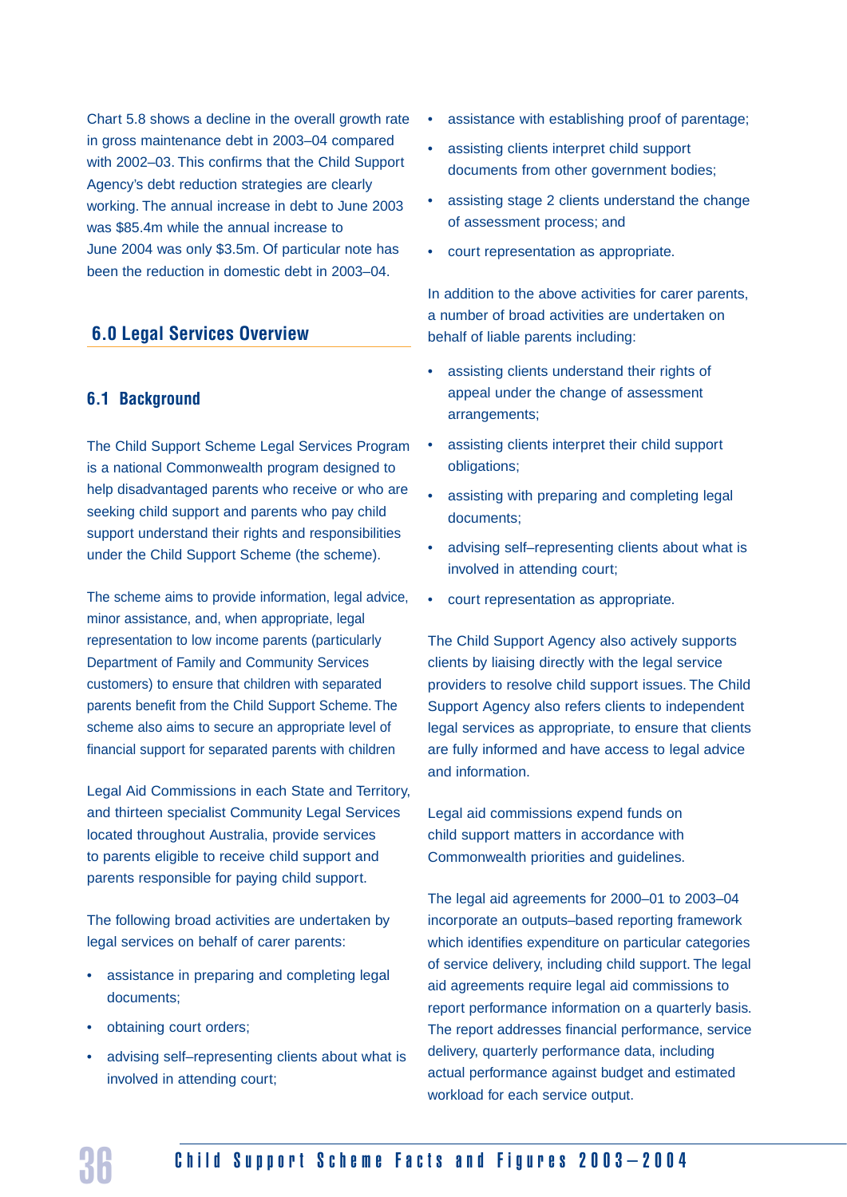Chart 5.8 shows a decline in the overall growth rate in gross maintenance debt in 2003–04 compared with 2002–03. This confirms that the Child Support Agency's debt reduction strategies are clearly working. The annual increase in debt to June 2003 was $85.4m while the annual increase to June 2004 was only $3.5m. Of particular note has been the reduction in domestic debt in 2003–04.

## 6.0 Legal Services Overview

### 6.1 Background

The Child Support Scheme Legal Services Program is a national Commonwealth program designed to help disadvantaged parents who receive or who are seeking child support and parents who pay child support understand their rights and responsibilities under the Child Support Scheme (the scheme).

The scheme aims to provide information, legal advice, minor assistance, and, when appropriate, legal representation to low income parents (particularly Department of Family and Community Services customers) to ensure that children with separated parents benefit from the Child Support Scheme. The scheme also aims to secure an appropriate level of financial support for separated parents with children

Legal Aid Commissions in each State and Territory, and thirteen specialist Community Legal Services located throughout Australia, provide services to parents eligible to receive child support and parents responsible for paying child support.

The following broad activities are undertaken by legal services on behalf of carer parents:

- assistance in preparing and completing legal documents;
- obtaining court orders;
- advising self–representing clients about what is involved in attending court;
- assistance with establishing proof of parentage;
- assisting clients interpret child support documents from other government bodies;
- assisting stage 2 clients understand the change of assessment process; and
- court representation as appropriate.

In addition to the above activities for carer parents, a number of broad activities are undertaken on behalf of liable parents including:

- assisting clients understand their rights of appeal under the change of assessment arrangements;
- assisting clients interpret their child support obligations;
- assisting with preparing and completing legal documents;
- advising self–representing clients about what is involved in attending court;
- court representation as appropriate.

The Child Support Agency also actively supports clients by liaising directly with the legal service providers to resolve child support issues. The Child Support Agency also refers clients to independent legal services as appropriate, to ensure that clients are fully informed and have access to legal advice and information.

Legal aid commissions expend funds on child support matters in accordance with Commonwealth priorities and guidelines.

The legal aid agreements for 2000–01 to 2003–04 incorporate an outputs–based reporting framework which identifies expenditure on particular categories of service delivery, including child support. The legal aid agreements require legal aid commissions to report performance information on a quarterly basis. The report addresses financial performance, service delivery, quarterly performance data, including actual performance against budget and estimated workload for each service output.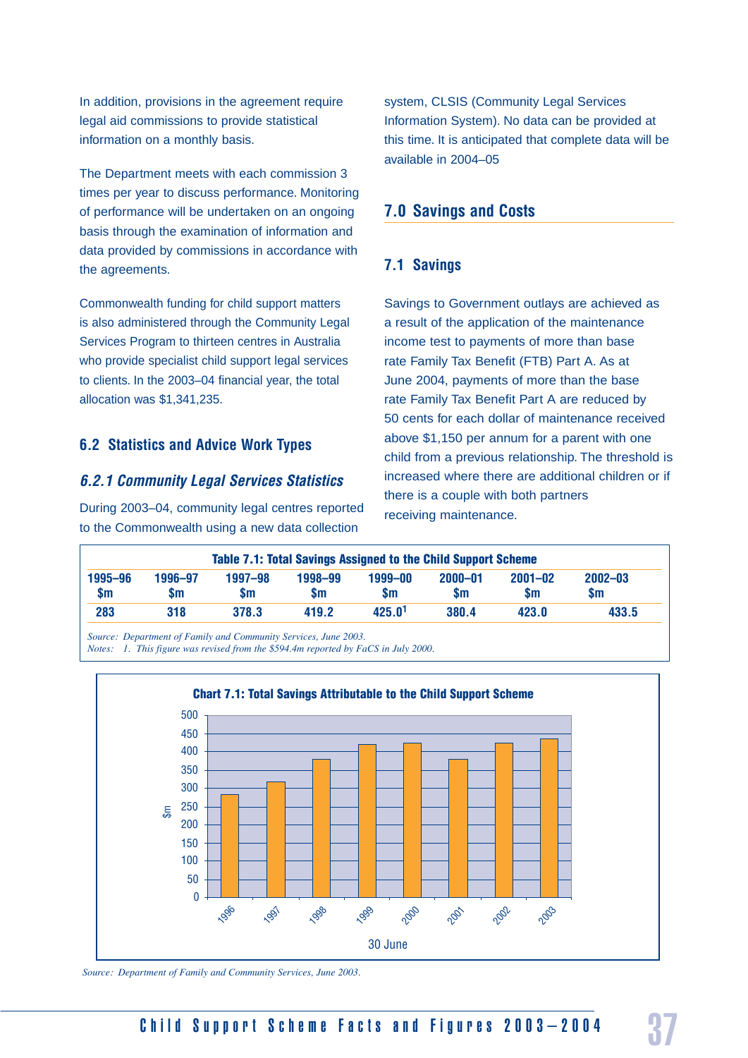In addition, provisions in the agreement require legal aid commissions to provide statistical information on a monthly basis.

The Department meets with each commission 3 times per year to discuss performance. Monitoring of performance will be undertaken on an ongoing basis through the examination of information and data provided by commissions in accordance with the agreements.

Commonwealth funding for child support matters is also administered through the Community Legal Services Program to thirteen centres in Australia who provide specialist child support legal services to clients. In the 2003–04 financial year, the total allocation was $1,341,235.

## 6.2 Statistics and Advice Work Types

### *6.2.1 Community Legal Services Statistics*

During 2003–04, community legal centres reported to the Commonwealth using a new data collection system, CLSIS (Community Legal Services Information System). No data can be provided at this time. It is anticipated that complete data will be available in 2004–05

# 7.0 Savings and Costs

## 7.1 Savings

Savings to Government outlays are achieved as a result of the application of the maintenance income test to payments of more than base rate Family Tax Benefit (FTB) Part A. As at June 2004, payments of more than the base rate Family Tax Benefit Part A are reduced by 50 cents for each dollar of maintenance received above $1,150 per annum for a parent with one child from a previous relationship. The threshold is increased where there are additional children or if there is a couple with both partners receiving maintenance.

**Table 7.1: Total Savings Assigned to the Child Support Scheme**

| 1995–96 $m | 1996–97 $m | 1997–98 $m | 1998–99 $m | 1999–00 $m | 2000–01 $m | 2001–02 $m | 2002–03 $m |
|---|---|---|---|---|---|---|---|
| 283 | 318 | 378.3 | 419.2 | 425.0[1] | 380.4 | 423.0 | 433.5 |

*Source: Department of Family and Community Services, June 2003.*
*Notes: 1. This figure was revised from the $594.4m reported by FaCS in July 2000.*

**Chart 7.1: Total Savings Attributable to the Child Support Scheme**

500
450
400
350
300
250
200
150
100
50
0

$m

1996
1997
1998
1999
2000
2001
2002
2003

30 June

*Source: Department of Family and Community Services, June 2003.*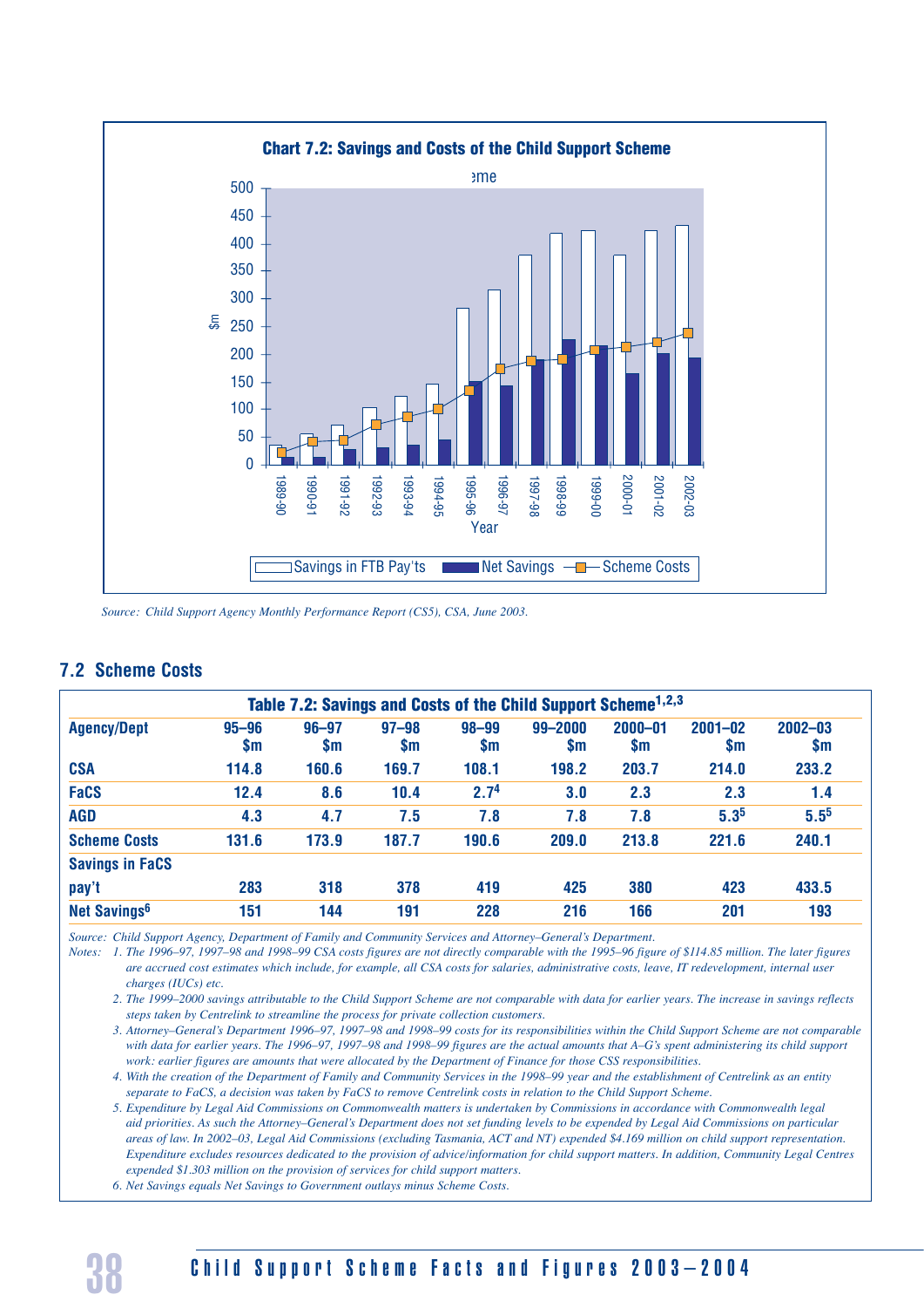**Chart 7.2: Savings and Costs of the Child Support Scheme**

eme

$m

500
450
400
350
300
250
200
150
100
50
0

1989-90
1990-91
1991-92
1992-93
1993-94
1994-95
1995-96
1996-97
1997-98
1998-99
1999-00
2000-01
2001-02
2002-03

Year

Savings in FTB Pay'ts
Net Savings
Scheme Costs

*Source: Child Support Agency Monthly Performance Report (CS5), CSA, June 2003.*

## 7.2 Scheme Costs

**Table 7.2: Savings and Costs of the Child Support Scheme[1,2,3]**

| Agency/Dept | 95–96 $m | 96–97 $m | 97–98 $m | 98–99 $m | 99–2000 $m | 2000–01 $m | 2001–02 $m | 2002–03 $m |
|---|---|---|---|---|---|---|---|---|
| CSA | 114.8 | 160.6 | 169.7 | 108.1 | 198.2 | 203.7 | 214.0 | 233.2 |
| FaCS | 12.4 | 8.6 | 10.4 | 2.7[4] | 3.0 | 2.3 | 2.3 | 1.4 |
| AGD | 4.3 | 4.7 | 7.5 | 7.8 | 7.8 | 7.8 | 5.3[5] | 5.5[5] |
| Scheme Costs | 131.6 | 173.9 | 187.7 | 190.6 | 209.0 | 213.8 | 221.6 | 240.1 |
| Savings in FaCS pay't | 283 | 318 | 378 | 419 | 425 | 380 | 423 | 433.5 |
| Net Savings[6] | 151 | 144 | 191 | 228 | 216 | 166 | 201 | 193 |

*Source: Child Support Agency, Department of Family and Community Services and Attorney–General's Department.*

*Notes:*

1. *The 1996–97, 1997–98 and 1998–99 CSA costs figures are not directly comparable with the 1995–96 figure of $114.85 million. The later figures are accrued cost estimates which include, for example, all CSA costs for salaries, administrative costs, leave, IT redevelopment, internal user charges (IUCs) etc.*
2. *The 1999–2000 savings attributable to the Child Support Scheme are not comparable with data for earlier years. The increase in savings reflects steps taken by Centrelink to streamline the process for private collection customers.*
3. *Attorney–General's Department 1996–97, 1997–98 and 1998–99 costs for its responsibilities within the Child Support Scheme are not comparable with data for earlier years. The 1996–97, 1997–98 and 1998–99 figures are the actual amounts that A–G's spent administering its child support work: earlier figures are amounts that were allocated by the Department of Finance for those CSS responsibilities.*
4. *With the creation of the Department of Family and Community Services in the 1998–99 year and the establishment of Centrelink as an entity separate to FaCS, a decision was taken by FaCS to remove Centrelink costs in relation to the Child Support Scheme.*
5. *Expenditure by Legal Aid Commissions on Commonwealth matters is undertaken by Commissions in accordance with Commonwealth legal aid priorities. As such the Attorney–General's Department does not set funding levels to be expended by Legal Aid Commissions on particular areas of law. In 2002–03, Legal Aid Commissions (excluding Tasmania, ACT and NT) expended $4.169 million on child support representation. Expenditure excludes resources dedicated to the provision of advice/information for child support matters. In addition, Community Legal Centres expended $1.303 million on the provision of services for child support matters.*
6. *Net Savings equals Net Savings to Government outlays minus Scheme Costs.*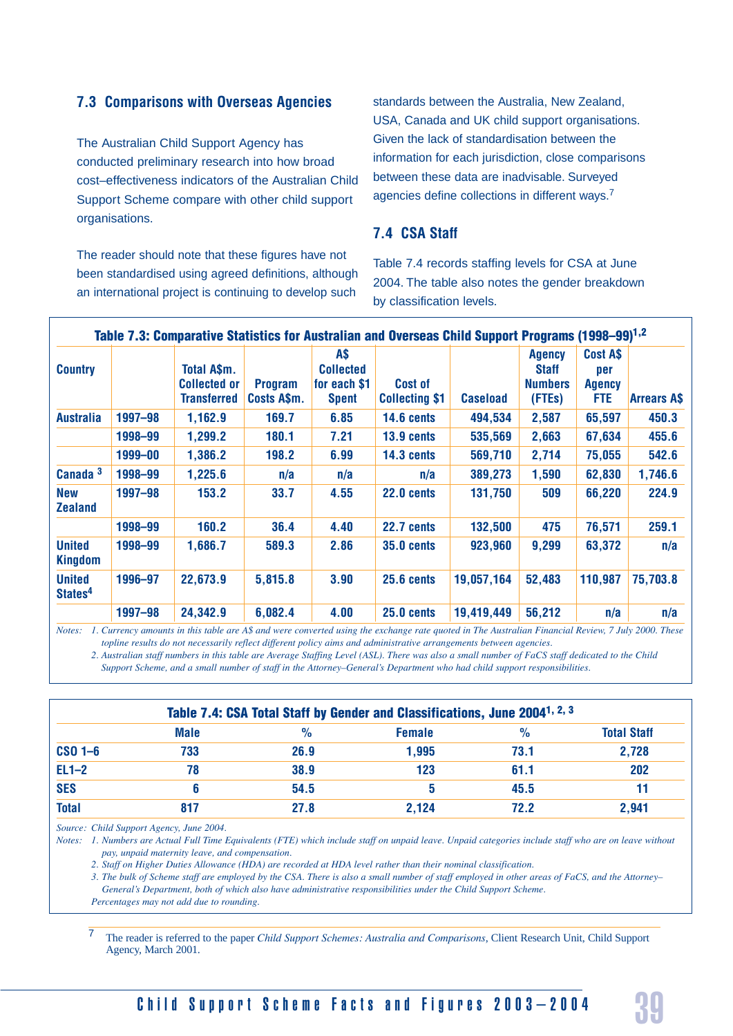## 7.3 Comparisons with Overseas Agencies

The Australian Child Support Agency has conducted preliminary research into how broad cost–effectiveness indicators of the Australian Child Support Scheme compare with other child support organisations.

The reader should note that these figures have not been standardised using agreed definitions, although an international project is continuing to develop such standards between the Australia, New Zealand, USA, Canada and UK child support organisations. Given the lack of standardisation between the information for each jurisdiction, close comparisons between these data are inadvisable. Surveyed agencies define collections in different ways.[7]

## 7.4 CSA Staff

Table 7.4 records staffing levels for CSA at June 2004. The table also notes the gender breakdown by classification levels.

**Table 7.3: Comparative Statistics for Australian and Overseas Child Support Programs (1998–99)[1,2]**

| Country | | Total A$m. Collected or Transferred | Program Costs A$m. | A$ Collected for each $1 Spent | Cost of Collecting $1 | Caseload | Agency Staff Numbers (FTEs) | Cost A$ per Agency FTE | Arrears A$ |
|---|---|---|---|---|---|---|---|---|---|
| Australia | 1997–98 | 1,162.9 | 169.7 | 6.85 | 14.6 cents | 494,534 | 2,587 | 65,597 | 450.3 |
| | 1998–99 | 1,299.2 | 180.1 | 7.21 | 13.9 cents | 535,569 | 2,663 | 67,634 | 455.6 |
| | 1999–00 | 1,386.2 | 198.2 | 6.99 | 14.3 cents | 569,710 | 2,714 | 75,055 | 542.6 |
| Canada [3] | 1998–99 | 1,225.6 | n/a | n/a | n/a | 389,273 | 1,590 | 62,830 | 1,746.6 |
| New Zealand | 1997–98 | 153.2 | 33.7 | 4.55 | 22.0 cents | 131,750 | 509 | 66,220 | 224.9 |
| | 1998–99 | 160.2 | 36.4 | 4.40 | 22.7 cents | 132,500 | 475 | 76,571 | 259.1 |
| United Kingdom | 1998–99 | 1,686.7 | 589.3 | 2.86 | 35.0 cents | 923,960 | 9,299 | 63,372 | n/a |
| United States[4] | 1996–97 | 22,673.9 | 5,815.8 | 3.90 | 25.6 cents | 19,057,164 | 52,483 | 110,987 | 75,703.8 |
| | 1997–98 | 24,342.9 | 6,082.4 | 4.00 | 25.0 cents | 19,419,449 | 56,212 | n/a | n/a |

*Notes: 1. Currency amounts in this table are A$ and were converted using the exchange rate quoted in The Australian Financial Review, 7 July 2000. These topline results do not necessarily reflect different policy aims and administrative arrangements between agencies.*
*2. Australian staff numbers in this table are Average Staffing Level (ASL). There was also a small number of FaCS staff dedicated to the Child Support Scheme, and a small number of staff in the Attorney–General's Department who had child support responsibilities.*

**Table 7.4: CSA Total Staff by Gender and Classifications, June 2004[1, 2, 3]**

| | Male | % | Female | % | Total Staff |
|---|---|---|---|---|---|
| CSO 1–6 | 733 | 26.9 | 1,995 | 73.1 | 2,728 |
| EL1–2 | 78 | 38.9 | 123 | 61.1 | 202 |
| SES | 6 | 54.5 | 5 | 45.5 | 11 |
| Total | 817 | 27.8 | 2,124 | 72.2 | 2,941 |

*Source: Child Support Agency, June 2004.*
*Notes: 1. Numbers are Actual Full Time Equivalents (FTE) which include staff on unpaid leave. Unpaid categories include staff who are on leave without pay, unpaid maternity leave, and compensation.*
*2. Staff on Higher Duties Allowance (HDA) are recorded at HDA level rather than their nominal classification.*
*3. The bulk of Scheme staff are employed by the CSA. There is also a small number of staff employed in other areas of FaCS, and the Attorney–General's Department, both of which also have administrative responsibilities under the Child Support Scheme.*
*Percentages may not add due to rounding.*

[7] The reader is referred to the paper *Child Support Schemes: Australia and Comparisons*, Client Research Unit, Child Support Agency, March 2001.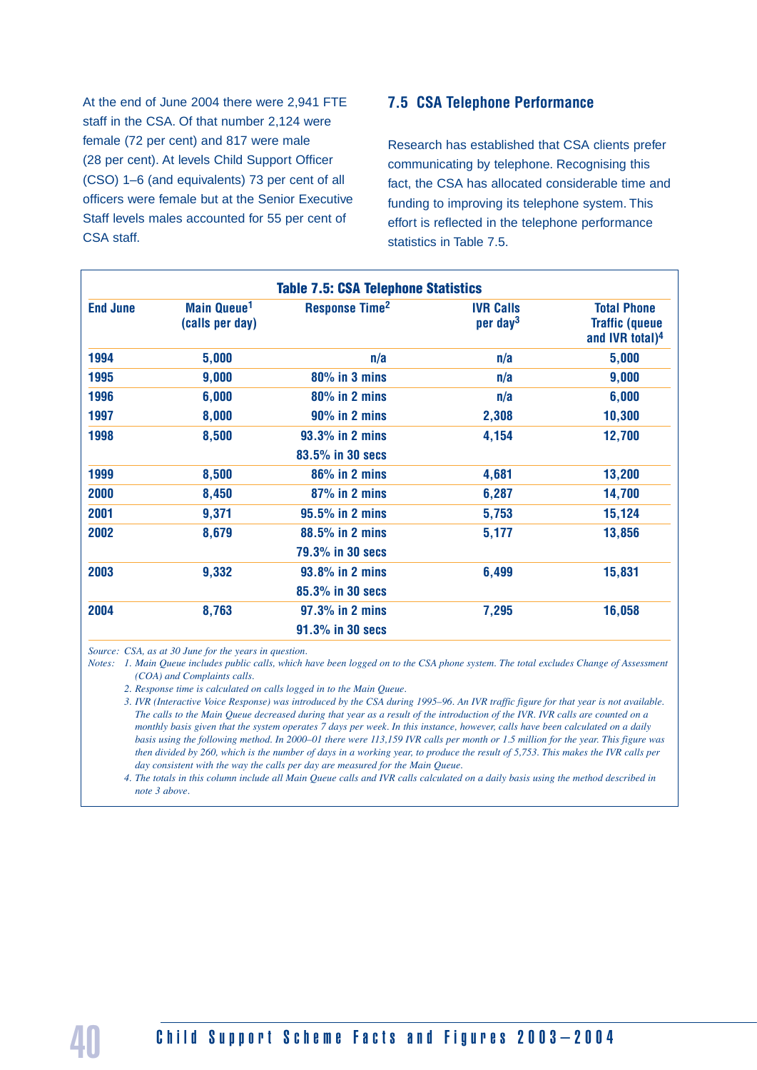At the end of June 2004 there were 2,941 FTE staff in the CSA. Of that number 2,124 were female (72 per cent) and 817 were male (28 per cent). At levels Child Support Officer (CSO) 1–6 (and equivalents) 73 per cent of all officers were female but at the Senior Executive Staff levels males accounted for 55 per cent of CSA staff.

### 7.5 CSA Telephone Performance

Research has established that CSA clients prefer communicating by telephone. Recognising this fact, the CSA has allocated considerable time and funding to improving its telephone system. This effort is reflected in the telephone performance statistics in Table 7.5.

**Table 7.5: CSA Telephone Statistics**

| End June | Main Queue[1] (calls per day) | Response Time[2] | IVR Calls per day[3] | Total Phone Traffic (queue and IVR total)[4] |
|---|---|---|---|---|
| 1994 | 5,000 | n/a | n/a | 5,000 |
| 1995 | 9,000 | 80% in 3 mins | n/a | 9,000 |
| 1996 | 6,000 | 80% in 2 mins | n/a | 6,000 |
| 1997 | 8,000 | 90% in 2 mins | 2,308 | 10,300 |
| 1998 | 8,500 | 93.3% in 2 mins<br>83.5% in 30 secs | 4,154 | 12,700 |
| 1999 | 8,500 | 86% in 2 mins | 4,681 | 13,200 |
| 2000 | 8,450 | 87% in 2 mins | 6,287 | 14,700 |
| 2001 | 9,371 | 95.5% in 2 mins | 5,753 | 15,124 |
| 2002 | 8,679 | 88.5% in 2 mins<br>79.3% in 30 secs | 5,177 | 13,856 |
| 2003 | 9,332 | 93.8% in 2 mins<br>85.3% in 30 secs | 6,499 | 15,831 |
| 2004 | 8,763 | 97.3% in 2 mins<br>91.3% in 30 secs | 7,295 | 16,058 |

*Source: CSA, as at 30 June for the years in question.*

*Notes:*

*1. Main Queue includes public calls, which have been logged on to the CSA phone system. The total excludes Change of Assessment (COA) and Complaints calls.*

*2. Response time is calculated on calls logged in to the Main Queue.*

*3. IVR (Interactive Voice Response) was introduced by the CSA during 1995–96. An IVR traffic figure for that year is not available. The calls to the Main Queue decreased during that year as a result of the introduction of the IVR. IVR calls are counted on a monthly basis given that the system operates 7 days per week. In this instance, however, calls have been calculated on a daily basis using the following method. In 2000–01 there were 113,159 IVR calls per month or 1.5 million for the year. This figure was then divided by 260, which is the number of days in a working year, to produce the result of 5,753. This makes the IVR calls per day consistent with the way the calls per day are measured for the Main Queue.*

*4. The totals in this column include all Main Queue calls and IVR calls calculated on a daily basis using the method described in note 3 above.*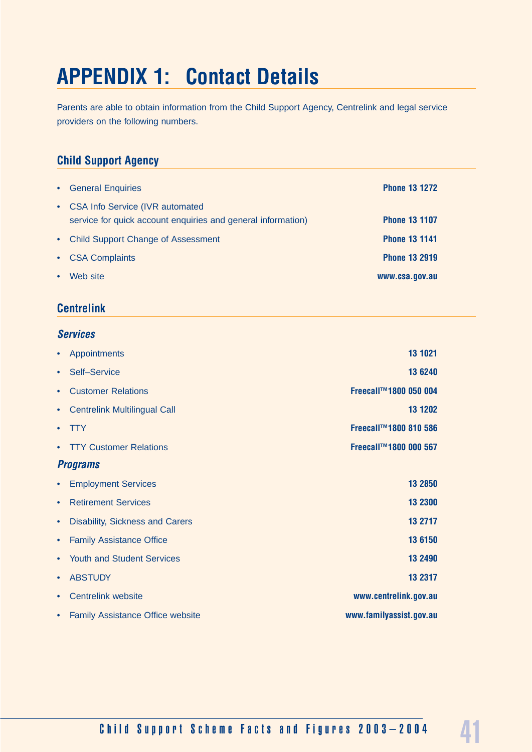# APPENDIX 1: Contact Details

Parents are able to obtain information from the Child Support Agency, Centrelink and legal service providers on the following numbers.

## Child Support Agency

- General Enquiries **Phone 13 1272**
- CSA Info Service (IVR automated service for quick account enquiries and general information) **Phone 13 1107**
- Child Support Change of Assessment **Phone 13 1141**
- CSA Complaints **Phone 13 2919**
- Web site **www.csa.gov.au**

## Centrelink

### *Services*

- Appointments **13 1021**
- Self–Service **13 6240**
- Customer Relations **Freecall™1800 050 004**
- Centrelink Multilingual Call **13 1202**
- TTY **Freecall™1800 810 586**
- TTY Customer Relations **Freecall™1800 000 567**

### *Programs*

- Employment Services **13 2850**
- Retirement Services **13 2300**
- Disability, Sickness and Carers **13 2717**
- Family Assistance Office **13 6150**
- Youth and Student Services **13 2490**
- ABSTUDY **13 2317**
- Centrelink website **www.centrelink.gov.au**
- Family Assistance Office website **www.familyassist.gov.au**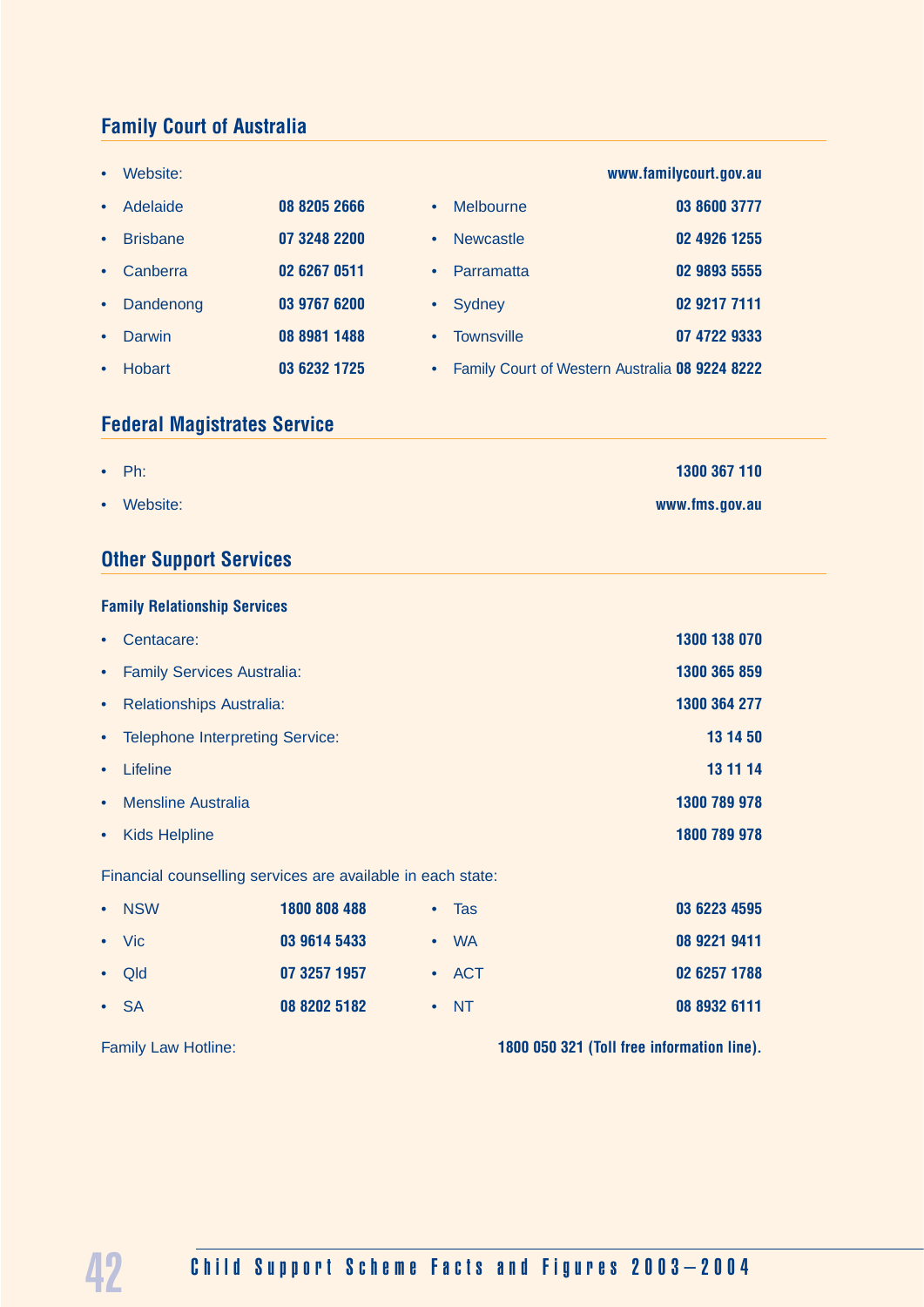## Family Court of Australia

- Website: **www.familycourt.gov.au**
- Adelaide **08 8205 2666**
- Brisbane **07 3248 2200**
- Canberra **02 6267 0511**
- Dandenong **03 9767 6200**
- Darwin **08 8981 1488**
- Hobart **03 6232 1725**
- Melbourne **03 8600 3777**
- Newcastle **02 4926 1255**
- Parramatta **02 9893 5555**
- Sydney **02 9217 7111**
- Townsville **07 4722 9333**
- Family Court of Western Australia **08 9224 8222**

## Federal Magistrates Service

- Ph: **1300 367 110**
- Website: **www.fms.gov.au**

## Other Support Services

### Family Relationship Services

- Centacare: **1300 138 070**
- Family Services Australia: **1300 365 859**
- Relationships Australia: **1300 364 277**
- Telephone Interpreting Service: **13 14 50**
- Lifeline **13 11 14**
- Mensline Australia **1300 789 978**
- Kids Helpline **1800 789 978**

Financial counselling services are available in each state:

- NSW **1800 808 488**
- Vic **03 9614 5433**
- Qld **07 3257 1957**
- SA **08 8202 5182**
- Tas **03 6223 4595**
- WA **08 9221 9411**
- ACT **02 6257 1788**
- NT **08 8932 6111**

Family Law Hotline: **1800 050 321 (Toll free information line).**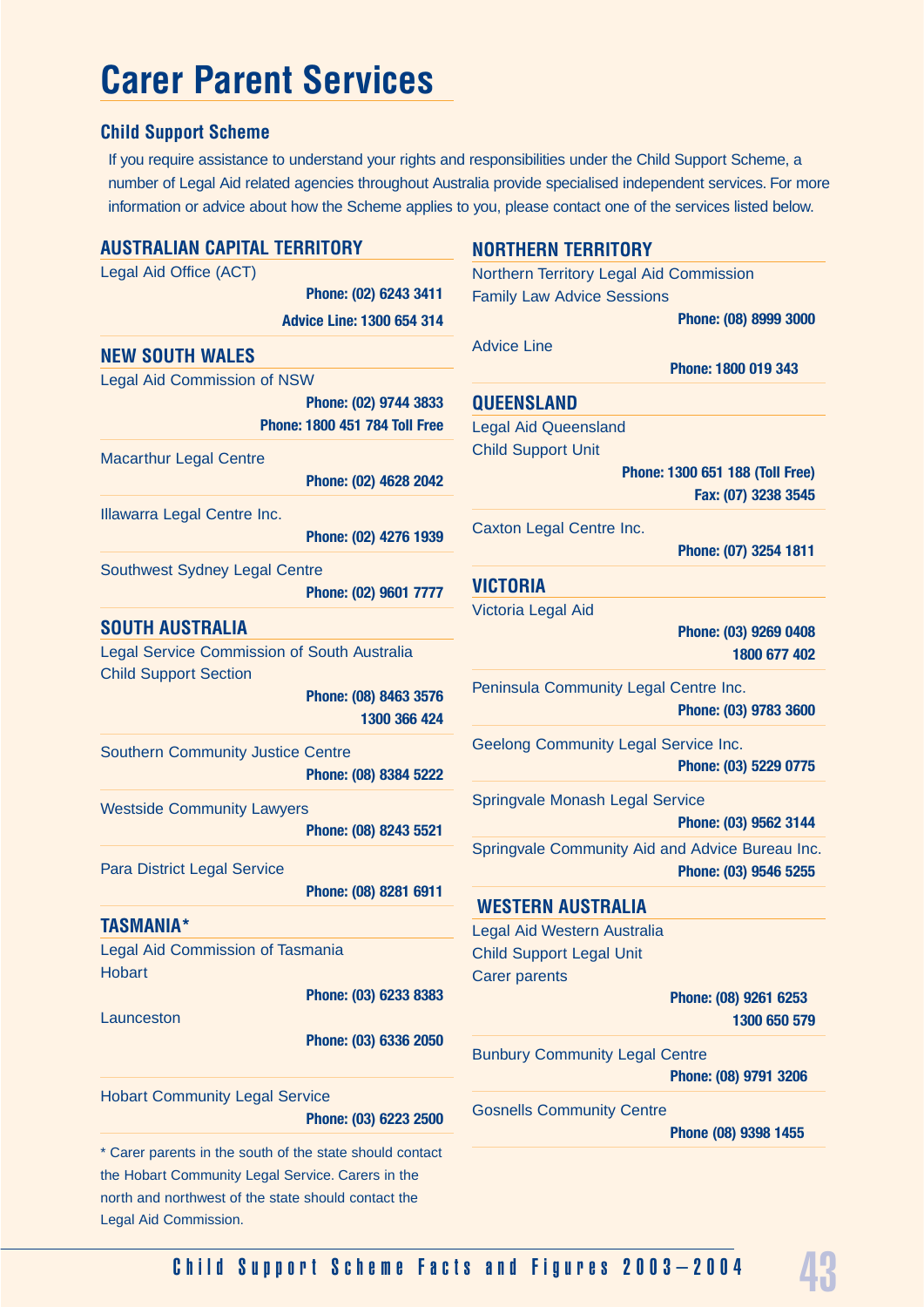# Carer Parent Services

## Child Support Scheme

If you require assistance to understand your rights and responsibilities under the Child Support Scheme, a number of Legal Aid related agencies throughout Australia provide specialised independent services. For more information or advice about how the Scheme applies to you, please contact one of the services listed below.

### AUSTRALIAN CAPITAL TERRITORY

Legal Aid Office (ACT)

**Phone: (02) 6243 3411**

**Advice Line: 1300 654 314**

### NEW SOUTH WALES

Legal Aid Commission of NSW

**Phone: (02) 9744 3833**

**Phone: 1800 451 784 Toll Free**

Macarthur Legal Centre

**Phone: (02) 4628 2042**

Illawarra Legal Centre Inc.

**Phone: (02) 4276 1939**

Southwest Sydney Legal Centre

**Phone: (02) 9601 7777**

### SOUTH AUSTRALIA

Legal Service Commission of South Australia
Child Support Section

**Phone: (08) 8463 3576**

**1300 366 424**

Southern Community Justice Centre

**Phone: (08) 8384 5222**

Westside Community Lawyers

**Phone: (08) 8243 5521**

Para District Legal Service

**Phone: (08) 8281 6911**

### TASMANIA*

Legal Aid Commission of Tasmania
Hobart

**Phone: (03) 6233 8383**

Launceston

**Phone: (03) 6336 2050**

Hobart Community Legal Service

**Phone: (03) 6223 2500**

* Carer parents in the south of the state should contact the Hobart Community Legal Service. Carers in the north and northwest of the state should contact the Legal Aid Commission.

### NORTHERN TERRITORY

Northern Territory Legal Aid Commission
Family Law Advice Sessions

**Phone: (08) 8999 3000**

Advice Line

**Phone: 1800 019 343**

### QUEENSLAND

Legal Aid Queensland
Child Support Unit

**Phone: 1300 651 188 (Toll Free)**

**Fax: (07) 3238 3545**

Caxton Legal Centre Inc.

**Phone: (07) 3254 1811**

### VICTORIA

Victoria Legal Aid

**Phone: (03) 9269 0408**

**1800 677 402**

Peninsula Community Legal Centre Inc.

**Phone: (03) 9783 3600**

Geelong Community Legal Service Inc.

**Phone: (03) 5229 0775**

Springvale Monash Legal Service

**Phone: (03) 9562 3144**

Springvale Community Aid and Advice Bureau Inc.

**Phone: (03) 9546 5255**

### WESTERN AUSTRALIA

Legal Aid Western Australia
Child Support Legal Unit
Carer parents

**Phone: (08) 9261 6253**

**1300 650 579**

Bunbury Community Legal Centre

**Phone: (08) 9791 3206**

Gosnells Community Centre

**Phone (08) 9398 1455**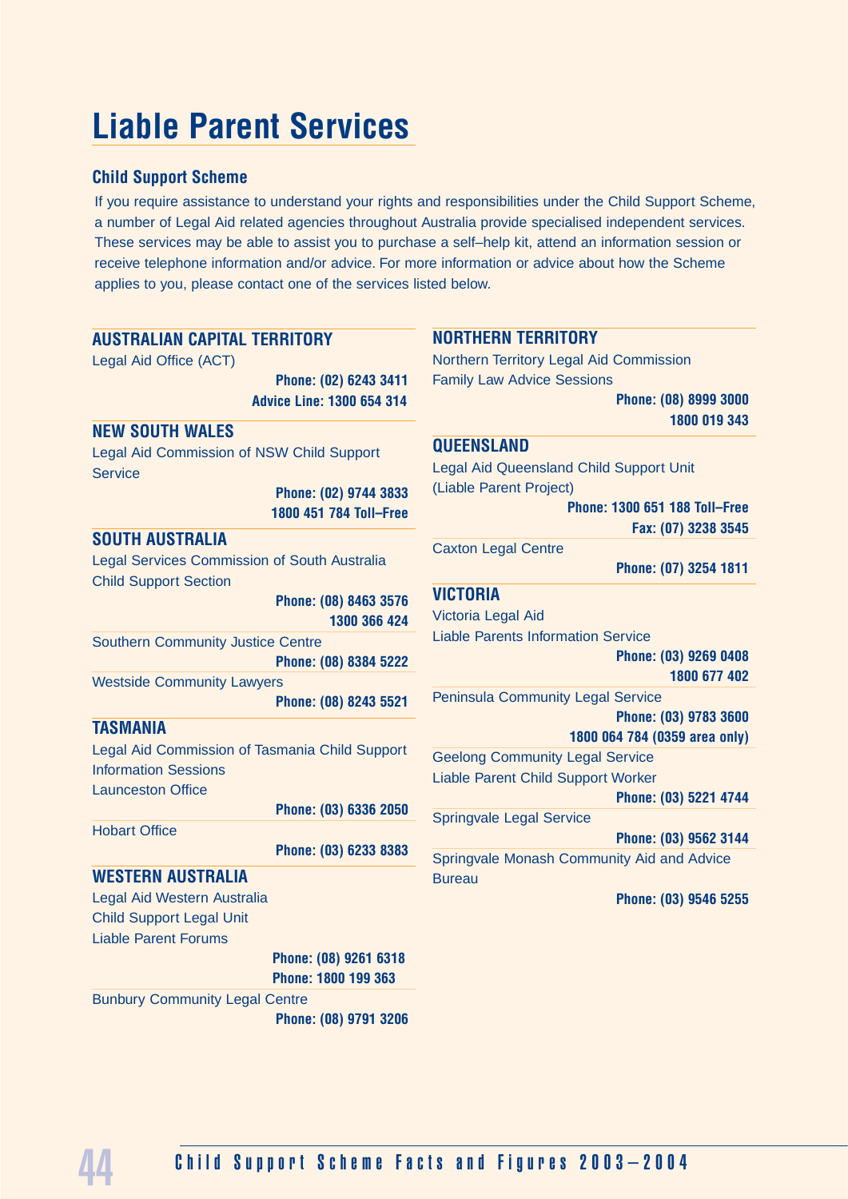# Liable Parent Services

### Child Support Scheme

If you require assistance to understand your rights and responsibilities under the Child Support Scheme, a number of Legal Aid related agencies throughout Australia provide specialised independent services. These services may be able to assist you to purchase a self–help kit, attend an information session or receive telephone information and/or advice. For more information or advice about how the Scheme applies to you, please contact one of the services listed below.

### AUSTRALIAN CAPITAL TERRITORY

Legal Aid Office (ACT)

**Phone: (02) 6243 3411**
**Advice Line: 1300 654 314**

### NEW SOUTH WALES

Legal Aid Commission of NSW Child Support Service

**Phone: (02) 9744 3833**
**1800 451 784 Toll–Free**

### SOUTH AUSTRALIA

Legal Services Commission of South Australia Child Support Section

**Phone: (08) 8463 3576**
**1300 366 424**

Southern Community Justice Centre

**Phone: (08) 8384 5222**

Westside Community Lawyers

**Phone: (08) 8243 5521**

### TASMANIA

Legal Aid Commission of Tasmania Child Support Information Sessions
Launceston Office

**Phone: (03) 6336 2050**

Hobart Office

**Phone: (03) 6233 8383**

### WESTERN AUSTRALIA

Legal Aid Western Australia
Child Support Legal Unit
Liable Parent Forums

**Phone: (08) 9261 6318**
**Phone: 1800 199 363**

Bunbury Community Legal Centre

**Phone: (08) 9791 3206**

### NORTHERN TERRITORY

Northern Territory Legal Aid Commission
Family Law Advice Sessions

**Phone: (08) 8999 3000**
**1800 019 343**

### QUEENSLAND

Legal Aid Queensland Child Support Unit (Liable Parent Project)

**Phone: 1300 651 188 Toll–Free**
**Fax: (07) 3238 3545**

Caxton Legal Centre

**Phone: (07) 3254 1811**

### VICTORIA

Victoria Legal Aid
Liable Parents Information Service

**Phone: (03) 9269 0408**
**1800 677 402**

Peninsula Community Legal Service

**Phone: (03) 9783 3600**
**1800 064 784 (0359 area only)**

Geelong Community Legal Service
Liable Parent Child Support Worker

**Phone: (03) 5221 4744**

Springvale Legal Service

**Phone: (03) 9562 3144**

Springvale Monash Community Aid and Advice Bureau

**Phone: (03) 9546 5255**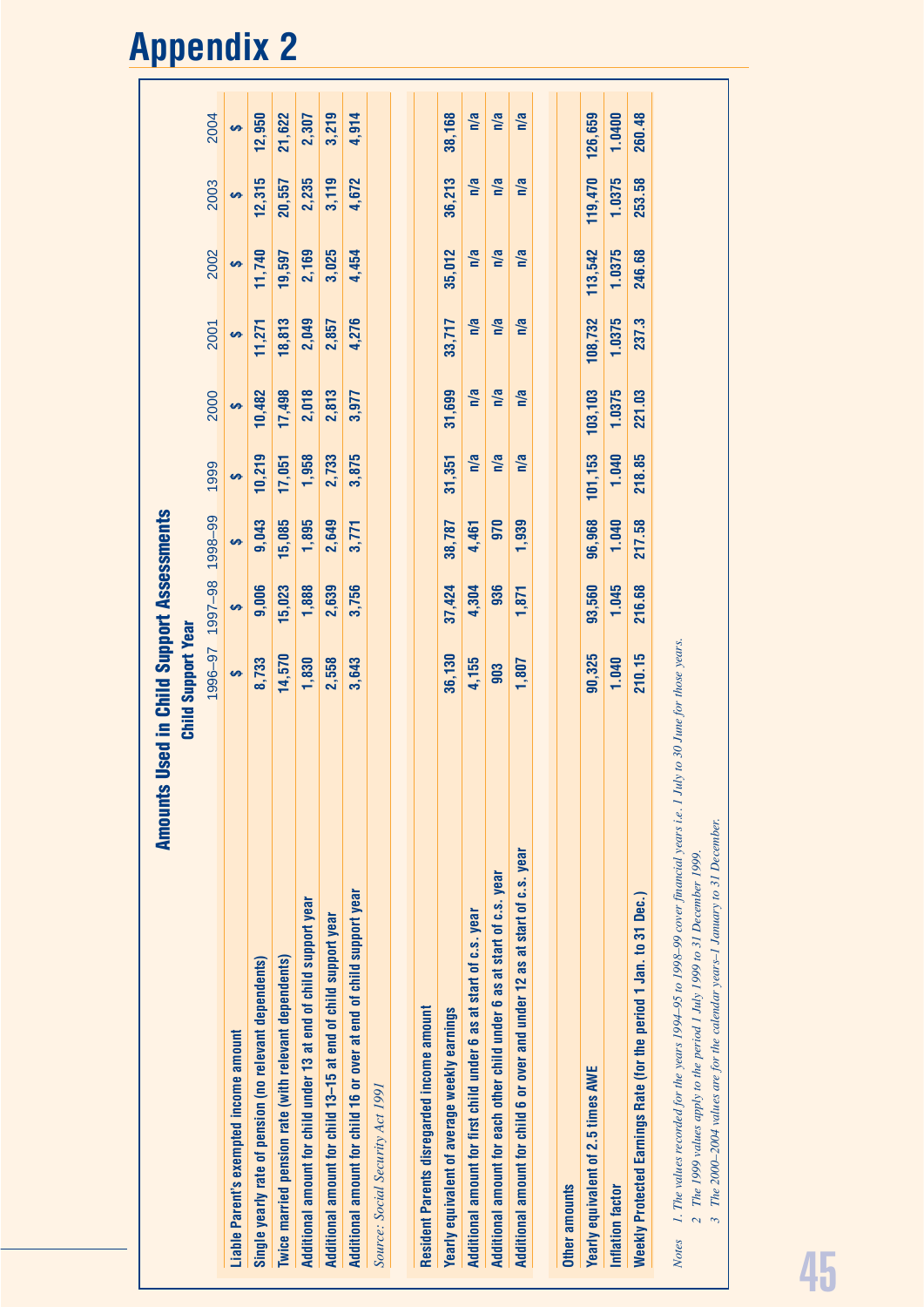# Appendix 2

## Amounts Used in Child Support Assessments

| Child Support Year | 1996–97 | 1997–98 | 1998–99 | 1999 | 2000 | 2001 | 2002 | 2003 | 2004 |
|---|---|---|---|---|---|---|---|---|---|
| | $ | $ | $ | $ | $ | $ | $ | $ | $ |
| **Liable Parent's exempted income amount** | | | | | | | | | |
| Single yearly rate of pension (no relevant dependents) | 8,733 | 9,006 | 9,043 | 10,219 | 10,482 | 11,271 | 11,740 | 12,315 | 12,950 |
| Twice married pension rate (with relevant dependents) | 14,570 | 15,023 | 15,085 | 17,051 | 17,498 | 18,813 | 19,597 | 20,557 | 21,622 |
| Additional amount for child under 13 at end of child support year | 1,830 | 1,888 | 1,895 | 1,958 | 2,018 | 2,049 | 2,169 | 2,235 | 2,307 |
| Additional amount for child 13–15 at end of child support year | 2,558 | 2,639 | 2,649 | 2,733 | 2,813 | 2,857 | 3,025 | 3,119 | 3,219 |
| Additional amount for child 16 or over at end of child support year | 3,643 | 3,756 | 3,771 | 3,875 | 3,977 | 4,276 | 4,454 | 4,672 | 4,914 |
| *Source: Social Security Act 1991* | | | | | | | | | |
| **Resident Parents disregarded income amount** | | | | | | | | | |
| Yearly equivalent of average weekly earnings | 36,130 | 37,424 | 38,787 | 31,351 | 31,699 | 33,717 | 35,012 | 36,213 | 38,168 |
| Additional amount for first child under 6 as at start of c.s. year | 4,155 | 4,304 | 4,461 | n/a | n/a | n/a | n/a | n/a | n/a |
| Additional amount for each other child under 6 as at start of c.s. year | 903 | 936 | 970 | n/a | n/a | n/a | n/a | n/a | n/a |
| Additional amount for child 6 or over and under 12 as at start of c.s. year | 1,807 | 1,871 | 1,939 | n/a | n/a | n/a | n/a | n/a | n/a |
| **Other amounts** | | | | | | | | | |
| Yearly equivalent of 2.5 times AWE | 90,325 | 93,560 | 96,968 | 101,153 | 103,103 | 108,732 | 113,542 | 119,470 | 126,659 |
| Inflation factor | 1.040 | 1.045 | 1.040 | 1.040 | 1.0375 | 1.0375 | 1.0375 | 1.0375 | 1.0400 |
| Weekly Protected Earnings Rate (for the period 1 Jan. to 31 Dec.) | 210.15 | 216.68 | 217.58 | 218.85 | 221.03 | 237.3 | 246.68 | 253.58 | 260.48 |

*Notes*
1. *The values recorded for the years 1994–95 to 1998–99 cover financial years i.e. 1 July to 30 June for those years.*
2. *The 1999 values apply to the period 1 July 1999 to 31 December 1999.*
3. *The 2000–2004 values are for the calendar years–1 January to 31 December.*